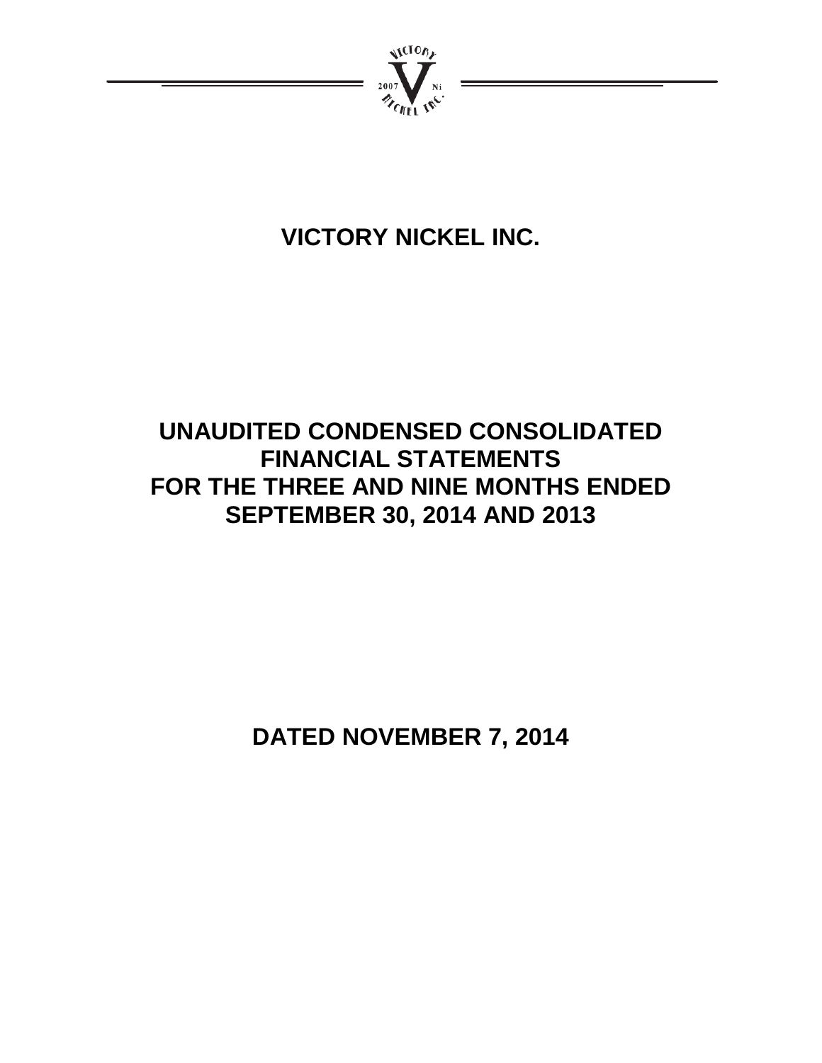# VICTORY NICKEL INC.

## UNAUDITED CONDENSED CONSOLIDATED FINANCIAL STATEMENTS FOR THE THREE AND NINE MONTHS ENDED SEPTEMBER 30, 2014 AND 2013

## DATED NOVEMBER 7, 2014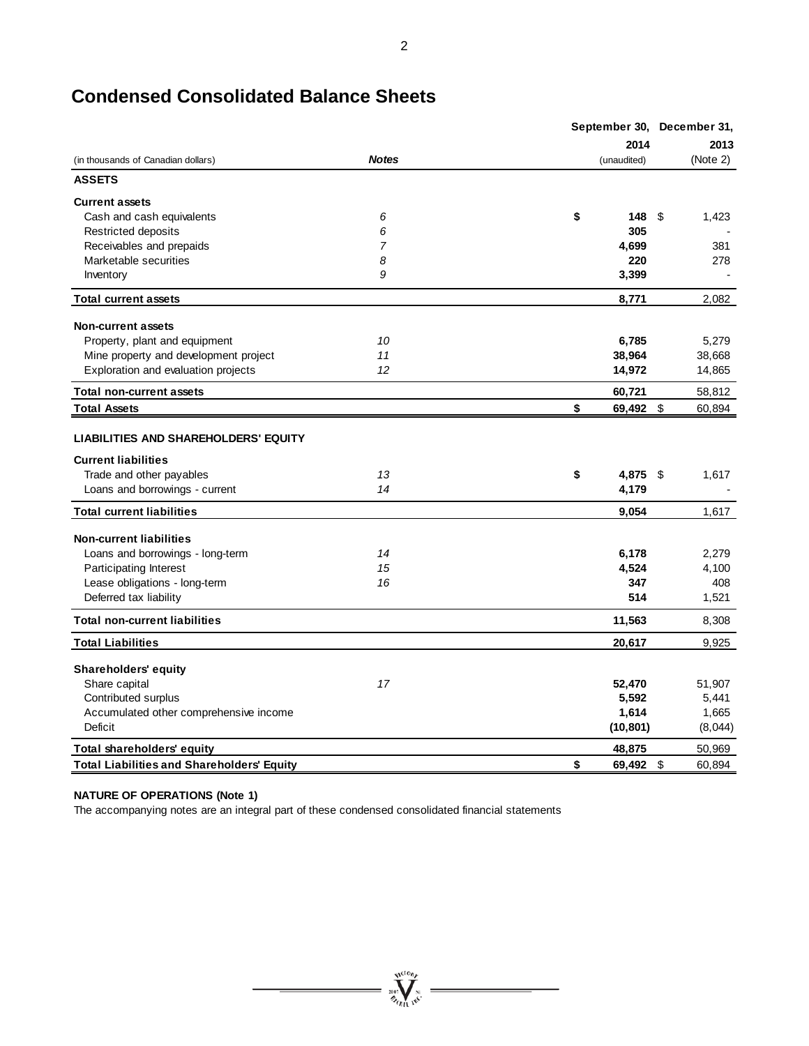# Condensed Consolidated Balance Sheets

| (in thousands of Canadian dollars) | Notes | September 30, 2014 (unaudited) | December 31, 2013 (Note 2) |
|---|---|---|---|
| **ASSETS** | | | |
| **Current assets** | | | |
| Cash and cash equivalents | 6 | **$ 148** | $ 1,423 |
| Restricted deposits | 6 | **305** | - |
| Receivables and prepaids | 7 | **4,699** | 381 |
| Marketable securities | 8 | **220** | 278 |
| Inventory | 9 | **3,399** | - |
| **Total current assets** | | **8,771** | 2,082 |
| **Non-current assets** | | | |
| Property, plant and equipment | 10 | **6,785** | 5,279 |
| Mine property and development project | 11 | **38,964** | 38,668 |
| Exploration and evaluation projects | 12 | **14,972** | 14,865 |
| **Total non-current assets** | | **60,721** | 58,812 |
| **Total Assets** | | **$ 69,492** | $ 60,894 |
| **LIABILITIES AND SHAREHOLDERS' EQUITY** | | | |
| **Current liabilities** | | | |
| Trade and other payables | 13 | **$ 4,875** | $ 1,617 |
| Loans and borrowings - current | 14 | **4,179** | - |
| **Total current liabilities** | | **9,054** | 1,617 |
| **Non-current liabilities** | | | |
| Loans and borrowings - long-term | 14 | **6,178** | 2,279 |
| Participating Interest | 15 | **4,524** | 4,100 |
| Lease obligations - long-term | 16 | **347** | 408 |
| Deferred tax liability | | **514** | 1,521 |
| **Total non-current liabilities** | | **11,563** | 8,308 |
| **Total Liabilities** | | **20,617** | 9,925 |
| **Shareholders' equity** | | | |
| Share capital | 17 | **52,470** | 51,907 |
| Contributed surplus | | **5,592** | 5,441 |
| Accumulated other comprehensive income | | **1,614** | 1,665 |
| Deficit | | **(10,801)** | (8,044) |
| **Total shareholders' equity** | | **48,875** | 50,969 |
| **Total Liabilities and Shareholders' Equity** | | **$ 69,492** | $ 60,894 |

**NATURE OF OPERATIONS (Note 1)**

The accompanying notes are an integral part of these condensed consolidated financial statements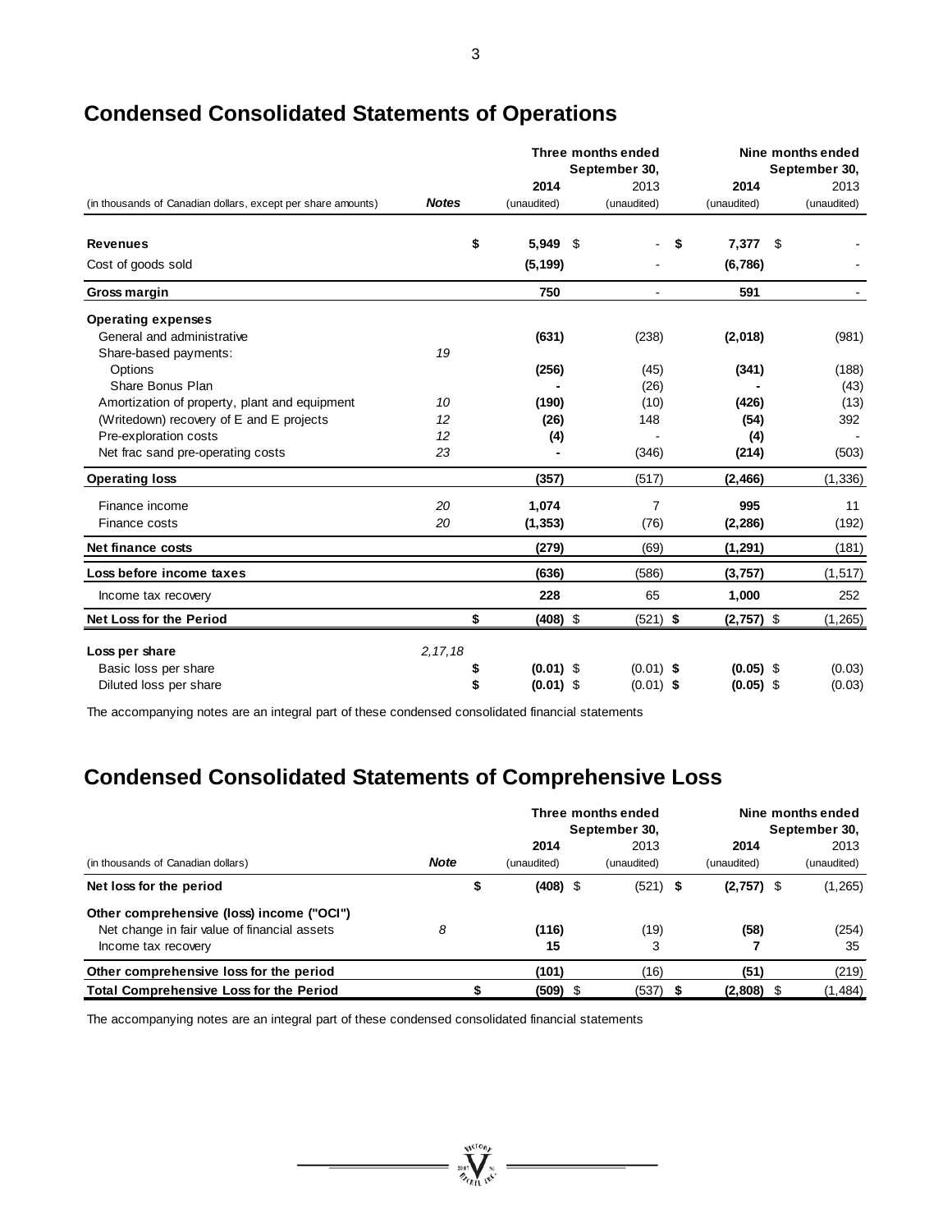## Condensed Consolidated Statements of Operations

| (in thousands of Canadian dollars, except per share amounts) | Notes | Three months ended September 30, 2014 (unaudited) | Three months ended September 30, 2013 (unaudited) | Nine months ended September 30, 2014 (unaudited) | Nine months ended September 30, 2013 (unaudited) |
|---|---|---|---|---|---|
| **Revenues** | | **$ 5,949** | $ - | **$ 7,377** | $ - |
| Cost of goods sold | | **(5,199)** | - | **(6,786)** | - |
| **Gross margin** | | **750** | - | **591** | - |
| **Operating expenses** | | | | | |
| General and administrative | | **(631)** | (238) | **(2,018)** | (981) |
| Share-based payments: | *19* | | | | |
| Options | | **(256)** | (45) | **(341)** | (188) |
| Share Bonus Plan | | **-** | (26) | **-** | (43) |
| Amortization of property, plant and equipment | *10* | **(190)** | (10) | **(426)** | (13) |
| (Writedown) recovery of E and E projects | *12* | **(26)** | 148 | **(54)** | 392 |
| Pre-exploration costs | *12* | **(4)** | - | **(4)** | - |
| Net frac sand pre-operating costs | *23* | **-** | (346) | **(214)** | (503) |
| **Operating loss** | | **(357)** | (517) | **(2,466)** | (1,336) |
| Finance income | *20* | **1,074** | 7 | **995** | 11 |
| Finance costs | *20* | **(1,353)** | (76) | **(2,286)** | (192) |
| **Net finance costs** | | **(279)** | (69) | **(1,291)** | (181) |
| **Loss before income taxes** | | **(636)** | (586) | **(3,757)** | (1,517) |
| Income tax recovery | | **228** | 65 | **1,000** | 252 |
| **Net Loss for the Period** | | **$ (408)** | $ (521) | **$ (2,757)** | $ (1,265) |
| **Loss per share** | *2,17,18* | | | | |
| Basic loss per share | | **$ (0.01)** | $ (0.01) | **$ (0.05)** | $ (0.03) |
| Diluted loss per share | | **$ (0.01)** | $ (0.01) | **$ (0.05)** | $ (0.03) |

The accompanying notes are an integral part of these condensed consolidated financial statements

## Condensed Consolidated Statements of Comprehensive Loss

| (in thousands of Canadian dollars) | Note | Three months ended September 30, 2014 (unaudited) | Three months ended September 30, 2013 (unaudited) | Nine months ended September 30, 2014 (unaudited) | Nine months ended September 30, 2013 (unaudited) |
|---|---|---|---|---|---|
| **Net loss for the period** | | **$ (408)** | $ (521) | **$ (2,757)** | $ (1,265) |
| **Other comprehensive (loss) income ("OCI")** | | | | | |
| Net change in fair value of financial assets | *8* | **(116)** | (19) | **(58)** | (254) |
| Income tax recovery | | **15** | 3 | **7** | 35 |
| **Other comprehensive loss for the period** | | **(101)** | (16) | **(51)** | (219) |
| **Total Comprehensive Loss for the Period** | | **$ (509)** | $ (537) | **$ (2,808)** | $ (1,484) |

The accompanying notes are an integral part of these condensed consolidated financial statements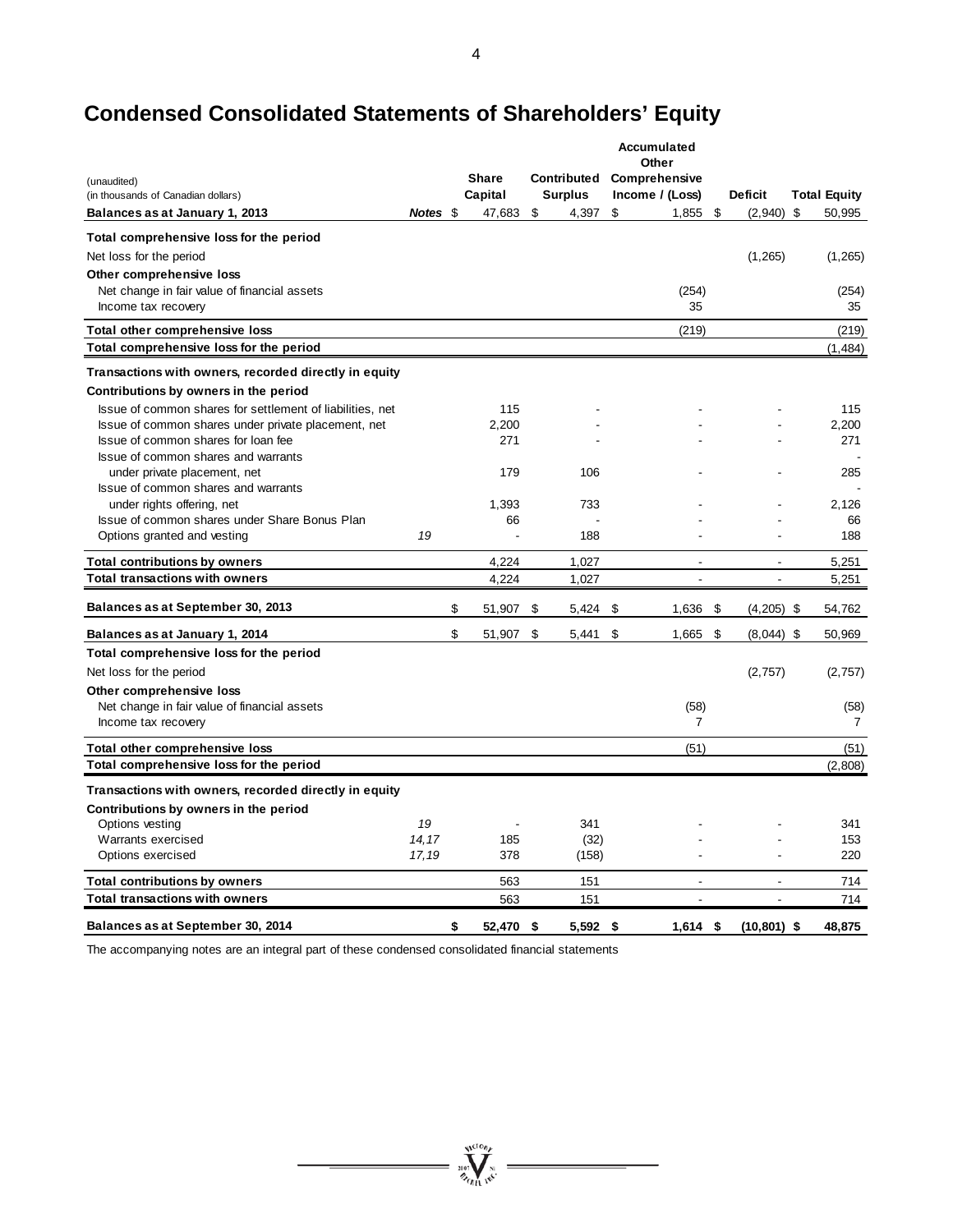# Condensed Consolidated Statements of Shareholders' Equity

| (unaudited)<br>(in thousands of Canadian dollars) | Notes | Share Capital | Contributed Surplus | Accumulated Other Comprehensive Income / (Loss) | Deficit | Total Equity |
|---|---|---|---|---|---|---|
| **Balances as at January 1, 2013** | | $ 47,683 | $ 4,397 | $ 1,855 | $ (2,940) | $ 50,995 |
| **Total comprehensive loss for the period** | | | | | | |
| Net loss for the period | | | | | (1,265) | (1,265) |
| **Other comprehensive loss** | | | | | | |
| Net change in fair value of financial assets | | | | (254) | | (254) |
| Income tax recovery | | | | 35 | | 35 |
| **Total other comprehensive loss** | | | | (219) | | (219) |
| **Total comprehensive loss for the period** | | | | | | (1,484) |
| **Transactions with owners, recorded directly in equity** | | | | | | |
| **Contributions by owners in the period** | | | | | | |
| Issue of common shares for settlement of liabilities, net | | 115 | - | - | - | 115 |
| Issue of common shares under private placement, net | | 2,200 | - | - | - | 2,200 |
| Issue of common shares for loan fee | | 271 | - | - | - | 271 |
| Issue of common shares and warrants | | | | | | - |
| under private placement, net | | 179 | 106 | - | - | 285 |
| Issue of common shares and warrants | | | | | | - |
| under rights offering, net | | 1,393 | 733 | - | - | 2,126 |
| Issue of common shares under Share Bonus Plan | | 66 | - | - | - | 66 |
| Options granted and vesting | *19* | - | 188 | - | - | 188 |
| **Total contributions by owners** | | 4,224 | 1,027 | - | - | 5,251 |
| **Total transactions with owners** | | 4,224 | 1,027 | - | - | 5,251 |
| **Balances as at September 30, 2013** | | $ 51,907 | $ 5,424 | $ 1,636 | $ (4,205) | $ 54,762 |
| **Balances as at January 1, 2014** | | $ 51,907 | $ 5,441 | $ 1,665 | $ (8,044) | $ 50,969 |
| **Total comprehensive loss for the period** | | | | | | |
| Net loss for the period | | | | | (2,757) | (2,757) |
| **Other comprehensive loss** | | | | | | |
| Net change in fair value of financial assets | | | | (58) | | (58) |
| Income tax recovery | | | | 7 | | 7 |
| **Total other comprehensive loss** | | | | (51) | | (51) |
| **Total comprehensive loss for the period** | | | | | | (2,808) |
| **Transactions with owners, recorded directly in equity** | | | | | | |
| **Contributions by owners in the period** | | | | | | |
| Options vesting | *19* | - | 341 | - | - | 341 |
| Warrants exercised | *14,17* | 185 | (32) | - | - | 153 |
| Options exercised | *17,19* | 378 | (158) | - | - | 220 |
| **Total contributions by owners** | | 563 | 151 | - | - | 714 |
| **Total transactions with owners** | | 563 | 151 | - | - | 714 |
| **Balances as at September 30, 2014** | | **$ 52,470** | **$ 5,592** | **$ 1,614** | **$ (10,801)** | **$ 48,875** |

The accompanying notes are an integral part of these condensed consolidated financial statements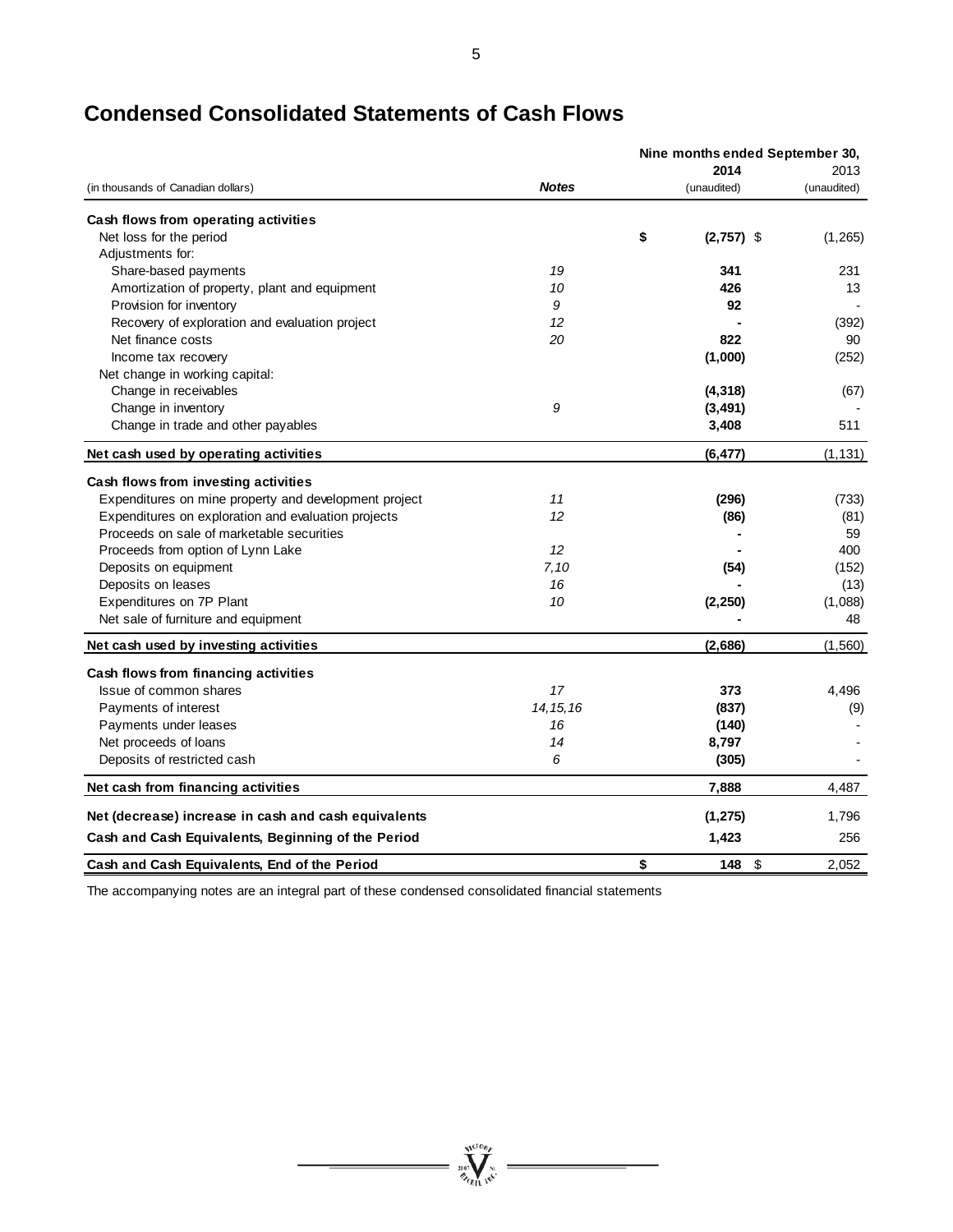# Condensed Consolidated Statements of Cash Flows

| (in thousands of Canadian dollars) | Notes | Nine months ended September 30, 2014 (unaudited) | 2013 (unaudited) |
|---|---|---|---|
| **Cash flows from operating activities** | | | |
| Net loss for the period | | **$ (2,757)** | $ (1,265) |
| Adjustments for: | | | |
| Share-based payments | *19* | **341** | 231 |
| Amortization of property, plant and equipment | *10* | **426** | 13 |
| Provision for inventory | *9* | **92** | - |
| Recovery of exploration and evaluation project | *12* | **-** | (392) |
| Net finance costs | *20* | **822** | 90 |
| Income tax recovery | | **(1,000)** | (252) |
| Net change in working capital: | | | |
| Change in receivables | | **(4,318)** | (67) |
| Change in inventory | *9* | **(3,491)** | - |
| Change in trade and other payables | | **3,408** | 511 |
| **Net cash used by operating activities** | | **(6,477)** | (1,131) |
| **Cash flows from investing activities** | | | |
| Expenditures on mine property and development project | *11* | **(296)** | (733) |
| Expenditures on exploration and evaluation projects | *12* | **(86)** | (81) |
| Proceeds on sale of marketable securities | | **-** | 59 |
| Proceeds from option of Lynn Lake | *12* | **-** | 400 |
| Deposits on equipment | *7,10* | **(54)** | (152) |
| Deposits on leases | *16* | **-** | (13) |
| Expenditures on 7P Plant | *10* | **(2,250)** | (1,088) |
| Net sale of furniture and equipment | | **-** | 48 |
| **Net cash used by investing activities** | | **(2,686)** | (1,560) |
| **Cash flows from financing activities** | | | |
| Issue of common shares | *17* | **373** | 4,496 |
| Payments of interest | *14,15,16* | **(837)** | (9) |
| Payments under leases | *16* | **(140)** | - |
| Net proceeds of loans | *14* | **8,797** | - |
| Deposits of restricted cash | *6* | **(305)** | - |
| **Net cash from financing activities** | | **7,888** | 4,487 |
| **Net (decrease) increase in cash and cash equivalents** | | **(1,275)** | 1,796 |
| **Cash and Cash Equivalents, Beginning of the Period** | | **1,423** | 256 |
| **Cash and Cash Equivalents, End of the Period** | | **$ 148** | $ 2,052 |

The accompanying notes are an integral part of these condensed consolidated financial statements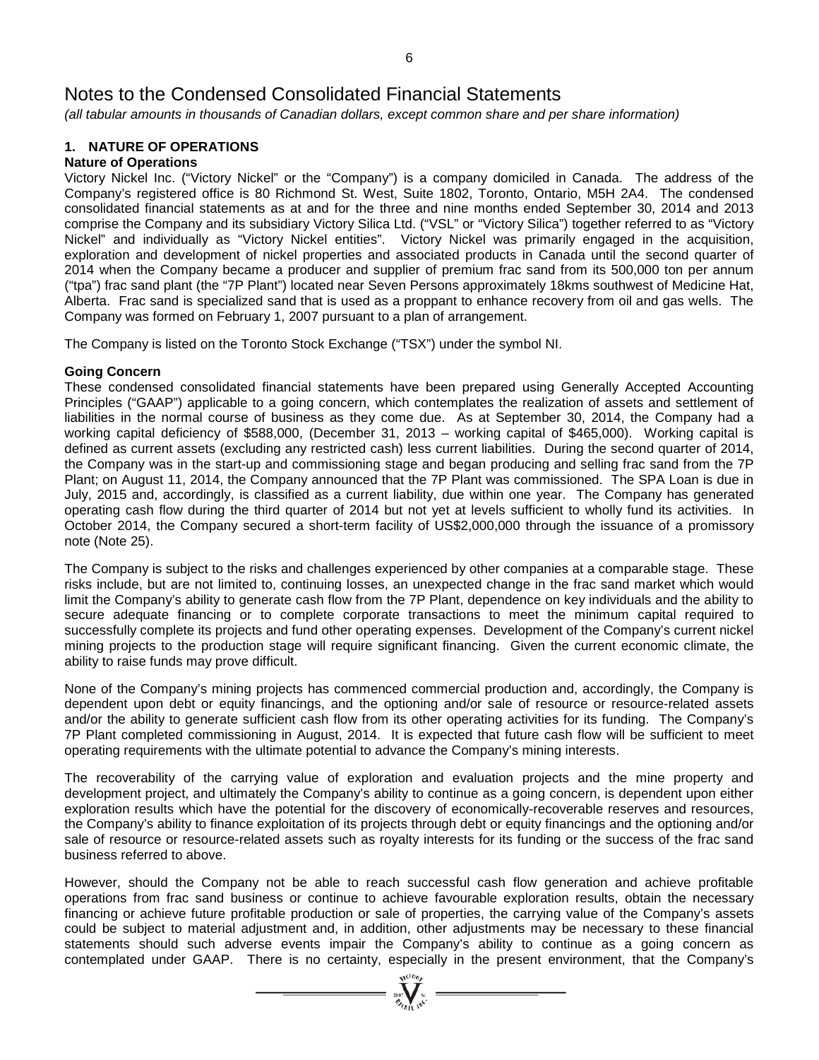# Notes to the Condensed Consolidated Financial Statements

*(all tabular amounts in thousands of Canadian dollars, except common share and per share information)*

## 1. NATURE OF OPERATIONS

### Nature of Operations

Victory Nickel Inc. ("Victory Nickel" or the "Company") is a company domiciled in Canada. The address of the Company's registered office is 80 Richmond St. West, Suite 1802, Toronto, Ontario, M5H 2A4. The condensed consolidated financial statements as at and for the three and nine months ended September 30, 2014 and 2013 comprise the Company and its subsidiary Victory Silica Ltd. ("VSL" or "Victory Silica") together referred to as "Victory Nickel" and individually as "Victory Nickel entities". Victory Nickel was primarily engaged in the acquisition, exploration and development of nickel properties and associated products in Canada until the second quarter of 2014 when the Company became a producer and supplier of premium frac sand from its 500,000 ton per annum ("tpa") frac sand plant (the "7P Plant") located near Seven Persons approximately 18kms southwest of Medicine Hat, Alberta. Frac sand is specialized sand that is used as a proppant to enhance recovery from oil and gas wells. The Company was formed on February 1, 2007 pursuant to a plan of arrangement.

The Company is listed on the Toronto Stock Exchange ("TSX") under the symbol NI.

### Going Concern

These condensed consolidated financial statements have been prepared using Generally Accepted Accounting Principles ("GAAP") applicable to a going concern, which contemplates the realization of assets and settlement of liabilities in the normal course of business as they come due. As at September 30, 2014, the Company had a working capital deficiency of $588,000, (December 31, 2013 – working capital of $465,000). Working capital is defined as current assets (excluding any restricted cash) less current liabilities. During the second quarter of 2014, the Company was in the start-up and commissioning stage and began producing and selling frac sand from the 7P Plant; on August 11, 2014, the Company announced that the 7P Plant was commissioned. The SPA Loan is due in July, 2015 and, accordingly, is classified as a current liability, due within one year. The Company has generated operating cash flow during the third quarter of 2014 but not yet at levels sufficient to wholly fund its activities. In October 2014, the Company secured a short-term facility of US$2,000,000 through the issuance of a promissory note (Note 25).

The Company is subject to the risks and challenges experienced by other companies at a comparable stage. These risks include, but are not limited to, continuing losses, an unexpected change in the frac sand market which would limit the Company's ability to generate cash flow from the 7P Plant, dependence on key individuals and the ability to secure adequate financing or to complete corporate transactions to meet the minimum capital required to successfully complete its projects and fund other operating expenses. Development of the Company's current nickel mining projects to the production stage will require significant financing. Given the current economic climate, the ability to raise funds may prove difficult.

None of the Company's mining projects has commenced commercial production and, accordingly, the Company is dependent upon debt or equity financings, and the optioning and/or sale of resource or resource-related assets and/or the ability to generate sufficient cash flow from its other operating activities for its funding. The Company's 7P Plant completed commissioning in August, 2014. It is expected that future cash flow will be sufficient to meet operating requirements with the ultimate potential to advance the Company's mining interests.

The recoverability of the carrying value of exploration and evaluation projects and the mine property and development project, and ultimately the Company's ability to continue as a going concern, is dependent upon either exploration results which have the potential for the discovery of economically-recoverable reserves and resources, the Company's ability to finance exploitation of its projects through debt or equity financings and the optioning and/or sale of resource or resource-related assets such as royalty interests for its funding or the success of the frac sand business referred to above.

However, should the Company not be able to reach successful cash flow generation and achieve profitable operations from frac sand business or continue to achieve favourable exploration results, obtain the necessary financing or achieve future profitable production or sale of properties, the carrying value of the Company's assets could be subject to material adjustment and, in addition, other adjustments may be necessary to these financial statements should such adverse events impair the Company's ability to continue as a going concern as contemplated under GAAP. There is no certainty, especially in the present environment, that the Company's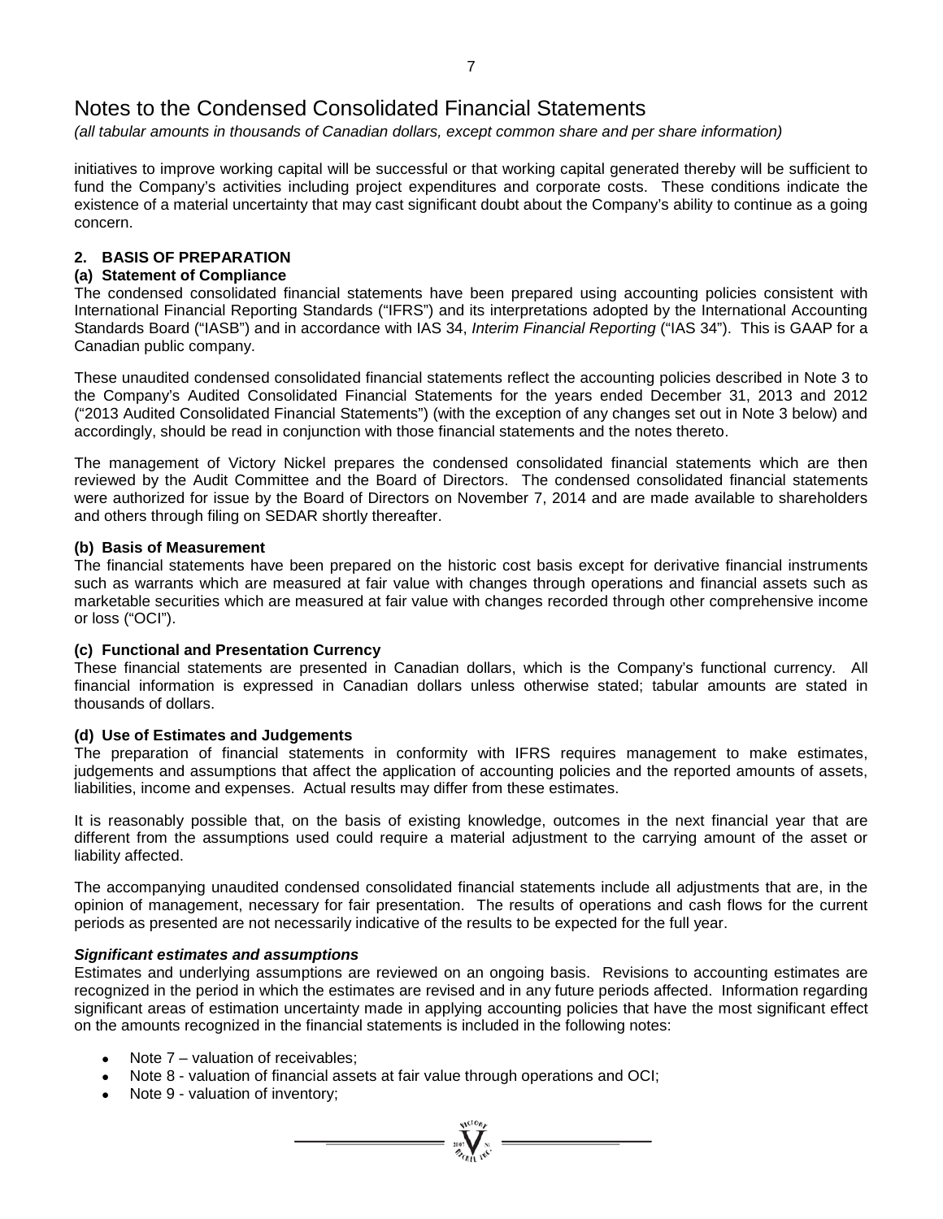# Notes to the Condensed Consolidated Financial Statements

*(all tabular amounts in thousands of Canadian dollars, except common share and per share information)*

initiatives to improve working capital will be successful or that working capital generated thereby will be sufficient to fund the Company's activities including project expenditures and corporate costs. These conditions indicate the existence of a material uncertainty that may cast significant doubt about the Company's ability to continue as a going concern.

## 2. BASIS OF PREPARATION

### (a) Statement of Compliance

The condensed consolidated financial statements have been prepared using accounting policies consistent with International Financial Reporting Standards ("IFRS") and its interpretations adopted by the International Accounting Standards Board ("IASB") and in accordance with IAS 34, *Interim Financial Reporting* ("IAS 34"). This is GAAP for a Canadian public company.

These unaudited condensed consolidated financial statements reflect the accounting policies described in Note 3 to the Company's Audited Consolidated Financial Statements for the years ended December 31, 2013 and 2012 ("2013 Audited Consolidated Financial Statements") (with the exception of any changes set out in Note 3 below) and accordingly, should be read in conjunction with those financial statements and the notes thereto.

The management of Victory Nickel prepares the condensed consolidated financial statements which are then reviewed by the Audit Committee and the Board of Directors. The condensed consolidated financial statements were authorized for issue by the Board of Directors on November 7, 2014 and are made available to shareholders and others through filing on SEDAR shortly thereafter.

### (b) Basis of Measurement

The financial statements have been prepared on the historic cost basis except for derivative financial instruments such as warrants which are measured at fair value with changes through operations and financial assets such as marketable securities which are measured at fair value with changes recorded through other comprehensive income or loss ("OCI").

### (c) Functional and Presentation Currency

These financial statements are presented in Canadian dollars, which is the Company's functional currency. All financial information is expressed in Canadian dollars unless otherwise stated; tabular amounts are stated in thousands of dollars.

### (d) Use of Estimates and Judgements

The preparation of financial statements in conformity with IFRS requires management to make estimates, judgements and assumptions that affect the application of accounting policies and the reported amounts of assets, liabilities, income and expenses. Actual results may differ from these estimates.

It is reasonably possible that, on the basis of existing knowledge, outcomes in the next financial year that are different from the assumptions used could require a material adjustment to the carrying amount of the asset or liability affected.

The accompanying unaudited condensed consolidated financial statements include all adjustments that are, in the opinion of management, necessary for fair presentation. The results of operations and cash flows for the current periods as presented are not necessarily indicative of the results to be expected for the full year.

***Significant estimates and assumptions***

Estimates and underlying assumptions are reviewed on an ongoing basis. Revisions to accounting estimates are recognized in the period in which the estimates are revised and in any future periods affected. Information regarding significant areas of estimation uncertainty made in applying accounting policies that have the most significant effect on the amounts recognized in the financial statements is included in the following notes:

- Note 7 – valuation of receivables;
- Note 8 - valuation of financial assets at fair value through operations and OCI;
- Note 9 - valuation of inventory;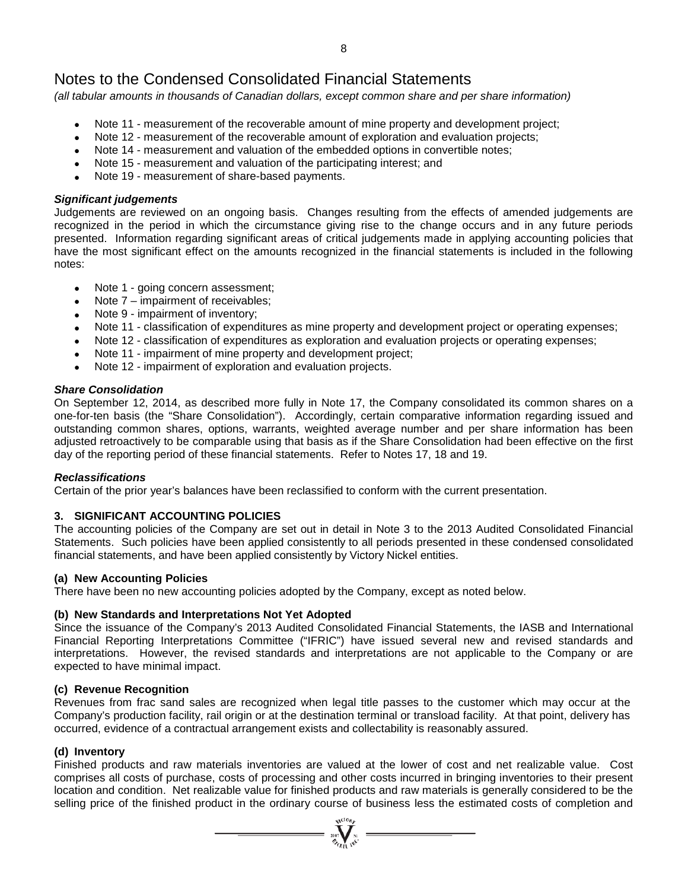# Notes to the Condensed Consolidated Financial Statements

*(all tabular amounts in thousands of Canadian dollars, except common share and per share information)*

- Note 11 - measurement of the recoverable amount of mine property and development project;
- Note 12 - measurement of the recoverable amount of exploration and evaluation projects;
- Note 14 - measurement and valuation of the embedded options in convertible notes;
- Note 15 - measurement and valuation of the participating interest; and
- Note 19 - measurement of share-based payments.

***Significant judgements***

Judgements are reviewed on an ongoing basis. Changes resulting from the effects of amended judgements are recognized in the period in which the circumstance giving rise to the change occurs and in any future periods presented. Information regarding significant areas of critical judgements made in applying accounting policies that have the most significant effect on the amounts recognized in the financial statements is included in the following notes:

- Note 1 - going concern assessment;
- Note 7 – impairment of receivables;
- Note 9 - impairment of inventory;
- Note 11 - classification of expenditures as mine property and development project or operating expenses;
- Note 12 - classification of expenditures as exploration and evaluation projects or operating expenses;
- Note 11 - impairment of mine property and development project;
- Note 12 - impairment of exploration and evaluation projects.

***Share Consolidation***

On September 12, 2014, as described more fully in Note 17, the Company consolidated its common shares on a one-for-ten basis (the "Share Consolidation"). Accordingly, certain comparative information regarding issued and outstanding common shares, options, warrants, weighted average number and per share information has been adjusted retroactively to be comparable using that basis as if the Share Consolidation had been effective on the first day of the reporting period of these financial statements. Refer to Notes 17, 18 and 19.

***Reclassifications***

Certain of the prior year's balances have been reclassified to conform with the current presentation.

## 3. SIGNIFICANT ACCOUNTING POLICIES

The accounting policies of the Company are set out in detail in Note 3 to the 2013 Audited Consolidated Financial Statements. Such policies have been applied consistently to all periods presented in these condensed consolidated financial statements, and have been applied consistently by Victory Nickel entities.

### (a) New Accounting Policies

There have been no new accounting policies adopted by the Company, except as noted below.

### (b) New Standards and Interpretations Not Yet Adopted

Since the issuance of the Company's 2013 Audited Consolidated Financial Statements, the IASB and International Financial Reporting Interpretations Committee ("IFRIC") have issued several new and revised standards and interpretations. However, the revised standards and interpretations are not applicable to the Company or are expected to have minimal impact.

### (c) Revenue Recognition

Revenues from frac sand sales are recognized when legal title passes to the customer which may occur at the Company's production facility, rail origin or at the destination terminal or transload facility. At that point, delivery has occurred, evidence of a contractual arrangement exists and collectability is reasonably assured.

### (d) Inventory

Finished products and raw materials inventories are valued at the lower of cost and net realizable value. Cost comprises all costs of purchase, costs of processing and other costs incurred in bringing inventories to their present location and condition. Net realizable value for finished products and raw materials is generally considered to be the selling price of the finished product in the ordinary course of business less the estimated costs of completion and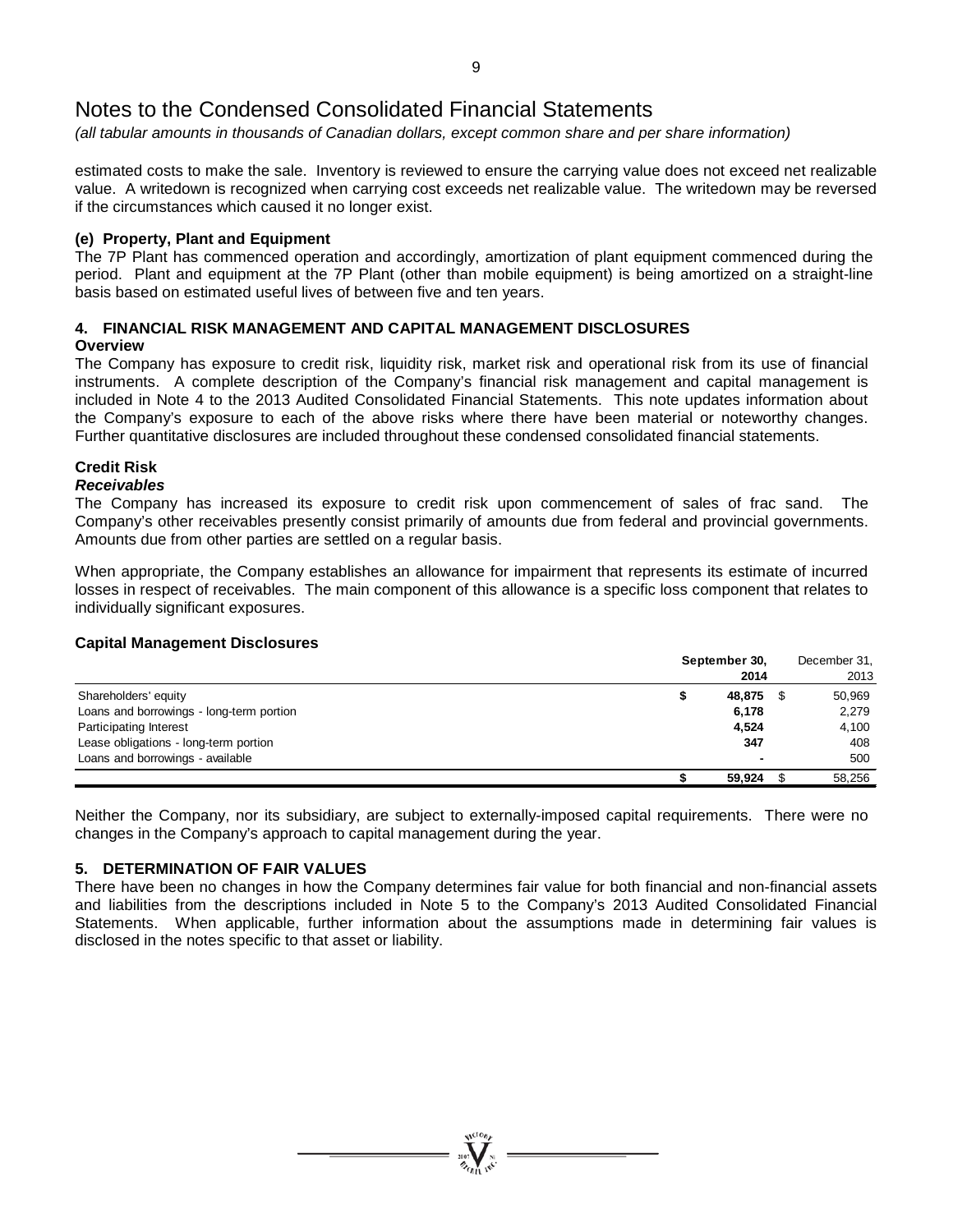# Notes to the Condensed Consolidated Financial Statements

*(all tabular amounts in thousands of Canadian dollars, except common share and per share information)*

estimated costs to make the sale. Inventory is reviewed to ensure the carrying value does not exceed net realizable value. A writedown is recognized when carrying cost exceeds net realizable value. The writedown may be reversed if the circumstances which caused it no longer exist.

### (e) Property, Plant and Equipment

The 7P Plant has commenced operation and accordingly, amortization of plant equipment commenced during the period. Plant and equipment at the 7P Plant (other than mobile equipment) is being amortized on a straight-line basis based on estimated useful lives of between five and ten years.

## 4. FINANCIAL RISK MANAGEMENT AND CAPITAL MANAGEMENT DISCLOSURES

### Overview

The Company has exposure to credit risk, liquidity risk, market risk and operational risk from its use of financial instruments. A complete description of the Company's financial risk management and capital management is included in Note 4 to the 2013 Audited Consolidated Financial Statements. This note updates information about the Company's exposure to each of the above risks where there have been material or noteworthy changes. Further quantitative disclosures are included throughout these condensed consolidated financial statements.

### Credit Risk

***Receivables***

The Company has increased its exposure to credit risk upon commencement of sales of frac sand. The Company's other receivables presently consist primarily of amounts due from federal and provincial governments. Amounts due from other parties are settled on a regular basis.

When appropriate, the Company establishes an allowance for impairment that represents its estimate of incurred losses in respect of receivables. The main component of this allowance is a specific loss component that relates to individually significant exposures.

### Capital Management Disclosures

| | **September 30, 2014** | December 31, 2013 |
|---|---|---|
| Shareholders' equity | **$ 48,875** | $ 50,969 |
| Loans and borrowings - long-term portion | **6,178** | 2,279 |
| Participating Interest | **4,524** | 4,100 |
| Lease obligations - long-term portion | **347** | 408 |
| Loans and borrowings - available | **-** | 500 |
| | **$ 59,924** | $ 58,256 |

Neither the Company, nor its subsidiary, are subject to externally-imposed capital requirements. There were no changes in the Company's approach to capital management during the year.

## 5. DETERMINATION OF FAIR VALUES

There have been no changes in how the Company determines fair value for both financial and non-financial assets and liabilities from the descriptions included in Note 5 to the Company's 2013 Audited Consolidated Financial Statements. When applicable, further information about the assumptions made in determining fair values is disclosed in the notes specific to that asset or liability.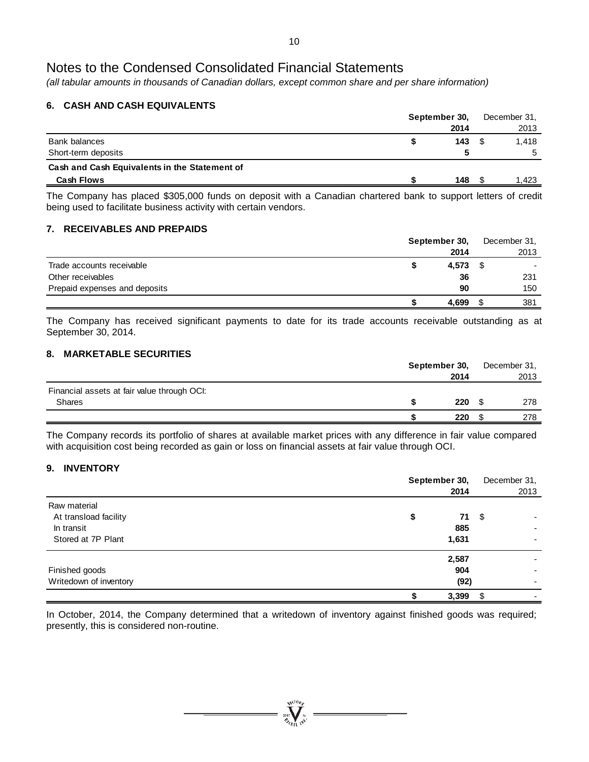# Notes to the Condensed Consolidated Financial Statements

*(all tabular amounts in thousands of Canadian dollars, except common share and per share information)*

## 6. CASH AND CASH EQUIVALENTS

| | **September 30, 2014** | December 31, 2013 |
|---|---|---|
| Bank balances | **$ 143** | $ 1,418 |
| Short-term deposits | **5** | 5 |
| **Cash and Cash Equivalents in the Statement of Cash Flows** | **$ 148** | $ 1,423 |

The Company has placed $305,000 funds on deposit with a Canadian chartered bank to support letters of credit being used to facilitate business activity with certain vendors.

## 7. RECEIVABLES AND PREPAIDS

| | **September 30, 2014** | December 31, 2013 |
|---|---|---|
| Trade accounts receivable | **$ 4,573** | $ - |
| Other receivables | **36** | 231 |
| Prepaid expenses and deposits | **90** | 150 |
| | **$ 4,699** | $ 381 |

The Company has received significant payments to date for its trade accounts receivable outstanding as at September 30, 2014.

## 8. MARKETABLE SECURITIES

| | **September 30, 2014** | December 31, 2013 |
|---|---|---|
| Financial assets at fair value through OCI: | | |
| Shares | **$ 220** | $ 278 |
| | **$ 220** | $ 278 |

The Company records its portfolio of shares at available market prices with any difference in fair value compared with acquisition cost being recorded as gain or loss on financial assets at fair value through OCI.

## 9. INVENTORY

| | **September 30, 2014** | December 31, 2013 |
|---|---|---|
| Raw material | | |
| At transload facility | **$ 71** | $ - |
| In transit | **885** | - |
| Stored at 7P Plant | **1,631** | - |
| | **2,587** | - |
| Finished goods | **904** | - |
| Writedown of inventory | **(92)** | - |
| | **$ 3,399** | $ - |

In October, 2014, the Company determined that a writedown of inventory against finished goods was required; presently, this is considered non-routine.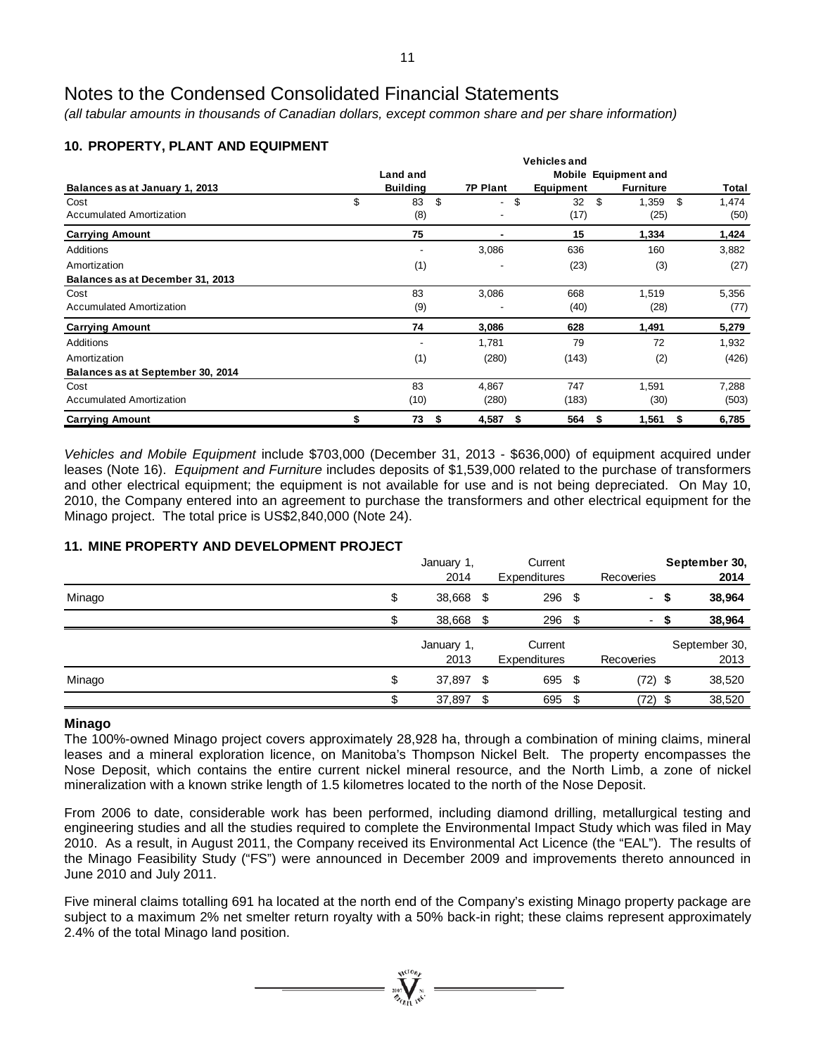# Notes to the Condensed Consolidated Financial Statements

*(all tabular amounts in thousands of Canadian dollars, except common share and per share information)*

## 10. PROPERTY, PLANT AND EQUIPMENT

| Balances as at January 1, 2013 | Land and Building | 7P Plant | Vehicles and Mobile Equipment | Equipment and Furniture | Total |
|---|---|---|---|---|---|
| Cost | $ 83 | $ - | $ 32 | $ 1,359 | $ 1,474 |
| Accumulated Amortization | (8) | - | (17) | (25) | (50) |
| **Carrying Amount** | **75** | **-** | **15** | **1,334** | **1,424** |
| Additions | - | 3,086 | 636 | 160 | 3,882 |
| Amortization | (1) | - | (23) | (3) | (27) |
| **Balances as at December 31, 2013** | | | | | |
| Cost | 83 | 3,086 | 668 | 1,519 | 5,356 |
| Accumulated Amortization | (9) | - | (40) | (28) | (77) |
| **Carrying Amount** | **74** | **3,086** | **628** | **1,491** | **5,279** |
| Additions | - | 1,781 | 79 | 72 | 1,932 |
| Amortization | (1) | (280) | (143) | (2) | (426) |
| **Balances as at September 30, 2014** | | | | | |
| Cost | 83 | 4,867 | 747 | 1,591 | 7,288 |
| Accumulated Amortization | (10) | (280) | (183) | (30) | (503) |
| **Carrying Amount** | **$ 73** | **$ 4,587** | **$ 564** | **$ 1,561** | **$ 6,785** |

*Vehicles and Mobile Equipment* include $703,000 (December 31, 2013 - $636,000) of equipment acquired under leases (Note 16). *Equipment and Furniture* includes deposits of $1,539,000 related to the purchase of transformers and other electrical equipment; the equipment is not available for use and is not being depreciated. On May 10, 2010, the Company entered into an agreement to purchase the transformers and other electrical equipment for the Minago project. The total price is US$2,840,000 (Note 24).

## 11. MINE PROPERTY AND DEVELOPMENT PROJECT

| | January 1, 2014 | Current Expenditures | Recoveries | **September 30, 2014** |
|---|---|---|---|---|
| Minago | $ 38,668 | $ 296 | $ - | **$ 38,964** |
| | $ 38,668 | $ 296 | $ - | **$ 38,964** |

| | January 1, 2013 | Current Expenditures | Recoveries | September 30, 2013 |
|---|---|---|---|---|
| Minago | $ 37,897 | $ 695 | $ (72) | $ 38,520 |
| | $ 37,897 | $ 695 | $ (72) | $ 38,520 |

### Minago

The 100%-owned Minago project covers approximately 28,928 ha, through a combination of mining claims, mineral leases and a mineral exploration licence, on Manitoba's Thompson Nickel Belt. The property encompasses the Nose Deposit, which contains the entire current nickel mineral resource, and the North Limb, a zone of nickel mineralization with a known strike length of 1.5 kilometres located to the north of the Nose Deposit.

From 2006 to date, considerable work has been performed, including diamond drilling, metallurgical testing and engineering studies and all the studies required to complete the Environmental Impact Study which was filed in May 2010. As a result, in August 2011, the Company received its Environmental Act Licence (the "EAL"). The results of the Minago Feasibility Study ("FS") were announced in December 2009 and improvements thereto announced in June 2010 and July 2011.

Five mineral claims totalling 691 ha located at the north end of the Company's existing Minago property package are subject to a maximum 2% net smelter return royalty with a 50% back-in right; these claims represent approximately 2.4% of the total Minago land position.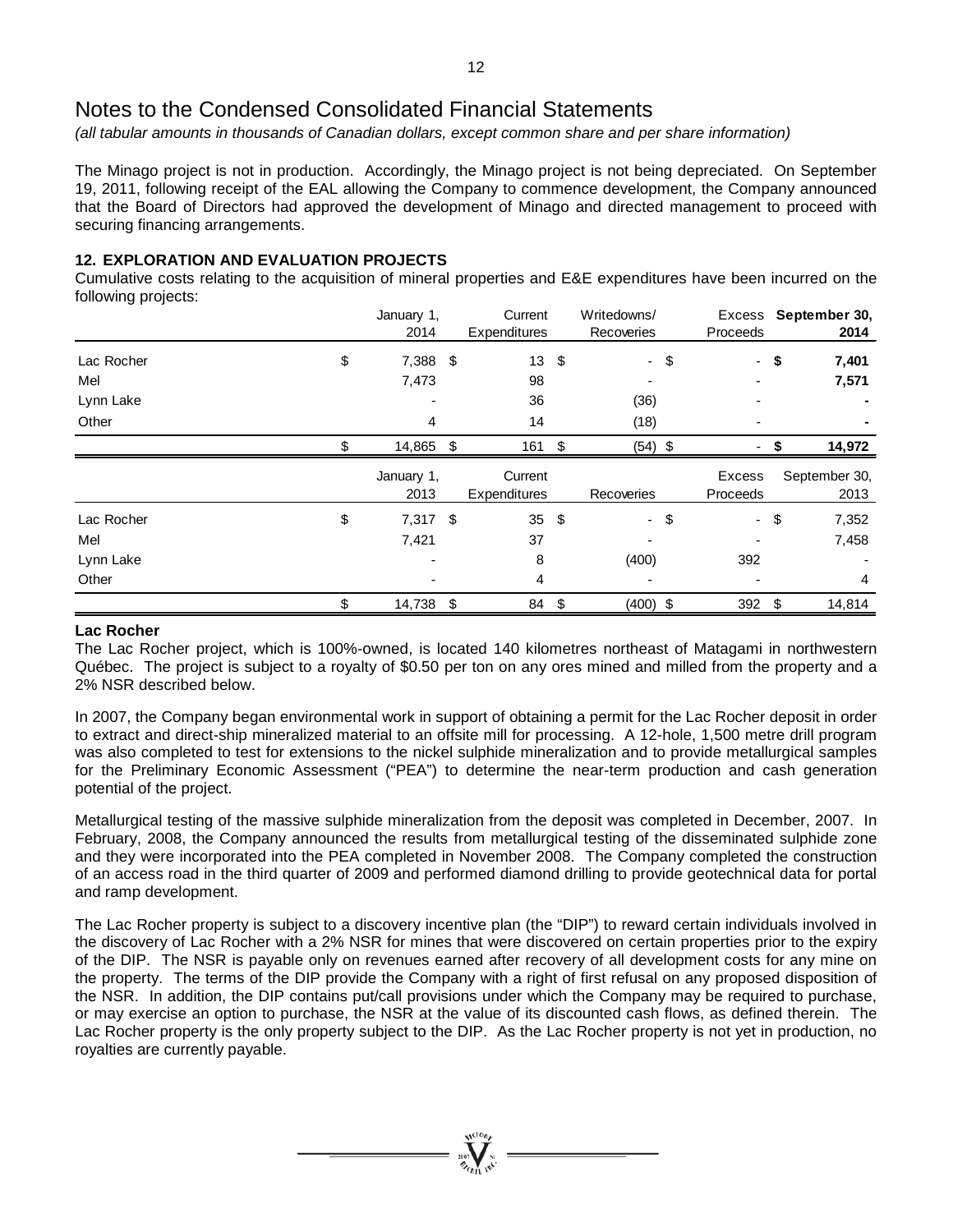# Notes to the Condensed Consolidated Financial Statements

*(all tabular amounts in thousands of Canadian dollars, except common share and per share information)*

The Minago project is not in production. Accordingly, the Minago project is not being depreciated. On September 19, 2011, following receipt of the EAL allowing the Company to commence development, the Company announced that the Board of Directors had approved the development of Minago and directed management to proceed with securing financing arrangements.

### 12. EXPLORATION AND EVALUATION PROJECTS

Cumulative costs relating to the acquisition of mineral properties and E&E expenditures have been incurred on the following projects:

| | January 1, 2014 | Current Expenditures | Writedowns/ Recoveries | Excess Proceeds | **September 30, 2014** |
|---|---|---|---|---|---|
| Lac Rocher | $ 7,388 | $ 13 | $ - | $ - | **$ 7,401** |
| Mel | 7,473 | 98 | - | - | **7,571** |
| Lynn Lake | - | 36 | (36) | - | **-** |
| Other | 4 | 14 | (18) | - | **-** |
| | $ 14,865 | $ 161 | $ (54) | $ - | **$ 14,972** |

| | January 1, 2013 | Current Expenditures | Recoveries | Excess Proceeds | September 30, 2013 |
|---|---|---|---|---|---|
| Lac Rocher | $ 7,317 | $ 35 | $ - | $ - | $ 7,352 |
| Mel | 7,421 | 37 | - | - | 7,458 |
| Lynn Lake | - | 8 | (400) | 392 | - |
| Other | - | 4 | - | - | 4 |
| | $ 14,738 | $ 84 | $ (400) | $ 392 | $ 14,814 |

**Lac Rocher**

The Lac Rocher project, which is 100%-owned, is located 140 kilometres northeast of Matagami in northwestern Québec. The project is subject to a royalty of $0.50 per ton on any ores mined and milled from the property and a 2% NSR described below.

In 2007, the Company began environmental work in support of obtaining a permit for the Lac Rocher deposit in order to extract and direct-ship mineralized material to an offsite mill for processing. A 12-hole, 1,500 metre drill program was also completed to test for extensions to the nickel sulphide mineralization and to provide metallurgical samples for the Preliminary Economic Assessment ("PEA") to determine the near-term production and cash generation potential of the project.

Metallurgical testing of the massive sulphide mineralization from the deposit was completed in December, 2007. In February, 2008, the Company announced the results from metallurgical testing of the disseminated sulphide zone and they were incorporated into the PEA completed in November 2008. The Company completed the construction of an access road in the third quarter of 2009 and performed diamond drilling to provide geotechnical data for portal and ramp development.

The Lac Rocher property is subject to a discovery incentive plan (the "DIP") to reward certain individuals involved in the discovery of Lac Rocher with a 2% NSR for mines that were discovered on certain properties prior to the expiry of the DIP. The NSR is payable only on revenues earned after recovery of all development costs for any mine on the property. The terms of the DIP provide the Company with a right of first refusal on any proposed disposition of the NSR. In addition, the DIP contains put/call provisions under which the Company may be required to purchase, or may exercise an option to purchase, the NSR at the value of its discounted cash flows, as defined therein. The Lac Rocher property is the only property subject to the DIP. As the Lac Rocher property is not yet in production, no royalties are currently payable.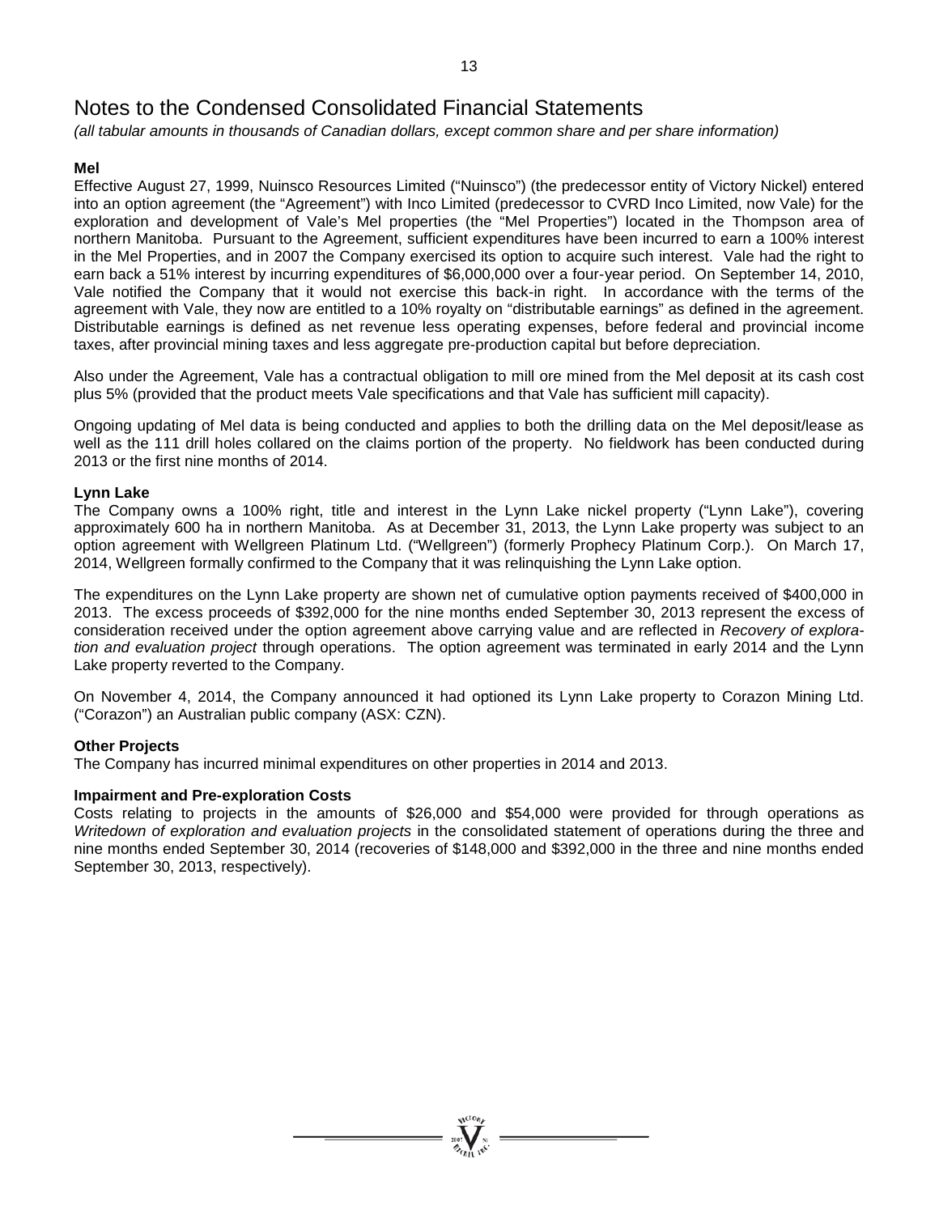# Notes to the Condensed Consolidated Financial Statements

*(all tabular amounts in thousands of Canadian dollars, except common share and per share information)*

**Mel**

Effective August 27, 1999, Nuinsco Resources Limited ("Nuinsco") (the predecessor entity of Victory Nickel) entered into an option agreement (the "Agreement") with Inco Limited (predecessor to CVRD Inco Limited, now Vale) for the exploration and development of Vale's Mel properties (the "Mel Properties") located in the Thompson area of northern Manitoba. Pursuant to the Agreement, sufficient expenditures have been incurred to earn a 100% interest in the Mel Properties, and in 2007 the Company exercised its option to acquire such interest. Vale had the right to earn back a 51% interest by incurring expenditures of $6,000,000 over a four-year period. On September 14, 2010, Vale notified the Company that it would not exercise this back-in right. In accordance with the terms of the agreement with Vale, they now are entitled to a 10% royalty on "distributable earnings" as defined in the agreement. Distributable earnings is defined as net revenue less operating expenses, before federal and provincial income taxes, after provincial mining taxes and less aggregate pre-production capital but before depreciation.

Also under the Agreement, Vale has a contractual obligation to mill ore mined from the Mel deposit at its cash cost plus 5% (provided that the product meets Vale specifications and that Vale has sufficient mill capacity).

Ongoing updating of Mel data is being conducted and applies to both the drilling data on the Mel deposit/lease as well as the 111 drill holes collared on the claims portion of the property. No fieldwork has been conducted during 2013 or the first nine months of 2014.

**Lynn Lake**

The Company owns a 100% right, title and interest in the Lynn Lake nickel property ("Lynn Lake"), covering approximately 600 ha in northern Manitoba. As at December 31, 2013, the Lynn Lake property was subject to an option agreement with Wellgreen Platinum Ltd. ("Wellgreen") (formerly Prophecy Platinum Corp.). On March 17, 2014, Wellgreen formally confirmed to the Company that it was relinquishing the Lynn Lake option.

The expenditures on the Lynn Lake property are shown net of cumulative option payments received of $400,000 in 2013. The excess proceeds of $392,000 for the nine months ended September 30, 2013 represent the excess of consideration received under the option agreement above carrying value and are reflected in *Recovery of exploration and evaluation project* through operations. The option agreement was terminated in early 2014 and the Lynn Lake property reverted to the Company.

On November 4, 2014, the Company announced it had optioned its Lynn Lake property to Corazon Mining Ltd. ("Corazon") an Australian public company (ASX: CZN).

**Other Projects**

The Company has incurred minimal expenditures on other properties in 2014 and 2013.

**Impairment and Pre-exploration Costs**

Costs relating to projects in the amounts of $26,000 and $54,000 were provided for through operations as *Writedown of exploration and evaluation projects* in the consolidated statement of operations during the three and nine months ended September 30, 2014 (recoveries of $148,000 and $392,000 in the three and nine months ended September 30, 2013, respectively).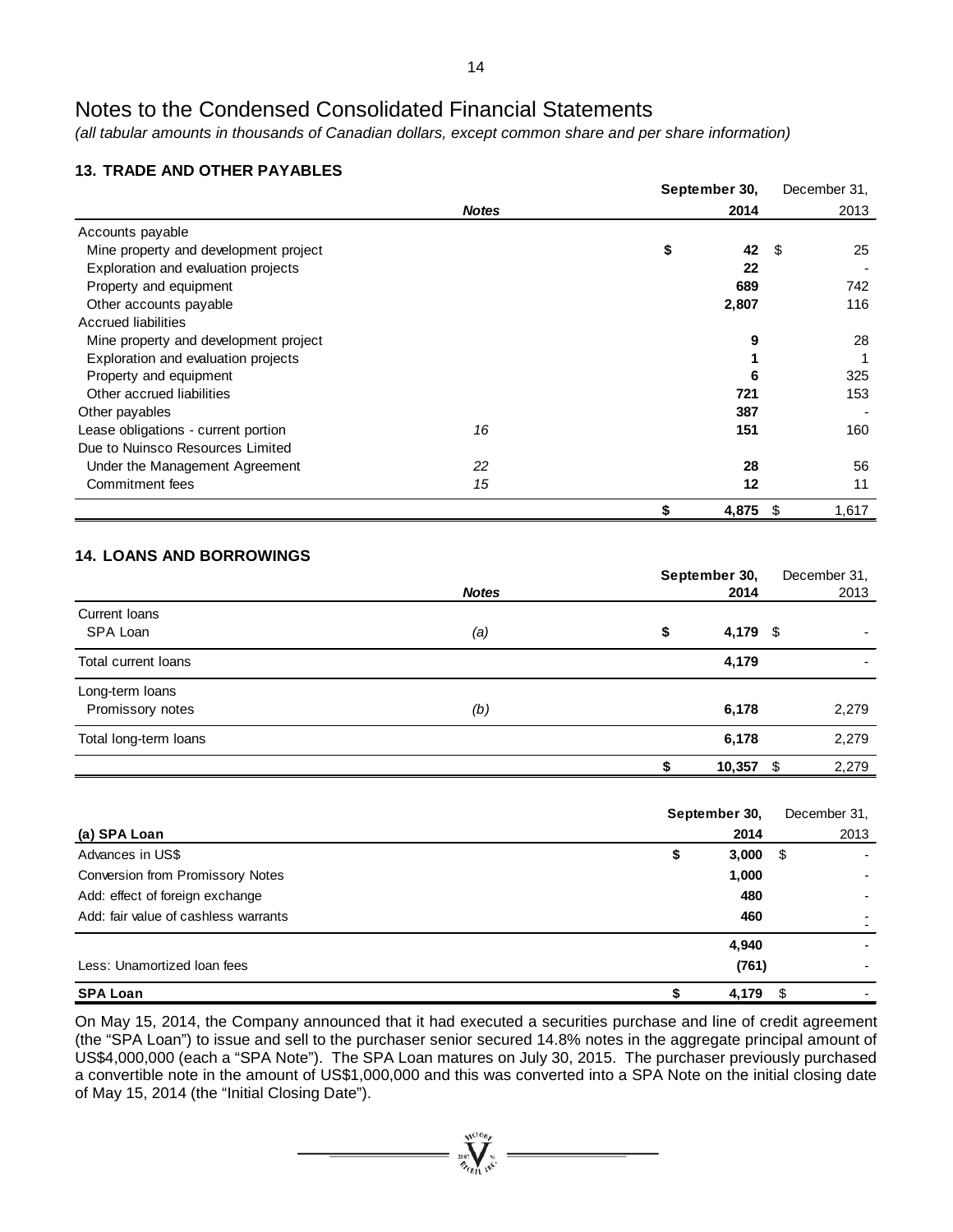# Notes to the Condensed Consolidated Financial Statements

*(all tabular amounts in thousands of Canadian dollars, except common share and per share information)*

## 13. TRADE AND OTHER PAYABLES

| | Notes | September 30, 2014 | December 31, 2013 |
|---|---|---|---|
| Accounts payable | | | |
| Mine property and development project | | **$ 42** | $ 25 |
| Exploration and evaluation projects | | **22** | - |
| Property and equipment | | **689** | 742 |
| Other accounts payable | | **2,807** | 116 |
| Accrued liabilities | | | |
| Mine property and development project | | **9** | 28 |
| Exploration and evaluation projects | | **1** | 1 |
| Property and equipment | | **6** | 325 |
| Other accrued liabilities | | **721** | 153 |
| Other payables | | **387** | - |
| Lease obligations - current portion | 16 | **151** | 160 |
| Due to Nuinsco Resources Limited | | | |
| Under the Management Agreement | 22 | **28** | 56 |
| Commitment fees | 15 | **12** | 11 |
| | | **$ 4,875** | $ 1,617 |

## 14. LOANS AND BORROWINGS

| | Notes | September 30, 2014 | December 31, 2013 |
|---|---|---|---|
| Current loans | | | |
| SPA Loan | (a) | **$ 4,179** | $ - |
| Total current loans | | **4,179** | - |
| Long-term loans | | | |
| Promissory notes | (b) | **6,178** | 2,279 |
| Total long-term loans | | **6,178** | 2,279 |
| | | **$ 10,357** | $ 2,279 |

| (a) SPA Loan | September 30, 2014 | December 31, 2013 |
|---|---|---|
| Advances in US$ | **$ 3,000** | $ - |
| Conversion from Promissory Notes | **1,000** | - |
| Add: effect of foreign exchange | **480** | - |
| Add: fair value of cashless warrants | **460** | - |
| | **4,940** | - |
| Less: Unamortized loan fees | **(761)** | - |
| **SPA Loan** | **$ 4,179** | $ - |

On May 15, 2014, the Company announced that it had executed a securities purchase and line of credit agreement (the "SPA Loan") to issue and sell to the purchaser senior secured 14.8% notes in the aggregate principal amount of US$4,000,000 (each a "SPA Note"). The SPA Loan matures on July 30, 2015. The purchaser previously purchased a convertible note in the amount of US$1,000,000 and this was converted into a SPA Note on the initial closing date of May 15, 2014 (the "Initial Closing Date").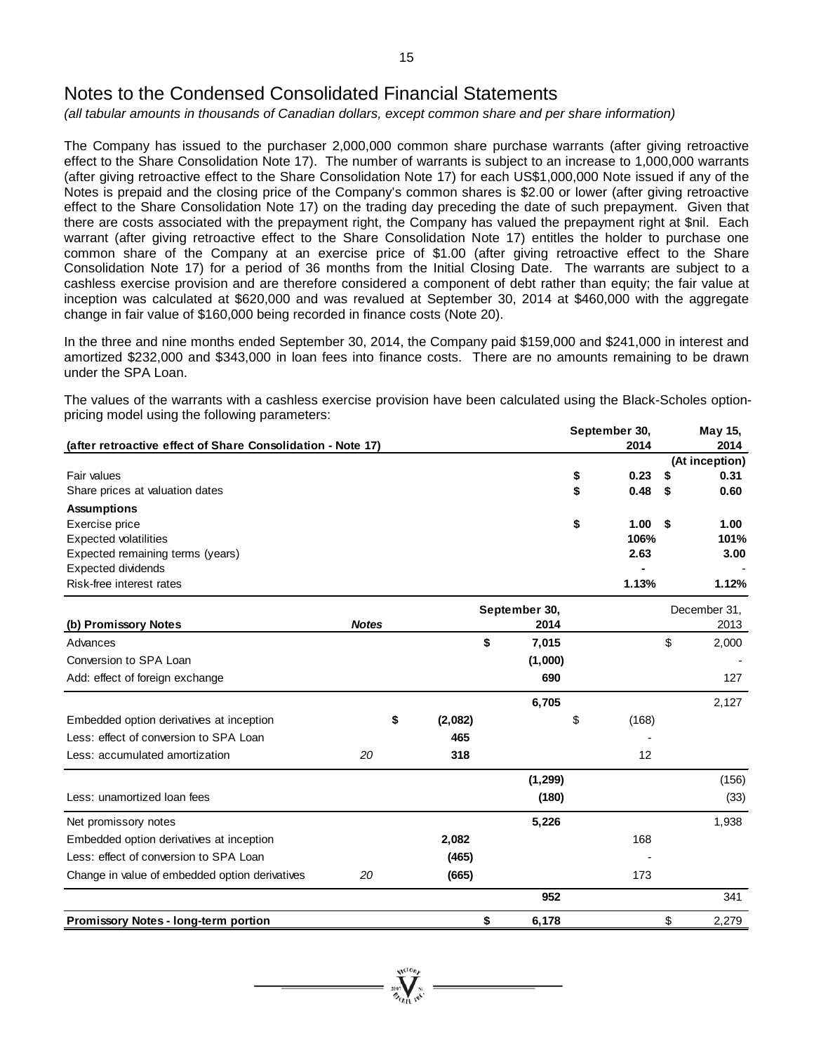# Notes to the Condensed Consolidated Financial Statements

*(all tabular amounts in thousands of Canadian dollars, except common share and per share information)*

The Company has issued to the purchaser 2,000,000 common share purchase warrants (after giving retroactive effect to the Share Consolidation Note 17). The number of warrants is subject to an increase to 1,000,000 warrants (after giving retroactive effect to the Share Consolidation Note 17) for each US$1,000,000 Note issued if any of the Notes is prepaid and the closing price of the Company's common shares is $2.00 or lower (after giving retroactive effect to the Share Consolidation Note 17) on the trading day preceding the date of such prepayment. Given that there are costs associated with the prepayment right, the Company has valued the prepayment right at $nil. Each warrant (after giving retroactive effect to the Share Consolidation Note 17) entitles the holder to purchase one common share of the Company at an exercise price of $1.00 (after giving retroactive effect to the Share Consolidation Note 17) for a period of 36 months from the Initial Closing Date. The warrants are subject to a cashless exercise provision and are therefore considered a component of debt rather than equity; the fair value at inception was calculated at $620,000 and was revalued at September 30, 2014 at $460,000 with the aggregate change in fair value of $160,000 being recorded in finance costs (Note 20).

In the three and nine months ended September 30, 2014, the Company paid $159,000 and $241,000 in interest and amortized $232,000 and $343,000 in loan fees into finance costs. There are no amounts remaining to be drawn under the SPA Loan.

The values of the warrants with a cashless exercise provision have been calculated using the Black-Scholes option-pricing model using the following parameters:

| (after retroactive effect of Share Consolidation - Note 17) | September 30, 2014 | May 15, 2014 (At inception) |
|---|---|---|
| Fair values | $ 0.23 | $ 0.31 |
| Share prices at valuation dates | $ 0.48 | $ 0.60 |
| **Assumptions** | | |
| Exercise price | $ 1.00 | $ 1.00 |
| Expected volatilities | 106% | 101% |
| Expected remaining terms (years) | 2.63 | 3.00 |
| Expected dividends | - | - |
| Risk-free interest rates | 1.13% | 1.12% |

| (b) Promissory Notes | Notes | | September 30, 2014 | | December 31, 2013 |
|---|---|---|---|---|---|
| Advances | | | $ 7,015 | | $ 2,000 |
| Conversion to SPA Loan | | | (1,000) | | - |
| Add: effect of foreign exchange | | | 690 | | 127 |
| | | | 6,705 | | 2,127 |
| Embedded option derivatives at inception | | $ (2,082) | | $ (168) | |
| Less: effect of conversion to SPA Loan | | 465 | | - | |
| Less: accumulated amortization | 20 | 318 | | 12 | |
| | | | (1,299) | | (156) |
| Less: unamortized loan fees | | | (180) | | (33) |
| Net promissory notes | | | 5,226 | | 1,938 |
| Embedded option derivatives at inception | | 2,082 | | 168 | |
| Less: effect of conversion to SPA Loan | | (465) | | - | |
| Change in value of embedded option derivatives | 20 | (665) | | 173 | |
| | | | 952 | | 341 |
| **Promissory Notes - long-term portion** | | | $ 6,178 | | $ 2,279 |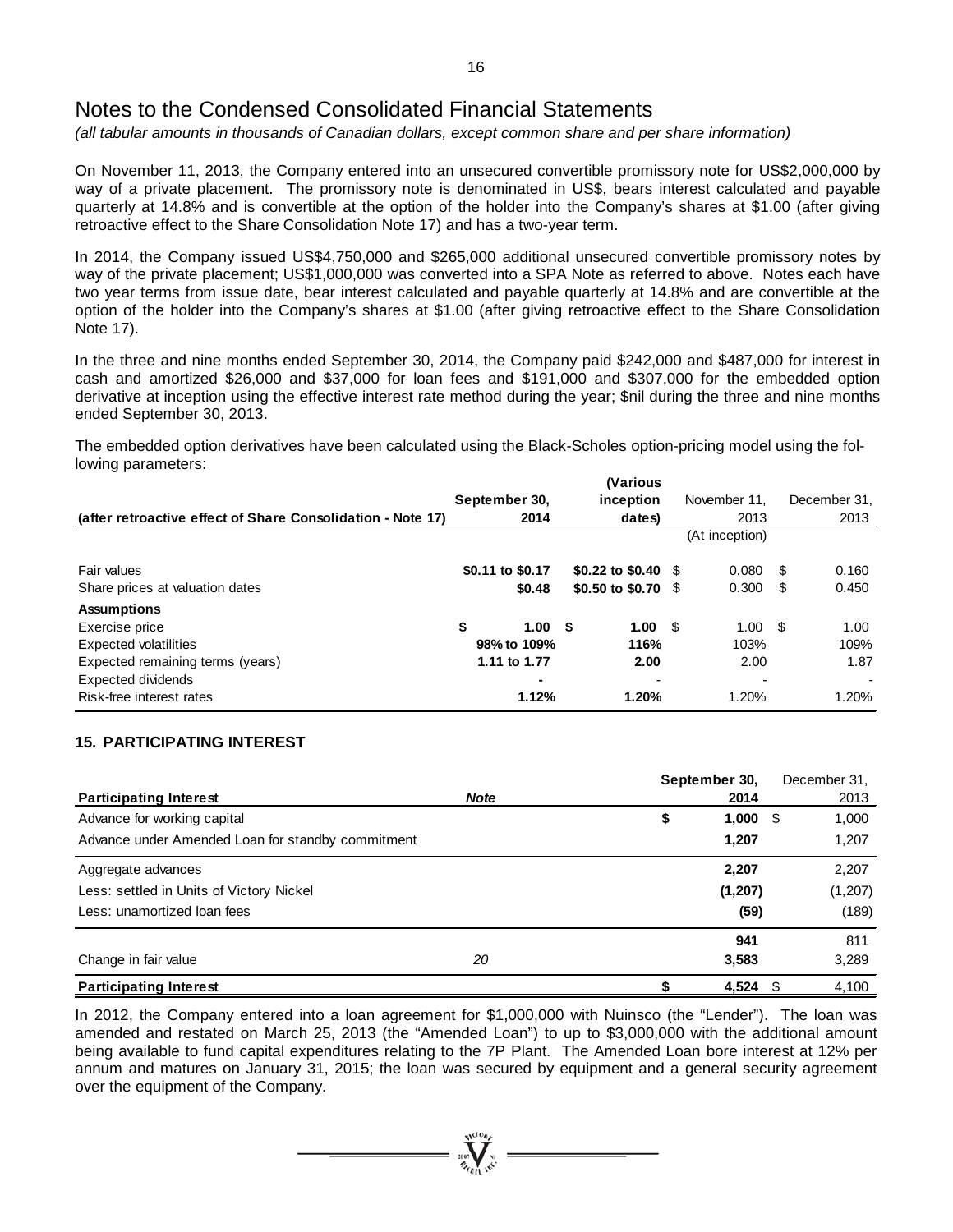# Notes to the Condensed Consolidated Financial Statements

*(all tabular amounts in thousands of Canadian dollars, except common share and per share information)*

On November 11, 2013, the Company entered into an unsecured convertible promissory note for US$2,000,000 by way of a private placement. The promissory note is denominated in US$, bears interest calculated and payable quarterly at 14.8% and is convertible at the option of the holder into the Company's shares at $1.00 (after giving retroactive effect to the Share Consolidation Note 17) and has a two-year term.

In 2014, the Company issued US$4,750,000 and $265,000 additional unsecured convertible promissory notes by way of the private placement; US$1,000,000 was converted into a SPA Note as referred to above. Notes each have two year terms from issue date, bear interest calculated and payable quarterly at 14.8% and are convertible at the option of the holder into the Company's shares at $1.00 (after giving retroactive effect to the Share Consolidation Note 17).

In the three and nine months ended September 30, 2014, the Company paid $242,000 and $487,000 for interest in cash and amortized $26,000 and $37,000 for loan fees and $191,000 and $307,000 for the embedded option derivative at inception using the effective interest rate method during the year; $nil during the three and nine months ended September 30, 2013.

The embedded option derivatives have been calculated using the Black-Scholes option-pricing model using the following parameters:

| (after retroactive effect of Share Consolidation - Note 17) | September 30, 2014 | (Various inception dates) | November 11, 2013 (At inception) | December 31, 2013 |
|---|---|---|---|---|
| Fair values | **$0.11 to $0.17** | **$0.22 to $0.40** | $ 0.080 | $ 0.160 |
| Share prices at valuation dates | **$0.48** | **$0.50 to $0.70** | $ 0.300 | $ 0.450 |
| **Assumptions** | | | | |
| Exercise price | **$ 1.00** | **$ 1.00** | $ 1.00 | $ 1.00 |
| Expected volatilities | **98% to 109%** | **116%** | 103% | 109% |
| Expected remaining terms (years) | **1.11 to 1.77** | **2.00** | 2.00 | 1.87 |
| Expected dividends | **-** | - | - | - |
| Risk-free interest rates | **1.12%** | **1.20%** | 1.20% | 1.20% |

## 15. PARTICIPATING INTEREST

| Participating Interest | *Note* | September 30, 2014 | December 31, 2013 |
|---|---|---|---|
| Advance for working capital | | **$ 1,000** | $ 1,000 |
| Advance under Amended Loan for standby commitment | | **1,207** | 1,207 |
| Aggregate advances | | **2,207** | 2,207 |
| Less: settled in Units of Victory Nickel | | **(1,207)** | (1,207) |
| Less: unamortized loan fees | | **(59)** | (189) |
| | | **941** | 811 |
| Change in fair value | *20* | **3,583** | 3,289 |
| **Participating Interest** | | **$ 4,524** | $ 4,100 |

In 2012, the Company entered into a loan agreement for $1,000,000 with Nuinsco (the "Lender"). The loan was amended and restated on March 25, 2013 (the "Amended Loan") to up to $3,000,000 with the additional amount being available to fund capital expenditures relating to the 7P Plant. The Amended Loan bore interest at 12% per annum and matures on January 31, 2015; the loan was secured by equipment and a general security agreement over the equipment of the Company.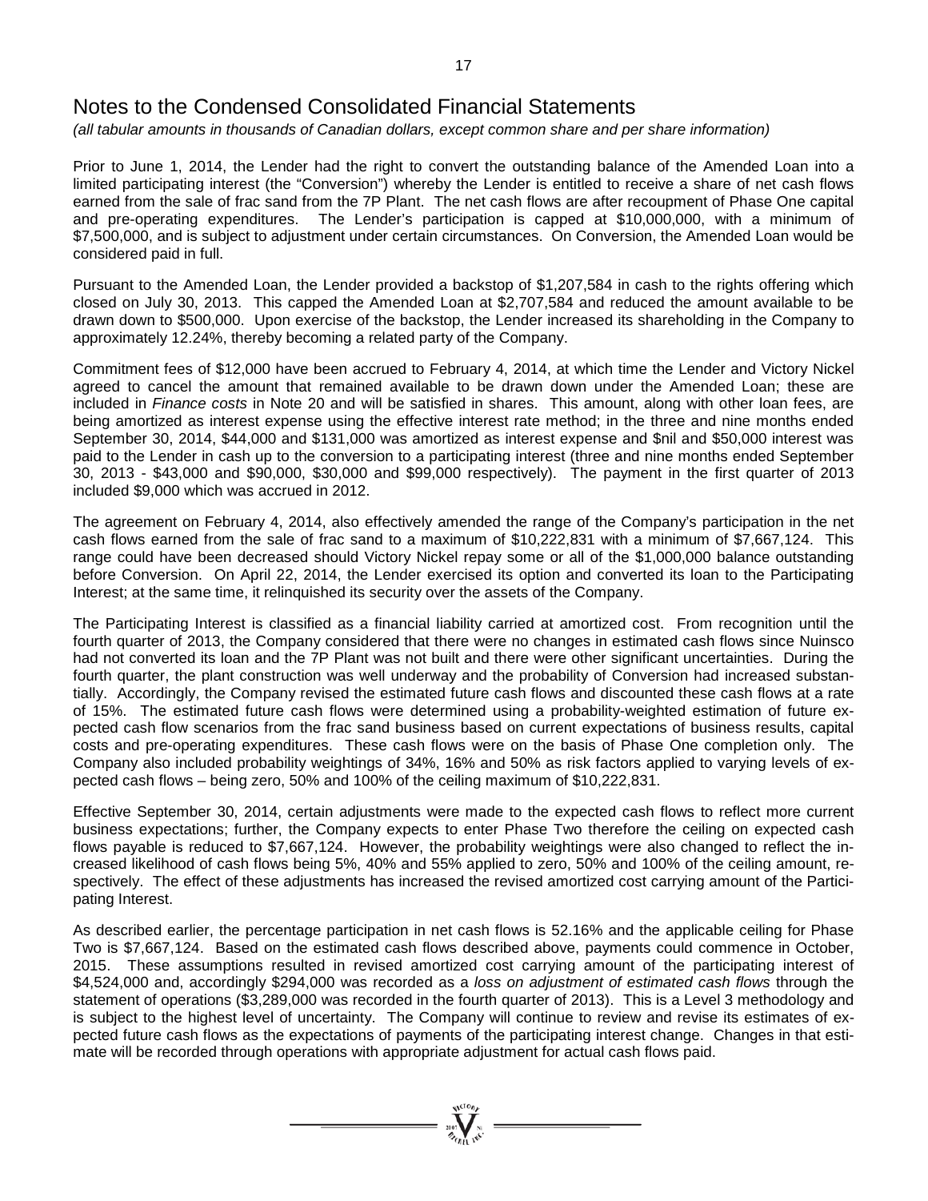# Notes to the Condensed Consolidated Financial Statements

*(all tabular amounts in thousands of Canadian dollars, except common share and per share information)*

Prior to June 1, 2014, the Lender had the right to convert the outstanding balance of the Amended Loan into a limited participating interest (the "Conversion") whereby the Lender is entitled to receive a share of net cash flows earned from the sale of frac sand from the 7P Plant. The net cash flows are after recoupment of Phase One capital and pre-operating expenditures. The Lender's participation is capped at $10,000,000, with a minimum of $7,500,000, and is subject to adjustment under certain circumstances. On Conversion, the Amended Loan would be considered paid in full.

Pursuant to the Amended Loan, the Lender provided a backstop of $1,207,584 in cash to the rights offering which closed on July 30, 2013. This capped the Amended Loan at $2,707,584 and reduced the amount available to be drawn down to $500,000. Upon exercise of the backstop, the Lender increased its shareholding in the Company to approximately 12.24%, thereby becoming a related party of the Company.

Commitment fees of $12,000 have been accrued to February 4, 2014, at which time the Lender and Victory Nickel agreed to cancel the amount that remained available to be drawn down under the Amended Loan; these are included in *Finance costs* in Note 20 and will be satisfied in shares. This amount, along with other loan fees, are being amortized as interest expense using the effective interest rate method; in the three and nine months ended September 30, 2014, $44,000 and $131,000 was amortized as interest expense and $nil and $50,000 interest was paid to the Lender in cash up to the conversion to a participating interest (three and nine months ended September 30, 2013 - $43,000 and $90,000, $30,000 and $99,000 respectively). The payment in the first quarter of 2013 included $9,000 which was accrued in 2012.

The agreement on February 4, 2014, also effectively amended the range of the Company's participation in the net cash flows earned from the sale of frac sand to a maximum of $10,222,831 with a minimum of $7,667,124. This range could have been decreased should Victory Nickel repay some or all of the $1,000,000 balance outstanding before Conversion. On April 22, 2014, the Lender exercised its option and converted its loan to the Participating Interest; at the same time, it relinquished its security over the assets of the Company.

The Participating Interest is classified as a financial liability carried at amortized cost. From recognition until the fourth quarter of 2013, the Company considered that there were no changes in estimated cash flows since Nuinsco had not converted its loan and the 7P Plant was not built and there were other significant uncertainties. During the fourth quarter, the plant construction was well underway and the probability of Conversion had increased substantially. Accordingly, the Company revised the estimated future cash flows and discounted these cash flows at a rate of 15%. The estimated future cash flows were determined using a probability-weighted estimation of future expected cash flow scenarios from the frac sand business based on current expectations of business results, capital costs and pre-operating expenditures. These cash flows were on the basis of Phase One completion only. The Company also included probability weightings of 34%, 16% and 50% as risk factors applied to varying levels of expected cash flows – being zero, 50% and 100% of the ceiling maximum of $10,222,831.

Effective September 30, 2014, certain adjustments were made to the expected cash flows to reflect more current business expectations; further, the Company expects to enter Phase Two therefore the ceiling on expected cash flows payable is reduced to $7,667,124. However, the probability weightings were also changed to reflect the increased likelihood of cash flows being 5%, 40% and 55% applied to zero, 50% and 100% of the ceiling amount, respectively. The effect of these adjustments has increased the revised amortized cost carrying amount of the Participating Interest.

As described earlier, the percentage participation in net cash flows is 52.16% and the applicable ceiling for Phase Two is $7,667,124. Based on the estimated cash flows described above, payments could commence in October, 2015. These assumptions resulted in revised amortized cost carrying amount of the participating interest of $4,524,000 and, accordingly $294,000 was recorded as a *loss on adjustment of estimated cash flows* through the statement of operations ($3,289,000 was recorded in the fourth quarter of 2013). This is a Level 3 methodology and is subject to the highest level of uncertainty. The Company will continue to review and revise its estimates of expected future cash flows as the expectations of payments of the participating interest change. Changes in that estimate will be recorded through operations with appropriate adjustment for actual cash flows paid.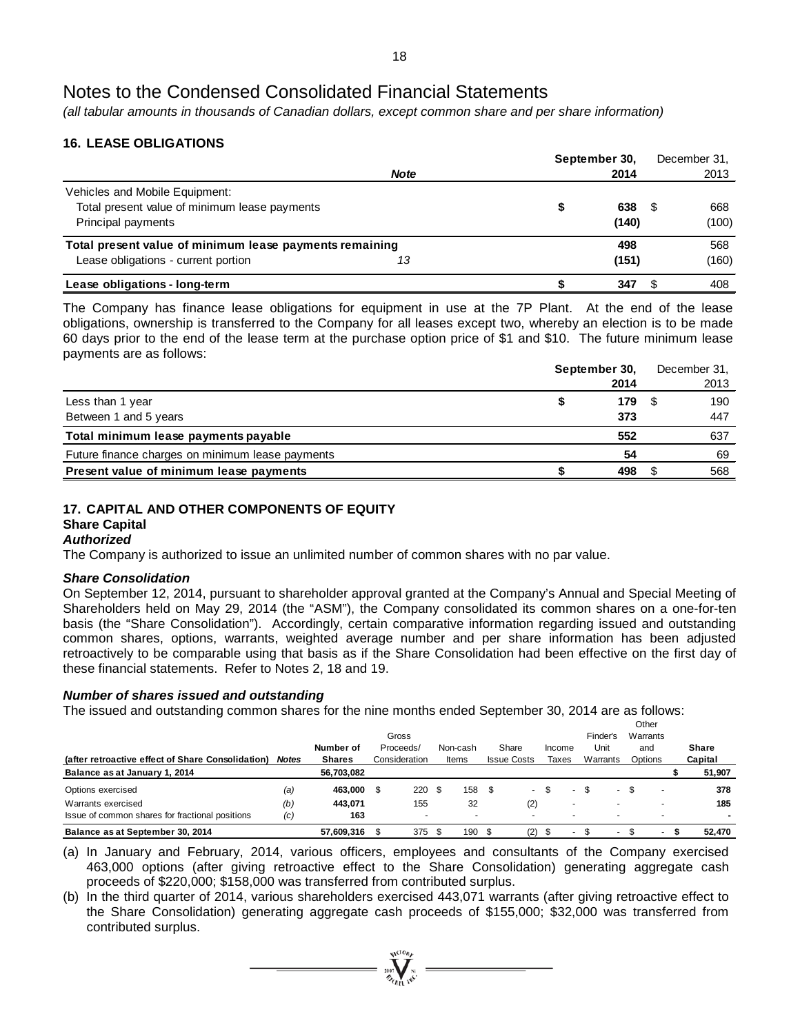# Notes to the Condensed Consolidated Financial Statements

*(all tabular amounts in thousands of Canadian dollars, except common share and per share information)*

## 16. LEASE OBLIGATIONS

| | Note | September 30, 2014 | December 31, 2013 |
|---|---|---|---|
| Vehicles and Mobile Equipment: | | | |
| Total present value of minimum lease payments | | **$ 638** | $ 668 |
| Principal payments | | **(140)** | (100) |
| **Total present value of minimum lease payments remaining** | | **498** | 568 |
| Lease obligations - current portion | *13* | **(151)** | (160) |
| **Lease obligations - long-term** | | **$ 347** | $ 408 |

The Company has finance lease obligations for equipment in use at the 7P Plant. At the end of the lease obligations, ownership is transferred to the Company for all leases except two, whereby an election is to be made 60 days prior to the end of the lease term at the purchase option price of $1 and $10. The future minimum lease payments are as follows:

| | September 30, 2014 | December 31, 2013 |
|---|---|---|
| Less than 1 year | **$ 179** | $ 190 |
| Between 1 and 5 years | **373** | 447 |
| **Total minimum lease payments payable** | **552** | 637 |
| Future finance charges on minimum lease payments | **54** | 69 |
| **Present value of minimum lease payments** | **$ 498** | $ 568 |

## 17. CAPITAL AND OTHER COMPONENTS OF EQUITY

### Share Capital

***Authorized***

The Company is authorized to issue an unlimited number of common shares with no par value.

***Share Consolidation***

On September 12, 2014, pursuant to shareholder approval granted at the Company's Annual and Special Meeting of Shareholders held on May 29, 2014 (the "ASM"), the Company consolidated its common shares on a one-for-ten basis (the "Share Consolidation"). Accordingly, certain comparative information regarding issued and outstanding common shares, options, warrants, weighted average number and per share information has been adjusted retroactively to be comparable using that basis as if the Share Consolidation had been effective on the first day of these financial statements. Refer to Notes 2, 18 and 19.

***Number of shares issued and outstanding***

The issued and outstanding common shares for the nine months ended September 30, 2014 are as follows:

| (after retroactive effect of Share Consolidation) | Notes | Number of Shares | Gross Proceeds/ Consideration | Non-cash Items | Share Issue Costs | Income Taxes | Finder's Unit Warrants | Other Warrants and Options | Share Capital |
|---|---|---|---|---|---|---|---|---|---|
| **Balance as at January 1, 2014** | | **56,703,082** | | | | | | | **$ 51,907** |
| Options exercised | *(a)* | **463,000** | $ 220 | $ 158 | $ - | $ - | $ - | $ - | **378** |
| Warrants exercised | *(b)* | **443,071** | 155 | 32 | (2) | - | - | - | **185** |
| Issue of common shares for fractional positions | *(c)* | **163** | - | - | - | - | - | - | **-** |
| **Balance as at September 30, 2014** | | **57,609,316** | $ 375 | $ 190 | $ (2) | $ - | $ - | $ - | **$ 52,470** |

(a) In January and February, 2014, various officers, employees and consultants of the Company exercised 463,000 options (after giving retroactive effect to the Share Consolidation) generating aggregate cash proceeds of $220,000; $158,000 was transferred from contributed surplus.

(b) In the third quarter of 2014, various shareholders exercised 443,071 warrants (after giving retroactive effect to the Share Consolidation) generating aggregate cash proceeds of $155,000; $32,000 was transferred from contributed surplus.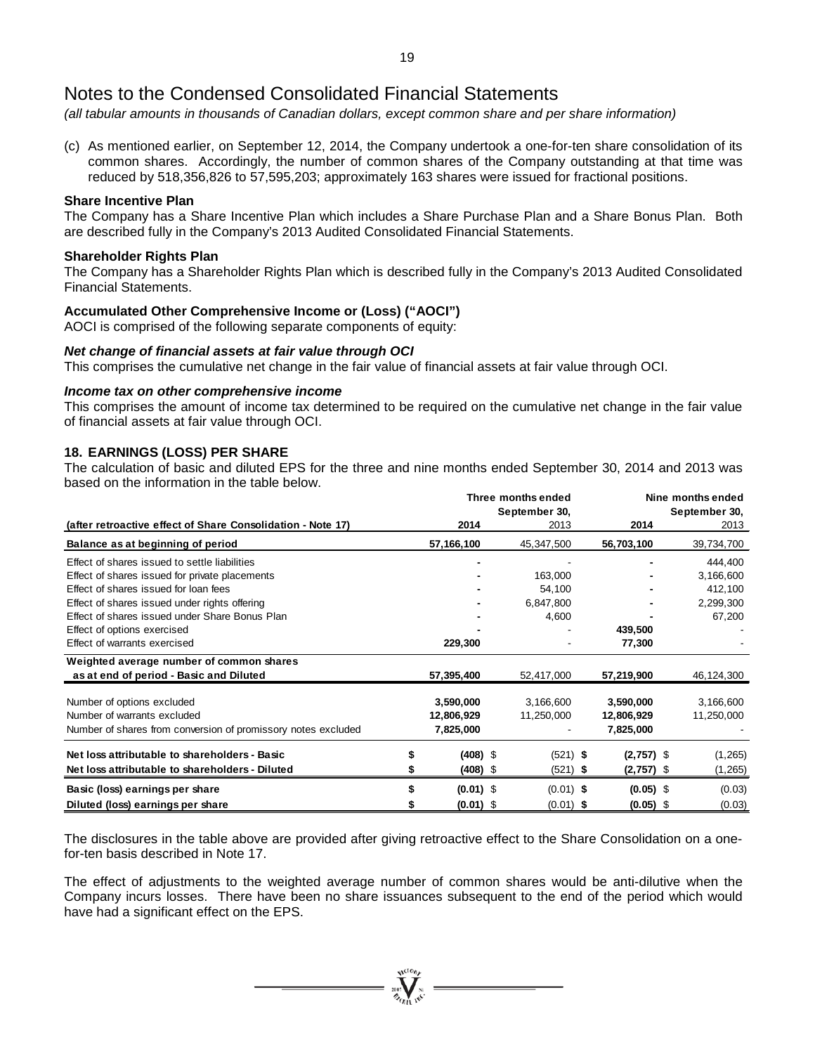# Notes to the Condensed Consolidated Financial Statements

*(all tabular amounts in thousands of Canadian dollars, except common share and per share information)*

(c) As mentioned earlier, on September 12, 2014, the Company undertook a one-for-ten share consolidation of its common shares. Accordingly, the number of common shares of the Company outstanding at that time was reduced by 518,356,826 to 57,595,203; approximately 163 shares were issued for fractional positions.

**Share Incentive Plan**

The Company has a Share Incentive Plan which includes a Share Purchase Plan and a Share Bonus Plan. Both are described fully in the Company's 2013 Audited Consolidated Financial Statements.

**Shareholder Rights Plan**

The Company has a Shareholder Rights Plan which is described fully in the Company's 2013 Audited Consolidated Financial Statements.

**Accumulated Other Comprehensive Income or (Loss) ("AOCI")**

AOCI is comprised of the following separate components of equity:

***Net change of financial assets at fair value through OCI***

This comprises the cumulative net change in the fair value of financial assets at fair value through OCI.

***Income tax on other comprehensive income***

This comprises the amount of income tax determined to be required on the cumulative net change in the fair value of financial assets at fair value through OCI.

## 18. EARNINGS (LOSS) PER SHARE

The calculation of basic and diluted EPS for the three and nine months ended September 30, 2014 and 2013 was based on the information in the table below.

| | Three months ended September 30, | | Nine months ended September 30, | |
|---|---|---|---|---|
| **(after retroactive effect of Share Consolidation - Note 17)** | **2014** | 2013 | **2014** | 2013 |
| **Balance as at beginning of period** | **57,166,100** | 45,347,500 | **56,703,100** | 39,734,700 |
| Effect of shares issued to settle liabilities | **-** | - | **-** | 444,400 |
| Effect of shares issued for private placements | **-** | 163,000 | **-** | 3,166,600 |
| Effect of shares issued for loan fees | **-** | 54,100 | **-** | 412,100 |
| Effect of shares issued under rights offering | **-** | 6,847,800 | **-** | 2,299,300 |
| Effect of shares issued under Share Bonus Plan | **-** | 4,600 | **-** | 67,200 |
| Effect of options exercised | **-** | - | **439,500** | - |
| Effect of warrants exercised | **229,300** | - | **77,300** | - |
| **Weighted average number of common shares as at end of period - Basic and Diluted** | **57,395,400** | 52,417,000 | **57,219,900** | 46,124,300 |
| Number of options excluded | **3,590,000** | 3,166,600 | **3,590,000** | 3,166,600 |
| Number of warrants excluded | **12,806,929** | 11,250,000 | **12,806,929** | 11,250,000 |
| Number of shares from conversion of promissory notes excluded | **7,825,000** | - | **7,825,000** | - |
| **Net loss attributable to shareholders - Basic** | **$ (408)** | $ (521) | **$ (2,757)** | $ (1,265) |
| **Net loss attributable to shareholders - Diluted** | **$ (408)** | $ (521) | **$ (2,757)** | $ (1,265) |
| **Basic (loss) earnings per share** | **$ (0.01)** | $ (0.01) | **$ (0.05)** | $ (0.03) |
| **Diluted (loss) earnings per share** | **$ (0.01)** | $ (0.01) | **$ (0.05)** | $ (0.03) |

The disclosures in the table above are provided after giving retroactive effect to the Share Consolidation on a one-for-ten basis described in Note 17.

The effect of adjustments to the weighted average number of common shares would be anti-dilutive when the Company incurs losses. There have been no share issuances subsequent to the end of the period which would have had a significant effect on the EPS.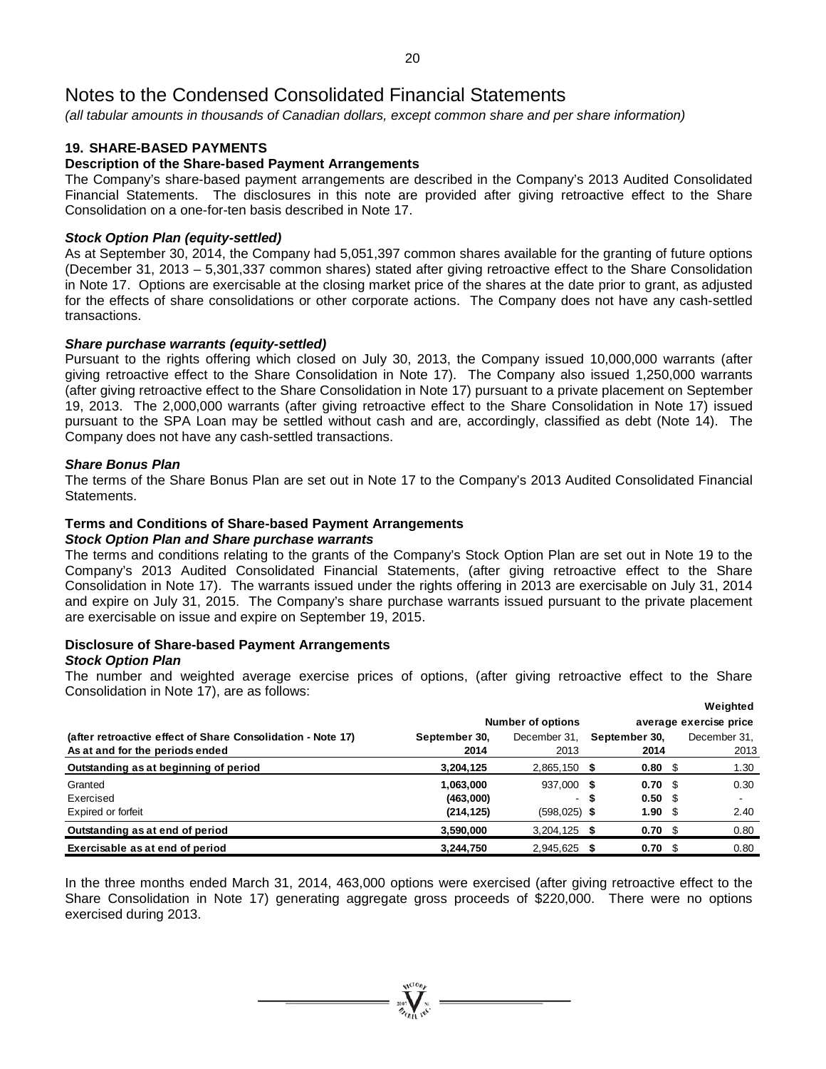# Notes to the Condensed Consolidated Financial Statements

*(all tabular amounts in thousands of Canadian dollars, except common share and per share information)*

## 19. SHARE-BASED PAYMENTS

### Description of the Share-based Payment Arrangements

The Company's share-based payment arrangements are described in the Company's 2013 Audited Consolidated Financial Statements. The disclosures in this note are provided after giving retroactive effect to the Share Consolidation on a one-for-ten basis described in Note 17.

***Stock Option Plan (equity-settled)***

As at September 30, 2014, the Company had 5,051,397 common shares available for the granting of future options (December 31, 2013 – 5,301,337 common shares) stated after giving retroactive effect to the Share Consolidation in Note 17. Options are exercisable at the closing market price of the shares at the date prior to grant, as adjusted for the effects of share consolidations or other corporate actions. The Company does not have any cash-settled transactions.

***Share purchase warrants (equity-settled)***

Pursuant to the rights offering which closed on July 30, 2013, the Company issued 10,000,000 warrants (after giving retroactive effect to the Share Consolidation in Note 17). The Company also issued 1,250,000 warrants (after giving retroactive effect to the Share Consolidation in Note 17) pursuant to a private placement on September 19, 2013. The 2,000,000 warrants (after giving retroactive effect to the Share Consolidation in Note 17) issued pursuant to the SPA Loan may be settled without cash and are, accordingly, classified as debt (Note 14). The Company does not have any cash-settled transactions.

***Share Bonus Plan***

The terms of the Share Bonus Plan are set out in Note 17 to the Company's 2013 Audited Consolidated Financial Statements.

### Terms and Conditions of Share-based Payment Arrangements

***Stock Option Plan and Share purchase warrants***

The terms and conditions relating to the grants of the Company's Stock Option Plan are set out in Note 19 to the Company's 2013 Audited Consolidated Financial Statements, (after giving retroactive effect to the Share Consolidation in Note 17). The warrants issued under the rights offering in 2013 are exercisable on July 31, 2014 and expire on July 31, 2015. The Company's share purchase warrants issued pursuant to the private placement are exercisable on issue and expire on September 19, 2015.

### Disclosure of Share-based Payment Arrangements

***Stock Option Plan***

The number and weighted average exercise prices of options, (after giving retroactive effect to the Share Consolidation in Note 17), are as follows:

| | Number of options | | Weighted average exercise price | |
|---|---|---|---|---|
| **(after retroactive effect of Share Consolidation - Note 17)** | **September 30,** | December 31, | **September 30,** | December 31, |
| **As at and for the periods ended** | **2014** | 2013 | **2014** | 2013 |
| **Outstanding as at beginning of period** | **3,204,125** | 2,865,150 | **$ 0.80** | $ 1.30 |
| Granted | **1,063,000** | 937,000 | **$ 0.70** | $ 0.30 |
| Exercised | **(463,000)** | - | **$ 0.50** | $ - |
| Expired or forfeit | **(214,125)** | (598,025) | **$ 1.90** | $ 2.40 |
| **Outstanding as at end of period** | **3,590,000** | 3,204,125 | **$ 0.70** | $ 0.80 |
| **Exercisable as at end of period** | **3,244,750** | 2,945,625 | **$ 0.70** | $ 0.80 |

In the three months ended March 31, 2014, 463,000 options were exercised (after giving retroactive effect to the Share Consolidation in Note 17) generating aggregate gross proceeds of $220,000. There were no options exercised during 2013.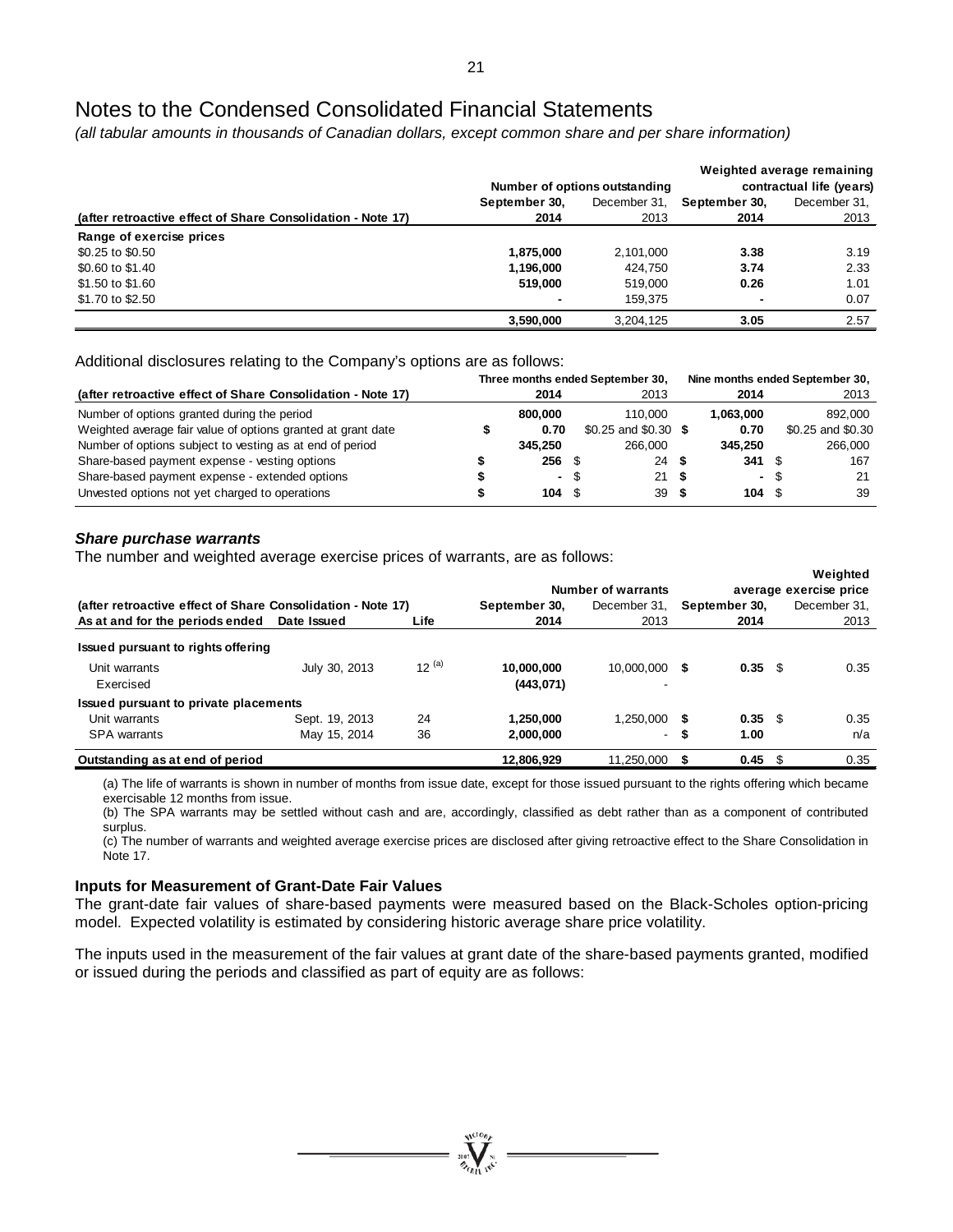# Notes to the Condensed Consolidated Financial Statements

*(all tabular amounts in thousands of Canadian dollars, except common share and per share information)*

| | Number of options outstanding | | Weighted average remaining contractual life (years) | |
|---|---|---|---|---|
| **(after retroactive effect of Share Consolidation - Note 17)** | **September 30, 2014** | December 31, 2013 | **September 30, 2014** | December 31, 2013 |
| **Range of exercise prices** | | | | |
| \$0.25 to \$0.50 | **1,875,000** | 2,101,000 | **3.38** | 3.19 |
| \$0.60 to \$1.40 | **1,196,000** | 424,750 | **3.74** | 2.33 |
| \$1.50 to \$1.60 | **519,000** | 519,000 | **0.26** | 1.01 |
| \$1.70 to \$2.50 | **-** | 159,375 | **-** | 0.07 |
| | **3,590,000** | 3,204,125 | **3.05** | 2.57 |

Additional disclosures relating to the Company's options are as follows:

| | Three months ended September 30, | | Nine months ended September 30, | |
|---|---|---|---|---|
| **(after retroactive effect of Share Consolidation - Note 17)** | **2014** | 2013 | **2014** | 2013 |
| Number of options granted during the period | **800,000** | 110,000 | **1,063,000** | 892,000 |
| Weighted average fair value of options granted at grant date | **\$ 0.70** | \$0.25 and \$0.30 | **\$ 0.70** | \$0.25 and \$0.30 |
| Number of options subject to vesting as at end of period | **345,250** | 266,000 | **345,250** | 266,000 |
| Share-based payment expense - vesting options | **\$ 256** | \$ 24 | **\$ 341** | \$ 167 |
| Share-based payment expense - extended options | **\$ -** | \$ 21 | **\$ -** | \$ 21 |
| Unvested options not yet charged to operations | **\$ 104** | \$ 39 | **\$ 104** | \$ 39 |

### *Share purchase warrants*

The number and weighted average exercise prices of warrants, are as follows:

| (after retroactive effect of Share Consolidation - Note 17) | | | Number of warrants | | Weighted average exercise price | |
|---|---|---|---|---|---|---|
| **As at and for the periods ended** | **Date Issued** | **Life** | **September 30, 2014** | December 31, 2013 | **September 30, 2014** | December 31, 2013 |
| **Issued pursuant to rights offering** | | | | | | |
| Unit warrants | July 30, 2013 | 12 [(a)] | **10,000,000** | 10,000,000 | **\$ 0.35** | \$ 0.35 |
| Exercised | | | **(443,071)** | - | | |
| **Issued pursuant to private placements** | | | | | | |
| Unit warrants | Sept. 19, 2013 | 24 | **1,250,000** | 1,250,000 | **\$ 0.35** | \$ 0.35 |
| SPA warrants | May 15, 2014 | 36 | **2,000,000** | - | **\$ 1.00** | n/a |
| **Outstanding as at end of period** | | | **12,806,929** | 11,250,000 | **\$ 0.45** | \$ 0.35 |

(a) The life of warrants is shown in number of months from issue date, except for those issued pursuant to the rights offering which became exercisable 12 months from issue.

(b) The SPA warrants may be settled without cash and are, accordingly, classified as debt rather than as a component of contributed surplus.

(c) The number of warrants and weighted average exercise prices are disclosed after giving retroactive effect to the Share Consolidation in Note 17.

### Inputs for Measurement of Grant-Date Fair Values

The grant-date fair values of share-based payments were measured based on the Black-Scholes option-pricing model. Expected volatility is estimated by considering historic average share price volatility.

The inputs used in the measurement of the fair values at grant date of the share-based payments granted, modified or issued during the periods and classified as part of equity are as follows: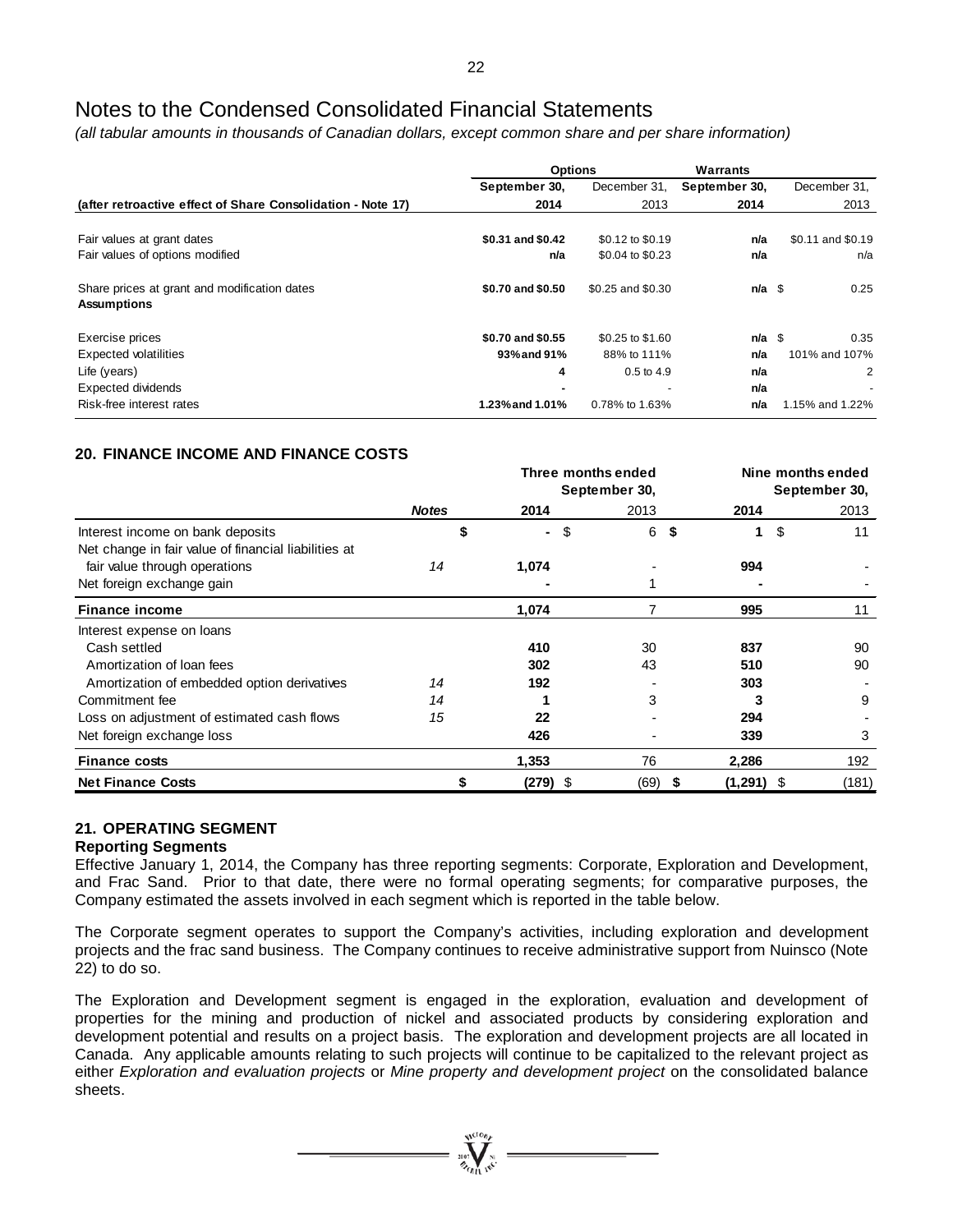# Notes to the Condensed Consolidated Financial Statements

*(all tabular amounts in thousands of Canadian dollars, except common share and per share information)*

| (after retroactive effect of Share Consolidation - Note 17) | Options | | Warrants | |
|---|---|---|---|---|
| | **September 30, 2014** | December 31, 2013 | **September 30, 2014** | December 31, 2013 |
| Fair values at grant dates | **\$0.31 and \$0.42** | \$0.12 to \$0.19 | **n/a** | \$0.11 and \$0.19 |
| Fair values of options modified | **n/a** | \$0.04 to \$0.23 | **n/a** | n/a |
| Share prices at grant and modification dates | **\$0.70 and \$0.50** | \$0.25 and \$0.30 | **n/a** | \$ 0.25 |
| **Assumptions** | | | | |
| Exercise prices | **\$0.70 and \$0.55** | \$0.25 to \$1.60 | **n/a** | \$ 0.35 |
| Expected volatilities | **93% and 91%** | 88% to 111% | **n/a** | 101% and 107% |
| Life (years) | **4** | 0.5 to 4.9 | **n/a** | 2 |
| Expected dividends | **-** | - | **n/a** | - |
| Risk-free interest rates | **1.23% and 1.01%** | 0.78% to 1.63% | **n/a** | 1.15% and 1.22% |

## 20. FINANCE INCOME AND FINANCE COSTS

| | Notes | Three months ended September 30, 2014 | Three months ended September 30, 2013 | Nine months ended September 30, 2014 | Nine months ended September 30, 2013 |
|---|---|---|---|---|---|
| Interest income on bank deposits | | **\$ -** | \$ 6 | **\$ 1** | \$ 11 |
| Net change in fair value of financial liabilities at fair value through operations | 14 | **1,074** | - | **994** | - |
| Net foreign exchange gain | | **-** | 1 | **-** | - |
| **Finance income** | | **1,074** | 7 | **995** | 11 |
| Interest expense on loans | | | | | |
| Cash settled | | **410** | 30 | **837** | 90 |
| Amortization of loan fees | | **302** | 43 | **510** | 90 |
| Amortization of embedded option derivatives | 14 | **192** | - | **303** | - |
| Commitment fee | 14 | **1** | 3 | **3** | 9 |
| Loss on adjustment of estimated cash flows | 15 | **22** | - | **294** | - |
| Net foreign exchange loss | | **426** | - | **339** | 3 |
| **Finance costs** | | **1,353** | 76 | **2,286** | 192 |
| **Net Finance Costs** | | **\$ (279)** | \$ (69) | **\$ (1,291)** | \$ (181) |

## 21. OPERATING SEGMENT

### Reporting Segments

Effective January 1, 2014, the Company has three reporting segments: Corporate, Exploration and Development, and Frac Sand. Prior to that date, there were no formal operating segments; for comparative purposes, the Company estimated the assets involved in each segment which is reported in the table below.

The Corporate segment operates to support the Company's activities, including exploration and development projects and the frac sand business. The Company continues to receive administrative support from Nuinsco (Note 22) to do so.

The Exploration and Development segment is engaged in the exploration, evaluation and development of properties for the mining and production of nickel and associated products by considering exploration and development potential and results on a project basis. The exploration and development projects are all located in Canada. Any applicable amounts relating to such projects will continue to be capitalized to the relevant project as either *Exploration and evaluation projects* or *Mine property and development project* on the consolidated balance sheets.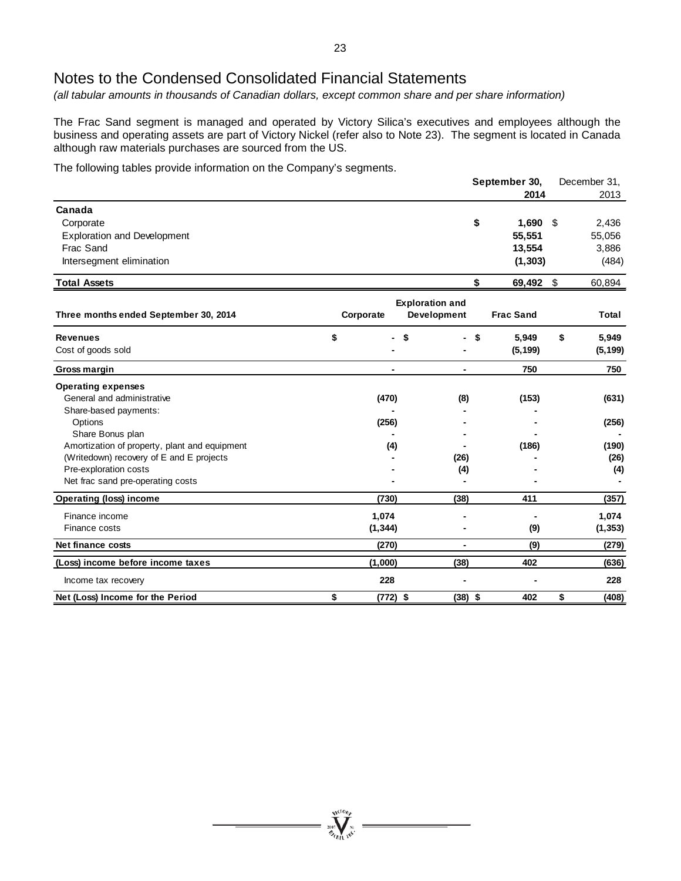# Notes to the Condensed Consolidated Financial Statements

*(all tabular amounts in thousands of Canadian dollars, except common share and per share information)*

The Frac Sand segment is managed and operated by Victory Silica's executives and employees although the business and operating assets are part of Victory Nickel (refer also to Note 23). The segment is located in Canada although raw materials purchases are sourced from the US.

The following tables provide information on the Company's segments.

| | **September 30, 2014** | December 31, 2013 |
|---|---|---|
| **Canada** | | |
| Corporate | **$ 1,690** | $ 2,436 |
| Exploration and Development | **55,551** | 55,056 |
| Frac Sand | **13,554** | 3,886 |
| Intersegment elimination | **(1,303)** | (484) |
| **Total Assets** | **$ 69,492** | $ 60,894 |

| **Three months ended September 30, 2014** | **Corporate** | **Exploration and Development** | **Frac Sand** | **Total** |
|---|---|---|---|---|
| **Revenues** | **$ -** | **$ -** | **$ 5,949** | **$ 5,949** |
| Cost of goods sold | **-** | **-** | **(5,199)** | **(5,199)** |
| **Gross margin** | **-** | **-** | **750** | **750** |
| **Operating expenses** | | | | |
| General and administrative | **(470)** | **(8)** | **(153)** | **(631)** |
| Share-based payments: | **-** | **-** | **-** | |
| Options | **(256)** | **-** | **-** | **(256)** |
| Share Bonus plan | **-** | **-** | **-** | **-** |
| Amortization of property, plant and equipment | **(4)** | **-** | **(186)** | **(190)** |
| (Writedown) recovery of E and E projects | **-** | **(26)** | **-** | **(26)** |
| Pre-exploration costs | **-** | **(4)** | **-** | **(4)** |
| Net frac sand pre-operating costs | **-** | **-** | **-** | **-** |
| **Operating (loss) income** | **(730)** | **(38)** | **411** | **(357)** |
| Finance income | **1,074** | **-** | **-** | **1,074** |
| Finance costs | **(1,344)** | **-** | **(9)** | **(1,353)** |
| **Net finance costs** | **(270)** | **-** | **(9)** | **(279)** |
| **(Loss) income before income taxes** | **(1,000)** | **(38)** | **402** | **(636)** |
| Income tax recovery | **228** | **-** | **-** | **228** |
| **Net (Loss) Income for the Period** | **$ (772)** | **$ (38)** | **$ 402** | **$ (408)** |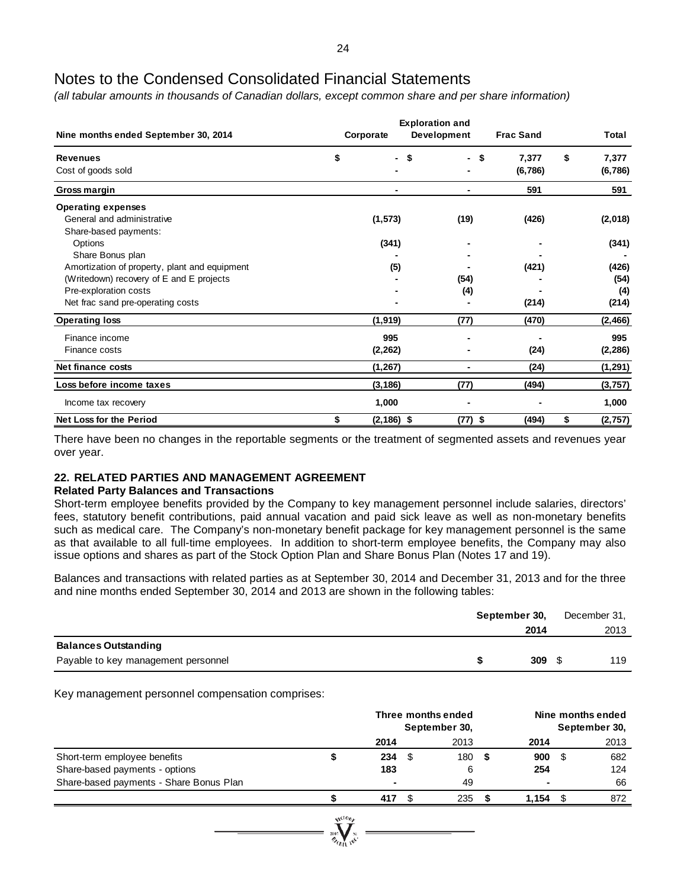# Notes to the Condensed Consolidated Financial Statements

*(all tabular amounts in thousands of Canadian dollars, except common share and per share information)*

| Nine months ended September 30, 2014 | Corporate | Exploration and Development | Frac Sand | Total |
|---|---|---|---|---|
| **Revenues** | $ - | $ - | $ 7,377 | $ 7,377 |
| Cost of goods sold | - | - | (6,786) | (6,786) |
| **Gross margin** | - | - | 591 | 591 |
| **Operating expenses** | | | | |
| General and administrative | (1,573) | (19) | (426) | (2,018) |
| Share-based payments: | | | | |
| Options | (341) | - | - | (341) |
| Share Bonus plan | - | - | - | - |
| Amortization of property, plant and equipment | (5) | - | (421) | (426) |
| (Writedown) recovery of E and E projects | - | (54) | - | (54) |
| Pre-exploration costs | - | (4) | - | (4) |
| Net frac sand pre-operating costs | - | - | (214) | (214) |
| **Operating loss** | (1,919) | (77) | (470) | (2,466) |
| Finance income | 995 | - | - | 995 |
| Finance costs | (2,262) | - | (24) | (2,286) |
| **Net finance costs** | (1,267) | - | (24) | (1,291) |
| **Loss before income taxes** | (3,186) | (77) | (494) | (3,757) |
| Income tax recovery | 1,000 | - | - | 1,000 |
| **Net Loss for the Period** | $ (2,186) | $ (77) | $ (494) | $ (2,757) |

There have been no changes in the reportable segments or the treatment of segmented assets and revenues year over year.

## 22. RELATED PARTIES AND MANAGEMENT AGREEMENT

### Related Party Balances and Transactions

Short-term employee benefits provided by the Company to key management personnel include salaries, directors' fees, statutory benefit contributions, paid annual vacation and paid sick leave as well as non-monetary benefits such as medical care. The Company's non-monetary benefit package for key management personnel is the same as that available to all full-time employees. In addition to short-term employee benefits, the Company may also issue options and shares as part of the Stock Option Plan and Share Bonus Plan (Notes 17 and 19).

Balances and transactions with related parties as at September 30, 2014 and December 31, 2013 and for the three and nine months ended September 30, 2014 and 2013 are shown in the following tables:

| | September 30, 2014 | December 31, 2013 |
|---|---|---|
| **Balances Outstanding** | | |
| Payable to key management personnel | $ 309 | $ 119 |

Key management personnel compensation comprises:

| | Three months ended September 30, | | Nine months ended September 30, | |
|---|---|---|---|---|
| | 2014 | 2013 | 2014 | 2013 |
| Short-term employee benefits | $ 234 | $ 180 | $ 900 | $ 682 |
| Share-based payments - options | 183 | 6 | 254 | 124 |
| Share-based payments - Share Bonus Plan | - | 49 | - | 66 |
| | $ 417 | $ 235 | $ 1,154 | $ 872 |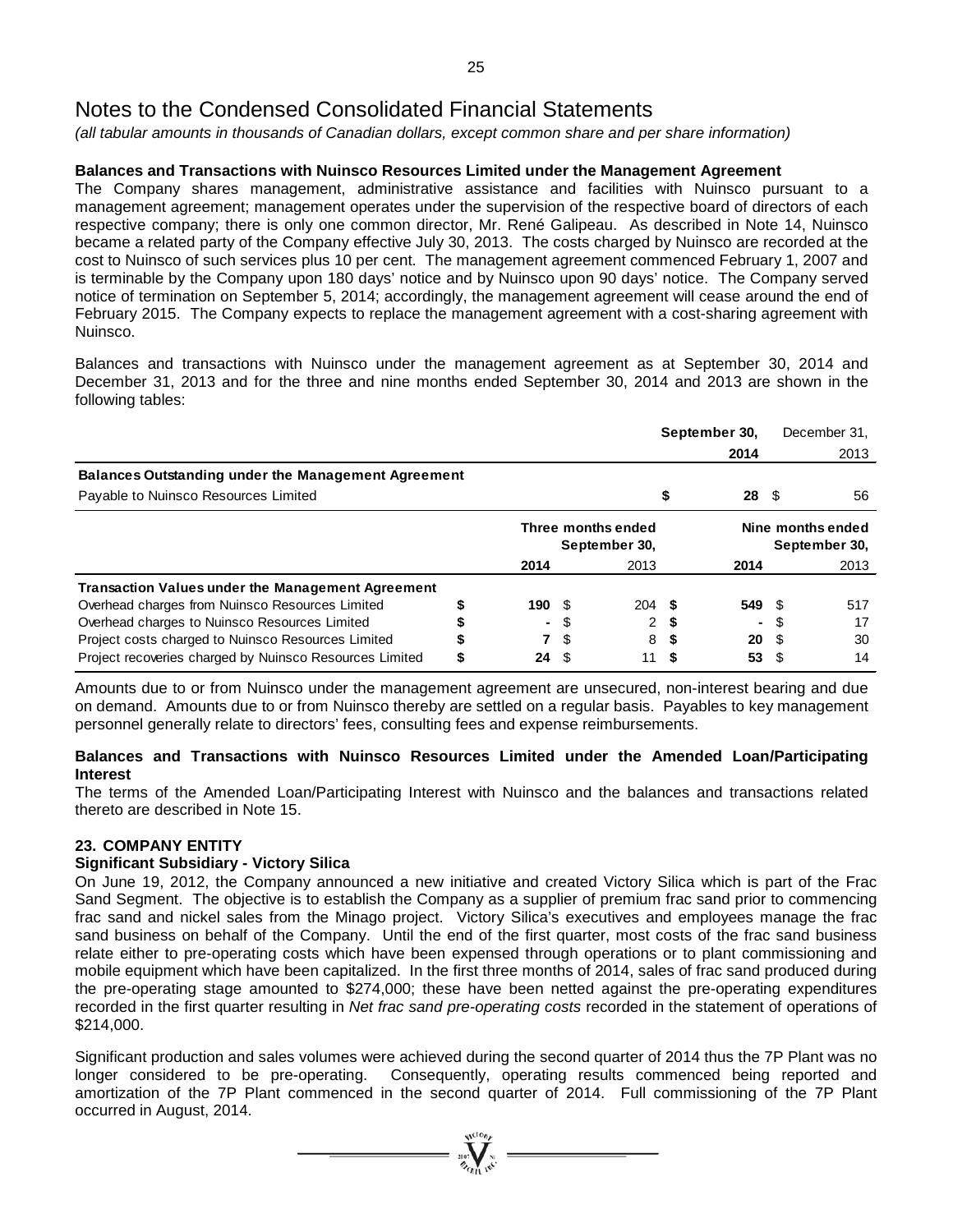# Notes to the Condensed Consolidated Financial Statements

*(all tabular amounts in thousands of Canadian dollars, except common share and per share information)*

**Balances and Transactions with Nuinsco Resources Limited under the Management Agreement**

The Company shares management, administrative assistance and facilities with Nuinsco pursuant to a management agreement; management operates under the supervision of the respective board of directors of each respective company; there is only one common director, Mr. René Galipeau. As described in Note 14, Nuinsco became a related party of the Company effective July 30, 2013. The costs charged by Nuinsco are recorded at the cost to Nuinsco of such services plus 10 per cent. The management agreement commenced February 1, 2007 and is terminable by the Company upon 180 days' notice and by Nuinsco upon 90 days' notice. The Company served notice of termination on September 5, 2014; accordingly, the management agreement will cease around the end of February 2015. The Company expects to replace the management agreement with a cost-sharing agreement with Nuinsco.

Balances and transactions with Nuinsco under the management agreement as at September 30, 2014 and December 31, 2013 and for the three and nine months ended September 30, 2014 and 2013 are shown in the following tables:

| | September 30, 2014 | December 31, 2013 |
|---|---|---|
| **Balances Outstanding under the Management Agreement** | | |
| Payable to Nuinsco Resources Limited | **$ 28** | $ 56 |

| | Three months ended September 30, | | Nine months ended September 30, | |
|---|---|---|---|---|
| | **2014** | 2013 | **2014** | 2013 |
| **Transaction Values under the Management Agreement** | | | | |
| Overhead charges from Nuinsco Resources Limited | **$ 190** | $ 204 | **$ 549** | $ 517 |
| Overhead charges to Nuinsco Resources Limited | **$ -** | $ 2 | **$ -** | $ 17 |
| Project costs charged to Nuinsco Resources Limited | **$ 7** | $ 8 | **$ 20** | $ 30 |
| Project recoveries charged by Nuinsco Resources Limited | **$ 24** | $ 11 | **$ 53** | $ 14 |

Amounts due to or from Nuinsco under the management agreement are unsecured, non-interest bearing and due on demand. Amounts due to or from Nuinsco thereby are settled on a regular basis. Payables to key management personnel generally relate to directors' fees, consulting fees and expense reimbursements.

**Balances and Transactions with Nuinsco Resources Limited under the Amended Loan/Participating Interest**

The terms of the Amended Loan/Participating Interest with Nuinsco and the balances and transactions related thereto are described in Note 15.

## 23. COMPANY ENTITY

**Significant Subsidiary - Victory Silica**

On June 19, 2012, the Company announced a new initiative and created Victory Silica which is part of the Frac Sand Segment. The objective is to establish the Company as a supplier of premium frac sand prior to commencing frac sand and nickel sales from the Minago project. Victory Silica's executives and employees manage the frac sand business on behalf of the Company. Until the end of the first quarter, most costs of the frac sand business relate either to pre-operating costs which have been expensed through operations or to plant commissioning and mobile equipment which have been capitalized. In the first three months of 2014, sales of frac sand produced during the pre-operating stage amounted to $274,000; these have been netted against the pre-operating expenditures recorded in the first quarter resulting in *Net frac sand pre-operating costs* recorded in the statement of operations of $214,000.

Significant production and sales volumes were achieved during the second quarter of 2014 thus the 7P Plant was no longer considered to be pre-operating. Consequently, operating results commenced being reported and amortization of the 7P Plant commenced in the second quarter of 2014. Full commissioning of the 7P Plant occurred in August, 2014.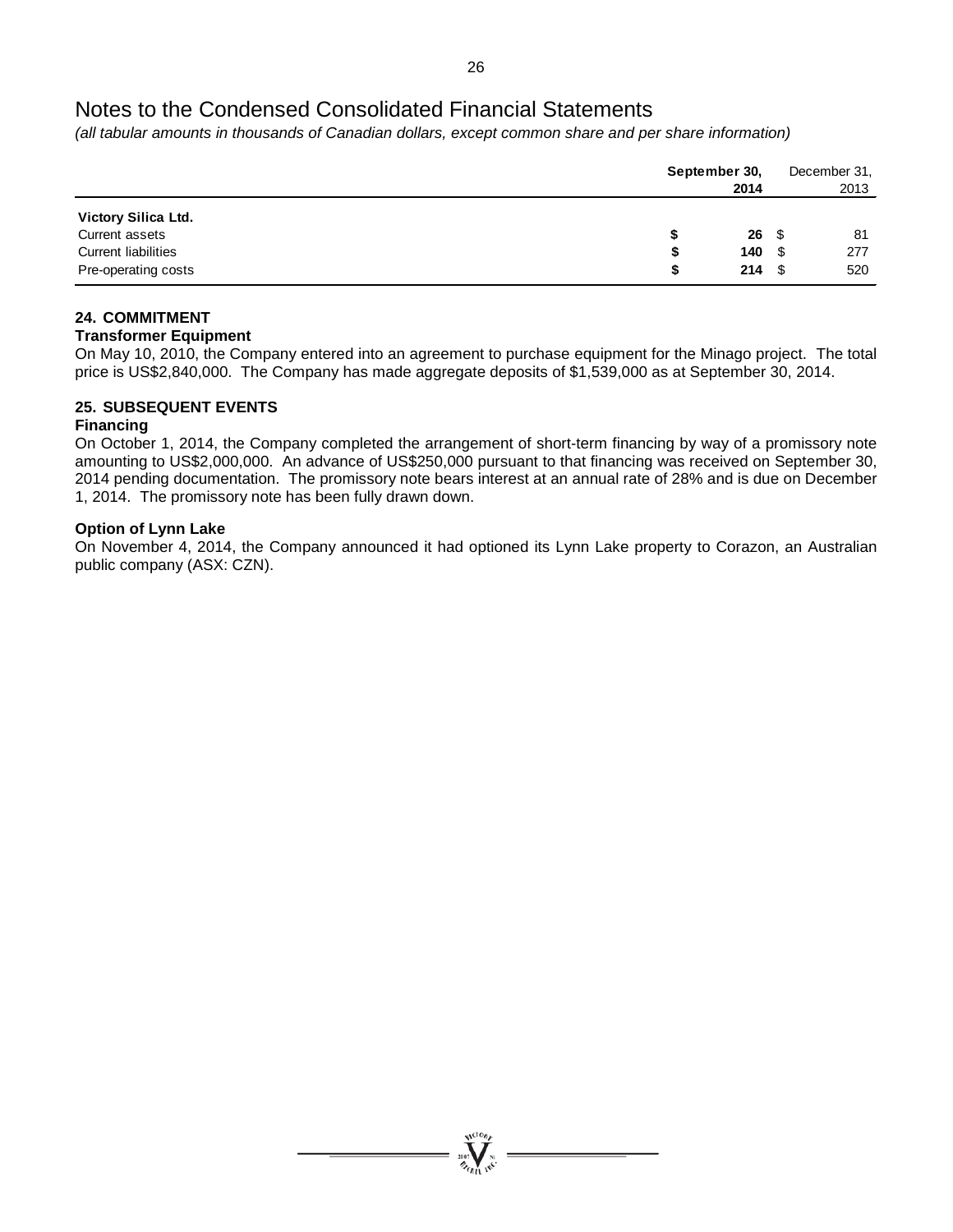# Notes to the Condensed Consolidated Financial Statements

*(all tabular amounts in thousands of Canadian dollars, except common share and per share information)*

| | September 30, 2014 | December 31, 2013 |
|---|---|---|
| **Victory Silica Ltd.** | | |
| Current assets | **$ 26** | $ 81 |
| Current liabilities | **$ 140** | $ 277 |
| Pre-operating costs | **$ 214** | $ 520 |

## 24. COMMITMENT

**Transformer Equipment**

On May 10, 2010, the Company entered into an agreement to purchase equipment for the Minago project. The total price is US$2,840,000. The Company has made aggregate deposits of $1,539,000 as at September 30, 2014.

## 25. SUBSEQUENT EVENTS

**Financing**

On October 1, 2014, the Company completed the arrangement of short-term financing by way of a promissory note amounting to US$2,000,000. An advance of US$250,000 pursuant to that financing was received on September 30, 2014 pending documentation. The promissory note bears interest at an annual rate of 28% and is due on December 1, 2014. The promissory note has been fully drawn down.

**Option of Lynn Lake**

On November 4, 2014, the Company announced it had optioned its Lynn Lake property to Corazon, an Australian public company (ASX: CZN).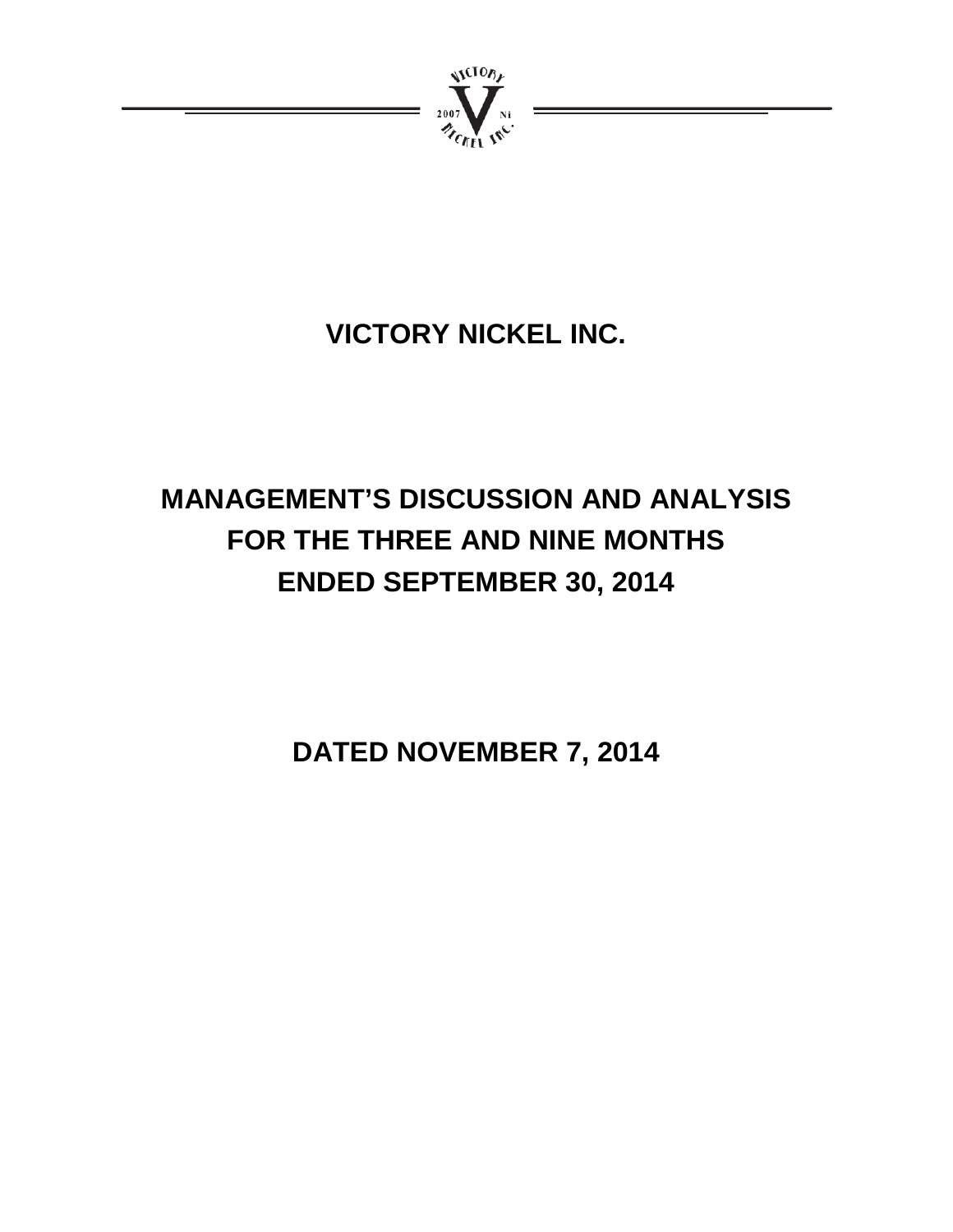# VICTORY NICKEL INC.

# MANAGEMENT'S DISCUSSION AND ANALYSIS FOR THE THREE AND NINE MONTHS ENDED SEPTEMBER 30, 2014

## DATED NOVEMBER 7, 2014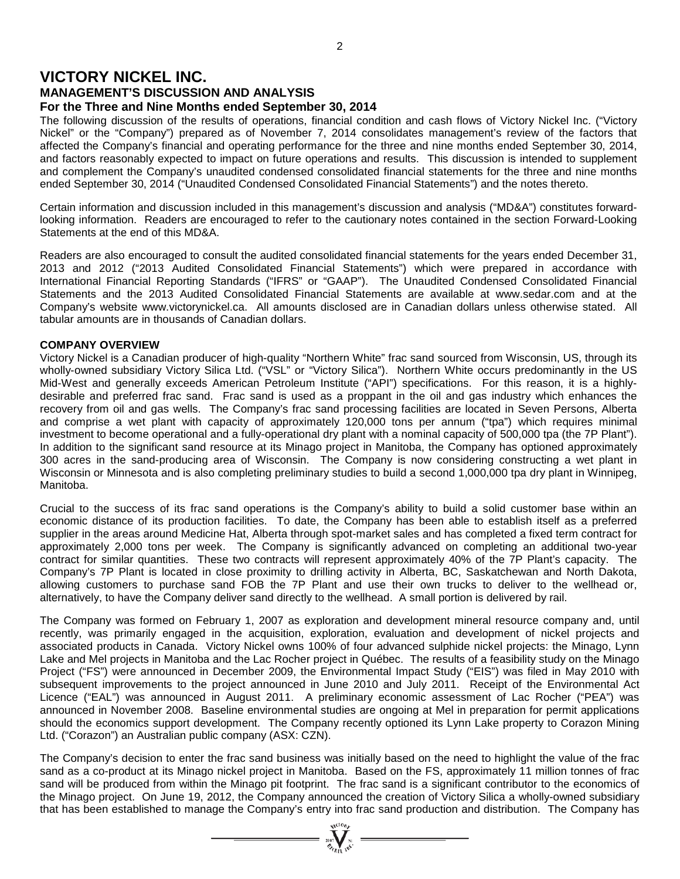# VICTORY NICKEL INC.

## MANAGEMENT'S DISCUSSION AND ANALYSIS

### For the Three and Nine Months ended September 30, 2014

The following discussion of the results of operations, financial condition and cash flows of Victory Nickel Inc. ("Victory Nickel" or the "Company") prepared as of November 7, 2014 consolidates management's review of the factors that affected the Company's financial and operating performance for the three and nine months ended September 30, 2014, and factors reasonably expected to impact on future operations and results. This discussion is intended to supplement and complement the Company's unaudited condensed consolidated financial statements for the three and nine months ended September 30, 2014 ("Unaudited Condensed Consolidated Financial Statements") and the notes thereto.

Certain information and discussion included in this management's discussion and analysis ("MD&A") constitutes forward-looking information. Readers are encouraged to refer to the cautionary notes contained in the section Forward-Looking Statements at the end of this MD&A.

Readers are also encouraged to consult the audited consolidated financial statements for the years ended December 31, 2013 and 2012 ("2013 Audited Consolidated Financial Statements") which were prepared in accordance with International Financial Reporting Standards ("IFRS" or "GAAP"). The Unaudited Condensed Consolidated Financial Statements and the 2013 Audited Consolidated Financial Statements are available at www.sedar.com and at the Company's website www.victorynickel.ca. All amounts disclosed are in Canadian dollars unless otherwise stated. All tabular amounts are in thousands of Canadian dollars.

**COMPANY OVERVIEW**

Victory Nickel is a Canadian producer of high-quality "Northern White" frac sand sourced from Wisconsin, US, through its wholly-owned subsidiary Victory Silica Ltd. ("VSL" or "Victory Silica"). Northern White occurs predominantly in the US Mid-West and generally exceeds American Petroleum Institute ("API") specifications. For this reason, it is a highly-desirable and preferred frac sand. Frac sand is used as a proppant in the oil and gas industry which enhances the recovery from oil and gas wells. The Company's frac sand processing facilities are located in Seven Persons, Alberta and comprise a wet plant with capacity of approximately 120,000 tons per annum ("tpa") which requires minimal investment to become operational and a fully-operational dry plant with a nominal capacity of 500,000 tpa (the 7P Plant"). In addition to the significant sand resource at its Minago project in Manitoba, the Company has optioned approximately 300 acres in the sand-producing area of Wisconsin. The Company is now considering constructing a wet plant in Wisconsin or Minnesota and is also completing preliminary studies to build a second 1,000,000 tpa dry plant in Winnipeg, Manitoba.

Crucial to the success of its frac sand operations is the Company's ability to build a solid customer base within an economic distance of its production facilities. To date, the Company has been able to establish itself as a preferred supplier in the areas around Medicine Hat, Alberta through spot-market sales and has completed a fixed term contract for approximately 2,000 tons per week. The Company is significantly advanced on completing an additional two-year contract for similar quantities. These two contracts will represent approximately 40% of the 7P Plant's capacity. The Company's 7P Plant is located in close proximity to drilling activity in Alberta, BC, Saskatchewan and North Dakota, allowing customers to purchase sand FOB the 7P Plant and use their own trucks to deliver to the wellhead or, alternatively, to have the Company deliver sand directly to the wellhead. A small portion is delivered by rail.

The Company was formed on February 1, 2007 as exploration and development mineral resource company and, until recently, was primarily engaged in the acquisition, exploration, evaluation and development of nickel projects and associated products in Canada. Victory Nickel owns 100% of four advanced sulphide nickel projects: the Minago, Lynn Lake and Mel projects in Manitoba and the Lac Rocher project in Québec. The results of a feasibility study on the Minago Project ("FS") were announced in December 2009, the Environmental Impact Study ("EIS") was filed in May 2010 with subsequent improvements to the project announced in June 2010 and July 2011. Receipt of the Environmental Act Licence ("EAL") was announced in August 2011. A preliminary economic assessment of Lac Rocher ("PEA") was announced in November 2008. Baseline environmental studies are ongoing at Mel in preparation for permit applications should the economics support development. The Company recently optioned its Lynn Lake property to Corazon Mining Ltd. ("Corazon") an Australian public company (ASX: CZN).

The Company's decision to enter the frac sand business was initially based on the need to highlight the value of the frac sand as a co-product at its Minago nickel project in Manitoba. Based on the FS, approximately 11 million tonnes of frac sand will be produced from within the Minago pit footprint. The frac sand is a significant contributor to the economics of the Minago project. On June 19, 2012, the Company announced the creation of Victory Silica a wholly-owned subsidiary that has been established to manage the Company's entry into frac sand production and distribution. The Company has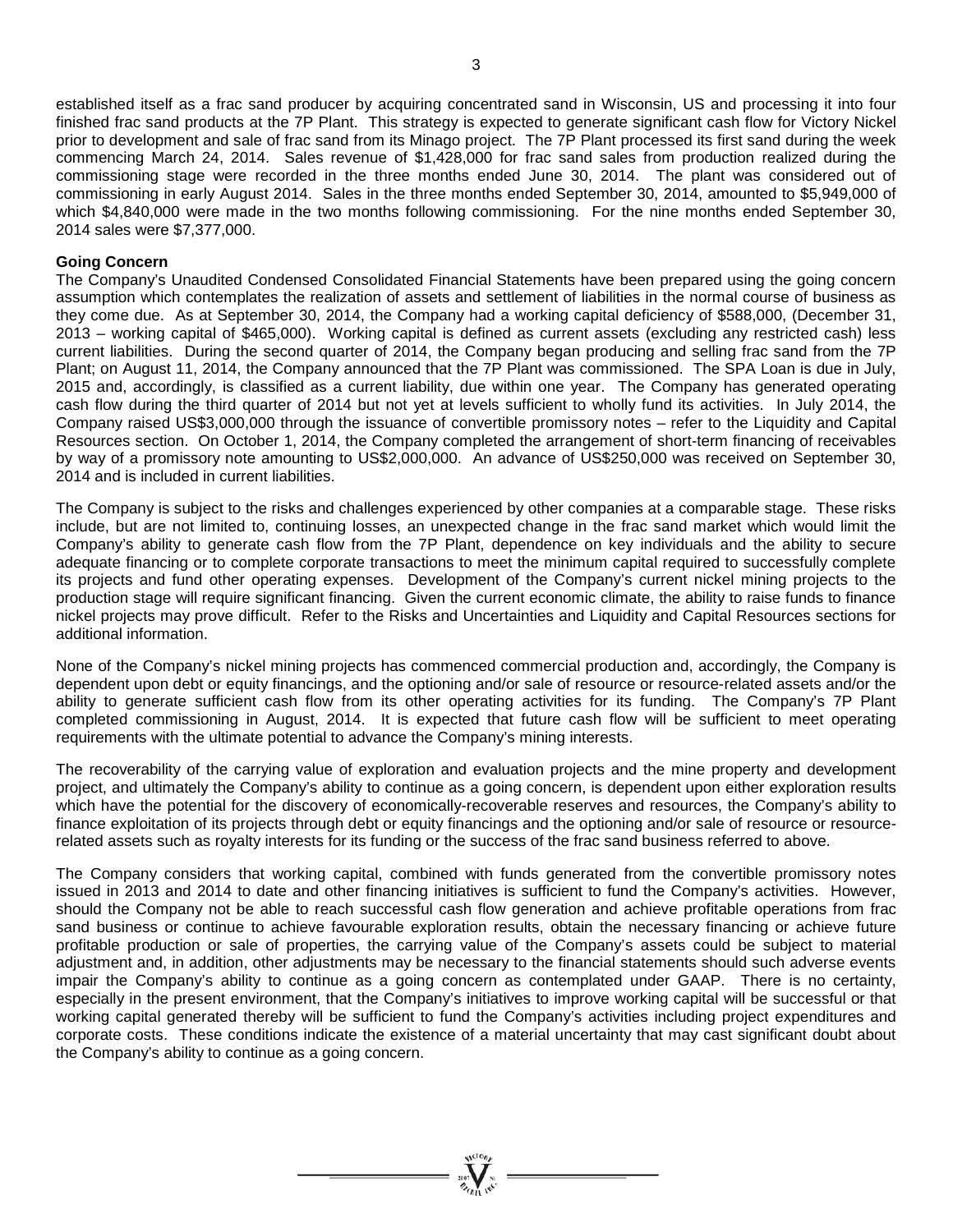established itself as a frac sand producer by acquiring concentrated sand in Wisconsin, US and processing it into four finished frac sand products at the 7P Plant. This strategy is expected to generate significant cash flow for Victory Nickel prior to development and sale of frac sand from its Minago project. The 7P Plant processed its first sand during the week commencing March 24, 2014. Sales revenue of $1,428,000 for frac sand sales from production realized during the commissioning stage were recorded in the three months ended June 30, 2014. The plant was considered out of commissioning in early August 2014. Sales in the three months ended September 30, 2014, amounted to $5,949,000 of which $4,840,000 were made in the two months following commissioning. For the nine months ended September 30, 2014 sales were $7,377,000.

**Going Concern**

The Company's Unaudited Condensed Consolidated Financial Statements have been prepared using the going concern assumption which contemplates the realization of assets and settlement of liabilities in the normal course of business as they come due. As at September 30, 2014, the Company had a working capital deficiency of $588,000, (December 31, 2013 – working capital of $465,000). Working capital is defined as current assets (excluding any restricted cash) less current liabilities. During the second quarter of 2014, the Company began producing and selling frac sand from the 7P Plant; on August 11, 2014, the Company announced that the 7P Plant was commissioned. The SPA Loan is due in July, 2015 and, accordingly, is classified as a current liability, due within one year. The Company has generated operating cash flow during the third quarter of 2014 but not yet at levels sufficient to wholly fund its activities. In July 2014, the Company raised US$3,000,000 through the issuance of convertible promissory notes – refer to the Liquidity and Capital Resources section. On October 1, 2014, the Company completed the arrangement of short-term financing of receivables by way of a promissory note amounting to US$2,000,000. An advance of US$250,000 was received on September 30, 2014 and is included in current liabilities.

The Company is subject to the risks and challenges experienced by other companies at a comparable stage. These risks include, but are not limited to, continuing losses, an unexpected change in the frac sand market which would limit the Company's ability to generate cash flow from the 7P Plant, dependence on key individuals and the ability to secure adequate financing or to complete corporate transactions to meet the minimum capital required to successfully complete its projects and fund other operating expenses. Development of the Company's current nickel mining projects to the production stage will require significant financing. Given the current economic climate, the ability to raise funds to finance nickel projects may prove difficult. Refer to the Risks and Uncertainties and Liquidity and Capital Resources sections for additional information.

None of the Company's nickel mining projects has commenced commercial production and, accordingly, the Company is dependent upon debt or equity financings, and the optioning and/or sale of resource or resource-related assets and/or the ability to generate sufficient cash flow from its other operating activities for its funding. The Company's 7P Plant completed commissioning in August, 2014. It is expected that future cash flow will be sufficient to meet operating requirements with the ultimate potential to advance the Company's mining interests.

The recoverability of the carrying value of exploration and evaluation projects and the mine property and development project, and ultimately the Company's ability to continue as a going concern, is dependent upon either exploration results which have the potential for the discovery of economically-recoverable reserves and resources, the Company's ability to finance exploitation of its projects through debt or equity financings and the optioning and/or sale of resource or resource-related assets such as royalty interests for its funding or the success of the frac sand business referred to above.

The Company considers that working capital, combined with funds generated from the convertible promissory notes issued in 2013 and 2014 to date and other financing initiatives is sufficient to fund the Company's activities. However, should the Company not be able to reach successful cash flow generation and achieve profitable operations from frac sand business or continue to achieve favourable exploration results, obtain the necessary financing or achieve future profitable production or sale of properties, the carrying value of the Company's assets could be subject to material adjustment and, in addition, other adjustments may be necessary to the financial statements should such adverse events impair the Company's ability to continue as a going concern as contemplated under GAAP. There is no certainty, especially in the present environment, that the Company's initiatives to improve working capital will be successful or that working capital generated thereby will be sufficient to fund the Company's activities including project expenditures and corporate costs. These conditions indicate the existence of a material uncertainty that may cast significant doubt about the Company's ability to continue as a going concern.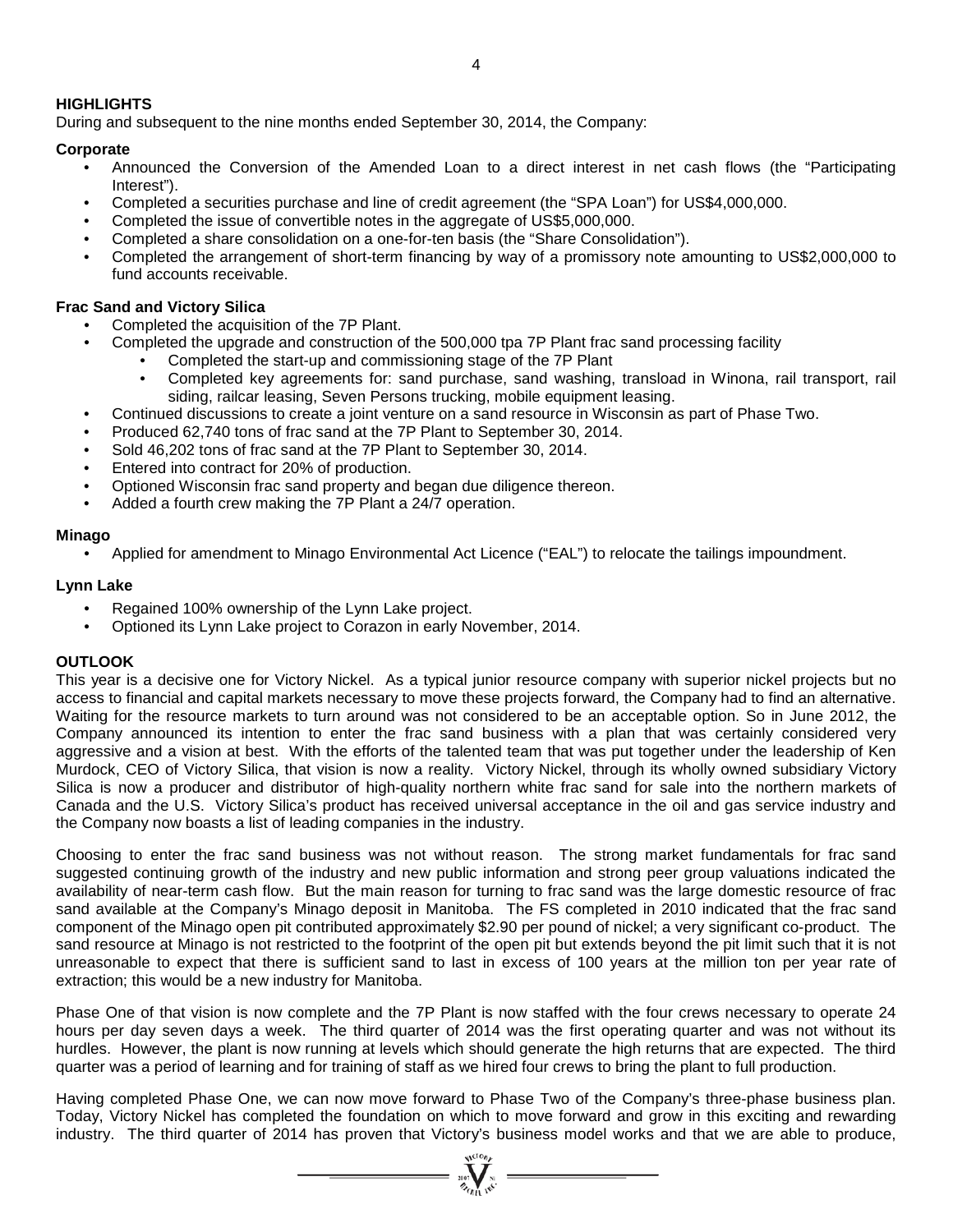## HIGHLIGHTS

During and subsequent to the nine months ended September 30, 2014, the Company:

### Corporate

- Announced the Conversion of the Amended Loan to a direct interest in net cash flows (the "Participating Interest").
- Completed a securities purchase and line of credit agreement (the "SPA Loan") for US$4,000,000.
- Completed the issue of convertible notes in the aggregate of US$5,000,000.
- Completed a share consolidation on a one-for-ten basis (the "Share Consolidation").
- Completed the arrangement of short-term financing by way of a promissory note amounting to US$2,000,000 to fund accounts receivable.

### Frac Sand and Victory Silica

- Completed the acquisition of the 7P Plant.
- Completed the upgrade and construction of the 500,000 tpa 7P Plant frac sand processing facility
  - Completed the start-up and commissioning stage of the 7P Plant
  - Completed key agreements for: sand purchase, sand washing, transload in Winona, rail transport, rail siding, railcar leasing, Seven Persons trucking, mobile equipment leasing.
- Continued discussions to create a joint venture on a sand resource in Wisconsin as part of Phase Two.
- Produced 62,740 tons of frac sand at the 7P Plant to September 30, 2014.
- Sold 46,202 tons of frac sand at the 7P Plant to September 30, 2014.
- Entered into contract for 20% of production.
- Optioned Wisconsin frac sand property and began due diligence thereon.
- Added a fourth crew making the 7P Plant a 24/7 operation.

### Minago

- Applied for amendment to Minago Environmental Act Licence ("EAL") to relocate the tailings impoundment.

### Lynn Lake

- Regained 100% ownership of the Lynn Lake project.
- Optioned its Lynn Lake project to Corazon in early November, 2014.

## OUTLOOK

This year is a decisive one for Victory Nickel. As a typical junior resource company with superior nickel projects but no access to financial and capital markets necessary to move these projects forward, the Company had to find an alternative. Waiting for the resource markets to turn around was not considered to be an acceptable option. So in June 2012, the Company announced its intention to enter the frac sand business with a plan that was certainly considered very aggressive and a vision at best. With the efforts of the talented team that was put together under the leadership of Ken Murdock, CEO of Victory Silica, that vision is now a reality. Victory Nickel, through its wholly owned subsidiary Victory Silica is now a producer and distributor of high-quality northern white frac sand for sale into the northern markets of Canada and the U.S. Victory Silica's product has received universal acceptance in the oil and gas service industry and the Company now boasts a list of leading companies in the industry.

Choosing to enter the frac sand business was not without reason. The strong market fundamentals for frac sand suggested continuing growth of the industry and new public information and strong peer group valuations indicated the availability of near-term cash flow. But the main reason for turning to frac sand was the large domestic resource of frac sand available at the Company's Minago deposit in Manitoba. The FS completed in 2010 indicated that the frac sand component of the Minago open pit contributed approximately $2.90 per pound of nickel; a very significant co-product. The sand resource at Minago is not restricted to the footprint of the open pit but extends beyond the pit limit such that it is not unreasonable to expect that there is sufficient sand to last in excess of 100 years at the million ton per year rate of extraction; this would be a new industry for Manitoba.

Phase One of that vision is now complete and the 7P Plant is now staffed with the four crews necessary to operate 24 hours per day seven days a week. The third quarter of 2014 was the first operating quarter and was not without its hurdles. However, the plant is now running at levels which should generate the high returns that are expected. The third quarter was a period of learning and for training of staff as we hired four crews to bring the plant to full production.

Having completed Phase One, we can now move forward to Phase Two of the Company's three-phase business plan. Today, Victory Nickel has completed the foundation on which to move forward and grow in this exciting and rewarding industry. The third quarter of 2014 has proven that Victory's business model works and that we are able to produce,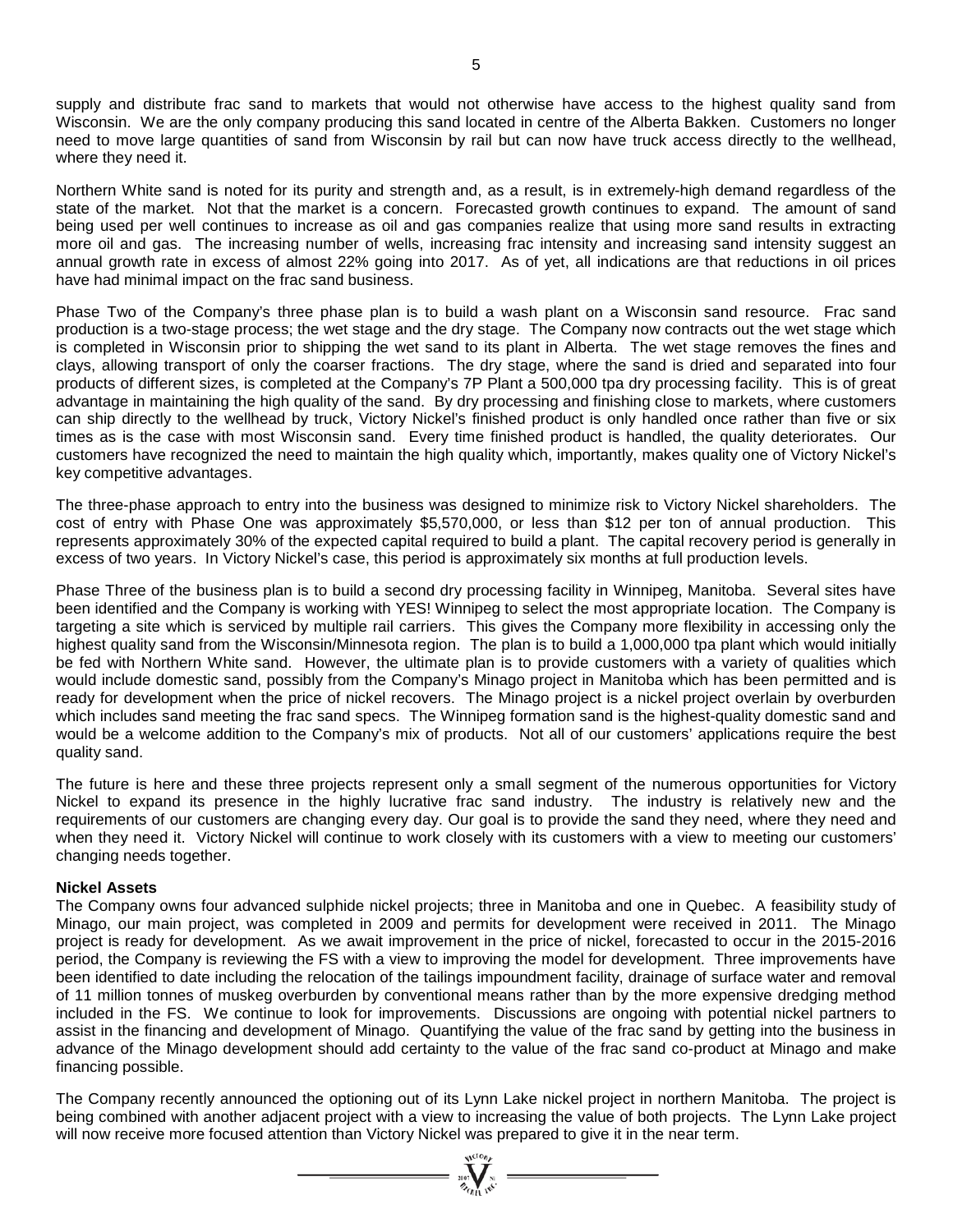supply and distribute frac sand to markets that would not otherwise have access to the highest quality sand from Wisconsin. We are the only company producing this sand located in centre of the Alberta Bakken. Customers no longer need to move large quantities of sand from Wisconsin by rail but can now have truck access directly to the wellhead, where they need it.

Northern White sand is noted for its purity and strength and, as a result, is in extremely-high demand regardless of the state of the market. Not that the market is a concern. Forecasted growth continues to expand. The amount of sand being used per well continues to increase as oil and gas companies realize that using more sand results in extracting more oil and gas. The increasing number of wells, increasing frac intensity and increasing sand intensity suggest an annual growth rate in excess of almost 22% going into 2017. As of yet, all indications are that reductions in oil prices have had minimal impact on the frac sand business.

Phase Two of the Company's three phase plan is to build a wash plant on a Wisconsin sand resource. Frac sand production is a two-stage process; the wet stage and the dry stage. The Company now contracts out the wet stage which is completed in Wisconsin prior to shipping the wet sand to its plant in Alberta. The wet stage removes the fines and clays, allowing transport of only the coarser fractions. The dry stage, where the sand is dried and separated into four products of different sizes, is completed at the Company's 7P Plant a 500,000 tpa dry processing facility. This is of great advantage in maintaining the high quality of the sand. By dry processing and finishing close to markets, where customers can ship directly to the wellhead by truck, Victory Nickel's finished product is only handled once rather than five or six times as is the case with most Wisconsin sand. Every time finished product is handled, the quality deteriorates. Our customers have recognized the need to maintain the high quality which, importantly, makes quality one of Victory Nickel's key competitive advantages.

The three-phase approach to entry into the business was designed to minimize risk to Victory Nickel shareholders. The cost of entry with Phase One was approximately $5,570,000, or less than $12 per ton of annual production. This represents approximately 30% of the expected capital required to build a plant. The capital recovery period is generally in excess of two years. In Victory Nickel's case, this period is approximately six months at full production levels.

Phase Three of the business plan is to build a second dry processing facility in Winnipeg, Manitoba. Several sites have been identified and the Company is working with YES! Winnipeg to select the most appropriate location. The Company is targeting a site which is serviced by multiple rail carriers. This gives the Company more flexibility in accessing only the highest quality sand from the Wisconsin/Minnesota region. The plan is to build a 1,000,000 tpa plant which would initially be fed with Northern White sand. However, the ultimate plan is to provide customers with a variety of qualities which would include domestic sand, possibly from the Company's Minago project in Manitoba which has been permitted and is ready for development when the price of nickel recovers. The Minago project is a nickel project overlain by overburden which includes sand meeting the frac sand specs. The Winnipeg formation sand is the highest-quality domestic sand and would be a welcome addition to the Company's mix of products. Not all of our customers' applications require the best quality sand.

The future is here and these three projects represent only a small segment of the numerous opportunities for Victory Nickel to expand its presence in the highly lucrative frac sand industry. The industry is relatively new and the requirements of our customers are changing every day. Our goal is to provide the sand they need, where they need and when they need it. Victory Nickel will continue to work closely with its customers with a view to meeting our customers' changing needs together.

**Nickel Assets**

The Company owns four advanced sulphide nickel projects; three in Manitoba and one in Quebec. A feasibility study of Minago, our main project, was completed in 2009 and permits for development were received in 2011. The Minago project is ready for development. As we await improvement in the price of nickel, forecasted to occur in the 2015-2016 period, the Company is reviewing the FS with a view to improving the model for development. Three improvements have been identified to date including the relocation of the tailings impoundment facility, drainage of surface water and removal of 11 million tonnes of muskeg overburden by conventional means rather than by the more expensive dredging method included in the FS. We continue to look for improvements. Discussions are ongoing with potential nickel partners to assist in the financing and development of Minago. Quantifying the value of the frac sand by getting into the business in advance of the Minago development should add certainty to the value of the frac sand co-product at Minago and make financing possible.

The Company recently announced the optioning out of its Lynn Lake nickel project in northern Manitoba. The project is being combined with another adjacent project with a view to increasing the value of both projects. The Lynn Lake project will now receive more focused attention than Victory Nickel was prepared to give it in the near term.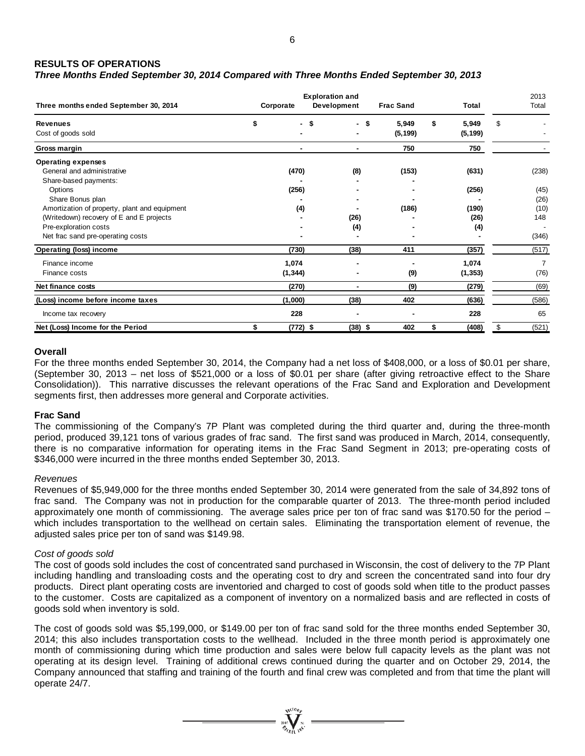## RESULTS OF OPERATIONS

### *Three Months Ended September 30, 2014 Compared with Three Months Ended September 30, 2013*

| Three months ended September 30, 2014 | Corporate | Exploration and Development | Frac Sand | Total | 2013 Total |
|---|---|---|---|---|---|
| **Revenues** | $ - | $ - | $ 5,949 | $ 5,949 | $ - |
| Cost of goods sold | - | - | (5,199) | (5,199) | - |
| **Gross margin** | - | - | 750 | 750 | - |
| **Operating expenses** | | | | | |
| General and administrative | (470) | (8) | (153) | (631) | (238) |
| Share-based payments: | - | - | - | | |
| Options | (256) | - | - | (256) | (45) |
| Share Bonus plan | - | - | - | - | (26) |
| Amortization of property, plant and equipment | (4) | - | (186) | (190) | (10) |
| (Writedown) recovery of E and E projects | - | (26) | - | (26) | 148 |
| Pre-exploration costs | - | (4) | - | (4) | - |
| Net frac sand pre-operating costs | - | - | - | - | (346) |
| **Operating (loss) income** | (730) | (38) | 411 | (357) | (517) |
| Finance income | 1,074 | - | - | 1,074 | 7 |
| Finance costs | (1,344) | - | (9) | (1,353) | (76) |
| **Net finance costs** | (270) | - | (9) | (279) | (69) |
| **(Loss) income before income taxes** | (1,000) | (38) | 402 | (636) | (586) |
| Income tax recovery | 228 | - | - | 228 | 65 |
| **Net (Loss) Income for the Period** | $ (772) | $ (38) | $ 402 | $ (408) | $ (521) |

### Overall

For the three months ended September 30, 2014, the Company had a net loss of $408,000, or a loss of $0.01 per share, (September 30, 2013 – net loss of $521,000 or a loss of $0.01 per share (after giving retroactive effect to the Share Consolidation)). This narrative discusses the relevant operations of the Frac Sand and Exploration and Development segments first, then addresses more general and Corporate activities.

### Frac Sand

The commissioning of the Company's 7P Plant was completed during the third quarter and, during the three-month period, produced 39,121 tons of various grades of frac sand. The first sand was produced in March, 2014, consequently, there is no comparative information for operating items in the Frac Sand Segment in 2013; pre-operating costs of $346,000 were incurred in the three months ended September 30, 2013.

*Revenues*

Revenues of $5,949,000 for the three months ended September 30, 2014 were generated from the sale of 34,892 tons of frac sand. The Company was not in production for the comparable quarter of 2013. The three-month period included approximately one month of commissioning. The average sales price per ton of frac sand was $170.50 for the period – which includes transportation to the wellhead on certain sales. Eliminating the transportation element of revenue, the adjusted sales price per ton of sand was $149.98.

*Cost of goods sold*

The cost of goods sold includes the cost of concentrated sand purchased in Wisconsin, the cost of delivery to the 7P Plant including handling and transloading costs and the operating cost to dry and screen the concentrated sand into four dry products. Direct plant operating costs are inventoried and charged to cost of goods sold when title to the product passes to the customer. Costs are capitalized as a component of inventory on a normalized basis and are reflected in costs of goods sold when inventory is sold.

The cost of goods sold was $5,199,000, or $149.00 per ton of frac sand sold for the three months ended September 30, 2014; this also includes transportation costs to the wellhead. Included in the three month period is approximately one month of commissioning during which time production and sales were below full capacity levels as the plant was not operating at its design level. Training of additional crews continued during the quarter and on October 29, 2014, the Company announced that staffing and training of the fourth and final crew was completed and from that time the plant will operate 24/7.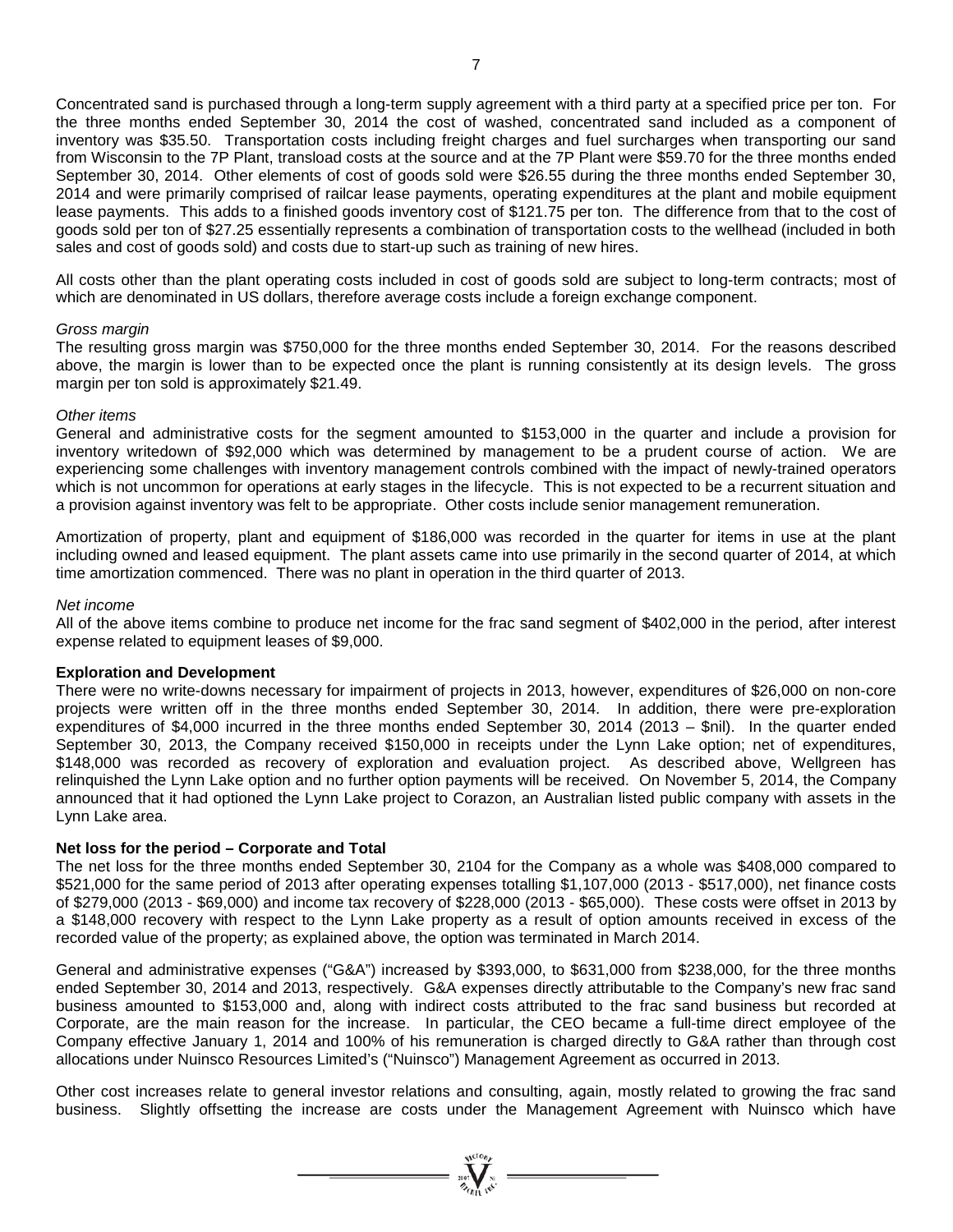Concentrated sand is purchased through a long-term supply agreement with a third party at a specified price per ton. For the three months ended September 30, 2014 the cost of washed, concentrated sand included as a component of inventory was $35.50. Transportation costs including freight charges and fuel surcharges when transporting our sand from Wisconsin to the 7P Plant, transload costs at the source and at the 7P Plant were $59.70 for the three months ended September 30, 2014. Other elements of cost of goods sold were $26.55 during the three months ended September 30, 2014 and were primarily comprised of railcar lease payments, operating expenditures at the plant and mobile equipment lease payments. This adds to a finished goods inventory cost of $121.75 per ton. The difference from that to the cost of goods sold per ton of $27.25 essentially represents a combination of transportation costs to the wellhead (included in both sales and cost of goods sold) and costs due to start-up such as training of new hires.

All costs other than the plant operating costs included in cost of goods sold are subject to long-term contracts; most of which are denominated in US dollars, therefore average costs include a foreign exchange component.

*Gross margin*

The resulting gross margin was $750,000 for the three months ended September 30, 2014. For the reasons described above, the margin is lower than to be expected once the plant is running consistently at its design levels. The gross margin per ton sold is approximately $21.49.

*Other items*

General and administrative costs for the segment amounted to $153,000 in the quarter and include a provision for inventory writedown of $92,000 which was determined by management to be a prudent course of action. We are experiencing some challenges with inventory management controls combined with the impact of newly-trained operators which is not uncommon for operations at early stages in the lifecycle. This is not expected to be a recurrent situation and a provision against inventory was felt to be appropriate. Other costs include senior management remuneration.

Amortization of property, plant and equipment of $186,000 was recorded in the quarter for items in use at the plant including owned and leased equipment. The plant assets came into use primarily in the second quarter of 2014, at which time amortization commenced. There was no plant in operation in the third quarter of 2013.

*Net income*

All of the above items combine to produce net income for the frac sand segment of $402,000 in the period, after interest expense related to equipment leases of $9,000.

**Exploration and Development**

There were no write-downs necessary for impairment of projects in 2013, however, expenditures of $26,000 on non-core projects were written off in the three months ended September 30, 2014. In addition, there were pre-exploration expenditures of $4,000 incurred in the three months ended September 30, 2014 (2013 – $nil). In the quarter ended September 30, 2013, the Company received $150,000 in receipts under the Lynn Lake option; net of expenditures, $148,000 was recorded as recovery of exploration and evaluation project. As described above, Wellgreen has relinquished the Lynn Lake option and no further option payments will be received. On November 5, 2014, the Company announced that it had optioned the Lynn Lake project to Corazon, an Australian listed public company with assets in the Lynn Lake area.

**Net loss for the period – Corporate and Total**

The net loss for the three months ended September 30, 2104 for the Company as a whole was $408,000 compared to $521,000 for the same period of 2013 after operating expenses totalling $1,107,000 (2013 - $517,000), net finance costs of $279,000 (2013 - $69,000) and income tax recovery of $228,000 (2013 - $65,000). These costs were offset in 2013 by a $148,000 recovery with respect to the Lynn Lake property as a result of option amounts received in excess of the recorded value of the property; as explained above, the option was terminated in March 2014.

General and administrative expenses ("G&A") increased by $393,000, to $631,000 from $238,000, for the three months ended September 30, 2014 and 2013, respectively. G&A expenses directly attributable to the Company's new frac sand business amounted to $153,000 and, along with indirect costs attributed to the frac sand business but recorded at Corporate, are the main reason for the increase. In particular, the CEO became a full-time direct employee of the Company effective January 1, 2014 and 100% of his remuneration is charged directly to G&A rather than through cost allocations under Nuinsco Resources Limited's ("Nuinsco") Management Agreement as occurred in 2013.

Other cost increases relate to general investor relations and consulting, again, mostly related to growing the frac sand business. Slightly offsetting the increase are costs under the Management Agreement with Nuinsco which have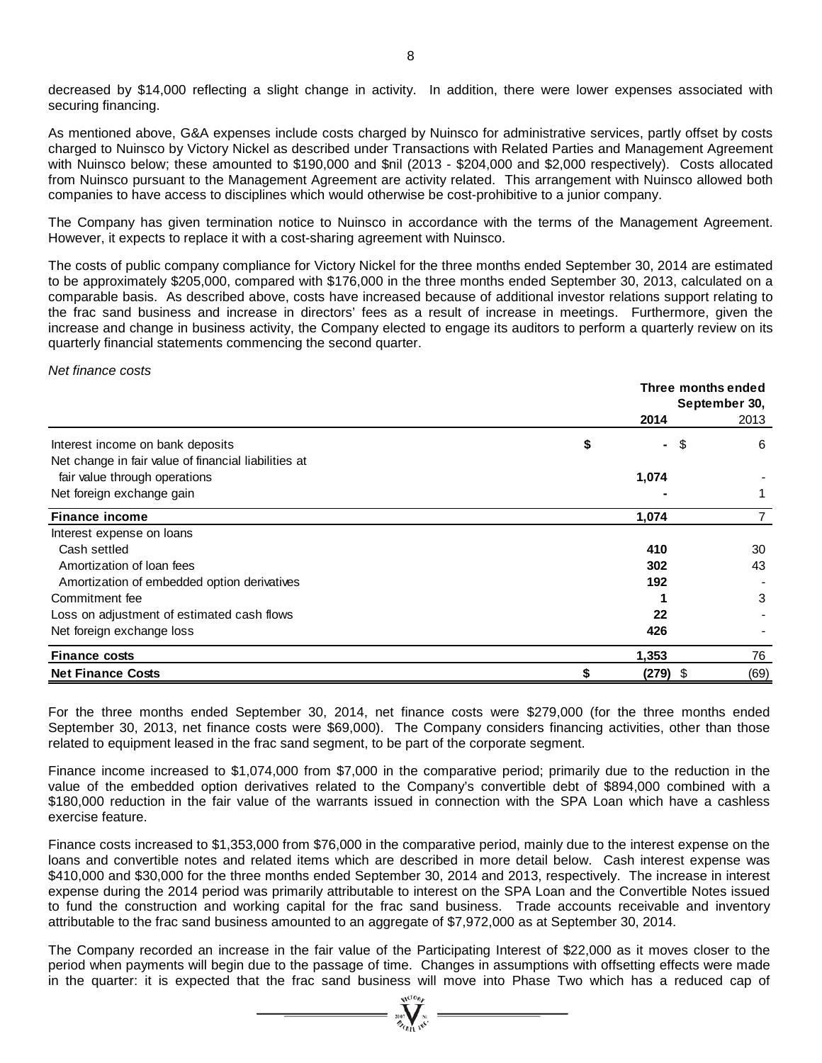decreased by $14,000 reflecting a slight change in activity. In addition, there were lower expenses associated with securing financing.

As mentioned above, G&A expenses include costs charged by Nuinsco for administrative services, partly offset by costs charged to Nuinsco by Victory Nickel as described under Transactions with Related Parties and Management Agreement with Nuinsco below; these amounted to $190,000 and $nil (2013 - $204,000 and $2,000 respectively). Costs allocated from Nuinsco pursuant to the Management Agreement are activity related. This arrangement with Nuinsco allowed both companies to have access to disciplines which would otherwise be cost-prohibitive to a junior company.

The Company has given termination notice to Nuinsco in accordance with the terms of the Management Agreement. However, it expects to replace it with a cost-sharing agreement with Nuinsco.

The costs of public company compliance for Victory Nickel for the three months ended September 30, 2014 are estimated to be approximately $205,000, compared with $176,000 in the three months ended September 30, 2013, calculated on a comparable basis. As described above, costs have increased because of additional investor relations support relating to the frac sand business and increase in directors' fees as a result of increase in meetings. Furthermore, given the increase and change in business activity, the Company elected to engage its auditors to perform a quarterly review on its quarterly financial statements commencing the second quarter.

*Net finance costs*

| | Three months ended September 30, | |
|---|---|---|
| | **2014** | 2013 |
| Interest income on bank deposits | $ - | $ 6 |
| Net change in fair value of financial liabilities at fair value through operations | **1,074** | - |
| Net foreign exchange gain | **-** | 1 |
| **Finance income** | **1,074** | 7 |
| Interest expense on loans | | |
| Cash settled | **410** | 30 |
| Amortization of loan fees | **302** | 43 |
| Amortization of embedded option derivatives | **192** | - |
| Commitment fee | **1** | 3 |
| Loss on adjustment of estimated cash flows | **22** | - |
| Net foreign exchange loss | **426** | - |
| **Finance costs** | **1,353** | 76 |
| **Net Finance Costs** | **$ (279)** | $ (69) |

For the three months ended September 30, 2014, net finance costs were $279,000 (for the three months ended September 30, 2013, net finance costs were $69,000). The Company considers financing activities, other than those related to equipment leased in the frac sand segment, to be part of the corporate segment.

Finance income increased to $1,074,000 from $7,000 in the comparative period; primarily due to the reduction in the value of the embedded option derivatives related to the Company's convertible debt of $894,000 combined with a $180,000 reduction in the fair value of the warrants issued in connection with the SPA Loan which have a cashless exercise feature.

Finance costs increased to $1,353,000 from $76,000 in the comparative period, mainly due to the interest expense on the loans and convertible notes and related items which are described in more detail below. Cash interest expense was $410,000 and $30,000 for the three months ended September 30, 2014 and 2013, respectively. The increase in interest expense during the 2014 period was primarily attributable to interest on the SPA Loan and the Convertible Notes issued to fund the construction and working capital for the frac sand business. Trade accounts receivable and inventory attributable to the frac sand business amounted to an aggregate of $7,972,000 as at September 30, 2014.

The Company recorded an increase in the fair value of the Participating Interest of $22,000 as it moves closer to the period when payments will begin due to the passage of time. Changes in assumptions with offsetting effects were made in the quarter: it is expected that the frac sand business will move into Phase Two which has a reduced cap of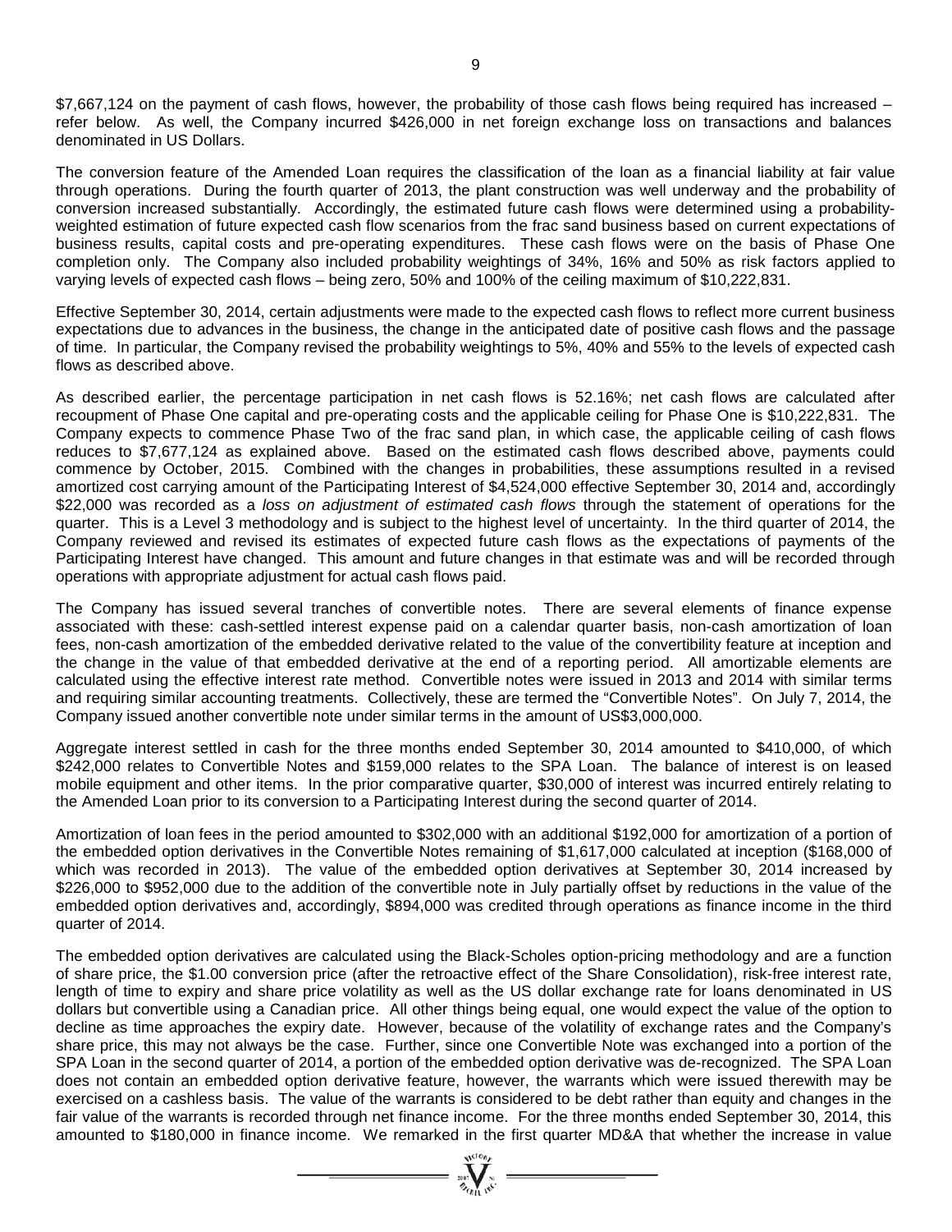$7,667,124 on the payment of cash flows, however, the probability of those cash flows being required has increased – refer below. As well, the Company incurred $426,000 in net foreign exchange loss on transactions and balances denominated in US Dollars.

The conversion feature of the Amended Loan requires the classification of the loan as a financial liability at fair value through operations. During the fourth quarter of 2013, the plant construction was well underway and the probability of conversion increased substantially. Accordingly, the estimated future cash flows were determined using a probability-weighted estimation of future expected cash flow scenarios from the frac sand business based on current expectations of business results, capital costs and pre-operating expenditures. These cash flows were on the basis of Phase One completion only. The Company also included probability weightings of 34%, 16% and 50% as risk factors applied to varying levels of expected cash flows – being zero, 50% and 100% of the ceiling maximum of $10,222,831.

Effective September 30, 2014, certain adjustments were made to the expected cash flows to reflect more current business expectations due to advances in the business, the change in the anticipated date of positive cash flows and the passage of time. In particular, the Company revised the probability weightings to 5%, 40% and 55% to the levels of expected cash flows as described above.

As described earlier, the percentage participation in net cash flows is 52.16%; net cash flows are calculated after recoupment of Phase One capital and pre-operating costs and the applicable ceiling for Phase One is $10,222,831. The Company expects to commence Phase Two of the frac sand plan, in which case, the applicable ceiling of cash flows reduces to $7,677,124 as explained above. Based on the estimated cash flows described above, payments could commence by October, 2015. Combined with the changes in probabilities, these assumptions resulted in a revised amortized cost carrying amount of the Participating Interest of $4,524,000 effective September 30, 2014 and, accordingly $22,000 was recorded as a *loss on adjustment of estimated cash flows* through the statement of operations for the quarter. This is a Level 3 methodology and is subject to the highest level of uncertainty. In the third quarter of 2014, the Company reviewed and revised its estimates of expected future cash flows as the expectations of payments of the Participating Interest have changed. This amount and future changes in that estimate was and will be recorded through operations with appropriate adjustment for actual cash flows paid.

The Company has issued several tranches of convertible notes. There are several elements of finance expense associated with these: cash-settled interest expense paid on a calendar quarter basis, non-cash amortization of loan fees, non-cash amortization of the embedded derivative related to the value of the convertibility feature at inception and the change in the value of that embedded derivative at the end of a reporting period. All amortizable elements are calculated using the effective interest rate method. Convertible notes were issued in 2013 and 2014 with similar terms and requiring similar accounting treatments. Collectively, these are termed the "Convertible Notes". On July 7, 2014, the Company issued another convertible note under similar terms in the amount of US$3,000,000.

Aggregate interest settled in cash for the three months ended September 30, 2014 amounted to $410,000, of which $242,000 relates to Convertible Notes and $159,000 relates to the SPA Loan. The balance of interest is on leased mobile equipment and other items. In the prior comparative quarter, $30,000 of interest was incurred entirely relating to the Amended Loan prior to its conversion to a Participating Interest during the second quarter of 2014.

Amortization of loan fees in the period amounted to $302,000 with an additional $192,000 for amortization of a portion of the embedded option derivatives in the Convertible Notes remaining of $1,617,000 calculated at inception ($168,000 of which was recorded in 2013). The value of the embedded option derivatives at September 30, 2014 increased by $226,000 to $952,000 due to the addition of the convertible note in July partially offset by reductions in the value of the embedded option derivatives and, accordingly, $894,000 was credited through operations as finance income in the third quarter of 2014.

The embedded option derivatives are calculated using the Black-Scholes option-pricing methodology and are a function of share price, the $1.00 conversion price (after the retroactive effect of the Share Consolidation), risk-free interest rate, length of time to expiry and share price volatility as well as the US dollar exchange rate for loans denominated in US dollars but convertible using a Canadian price. All other things being equal, one would expect the value of the option to decline as time approaches the expiry date. However, because of the volatility of exchange rates and the Company's share price, this may not always be the case. Further, since one Convertible Note was exchanged into a portion of the SPA Loan in the second quarter of 2014, a portion of the embedded option derivative was de-recognized. The SPA Loan does not contain an embedded option derivative feature, however, the warrants which were issued therewith may be exercised on a cashless basis. The value of the warrants is considered to be debt rather than equity and changes in the fair value of the warrants is recorded through net finance income. For the three months ended September 30, 2014, this amounted to $180,000 in finance income. We remarked in the first quarter MD&A that whether the increase in value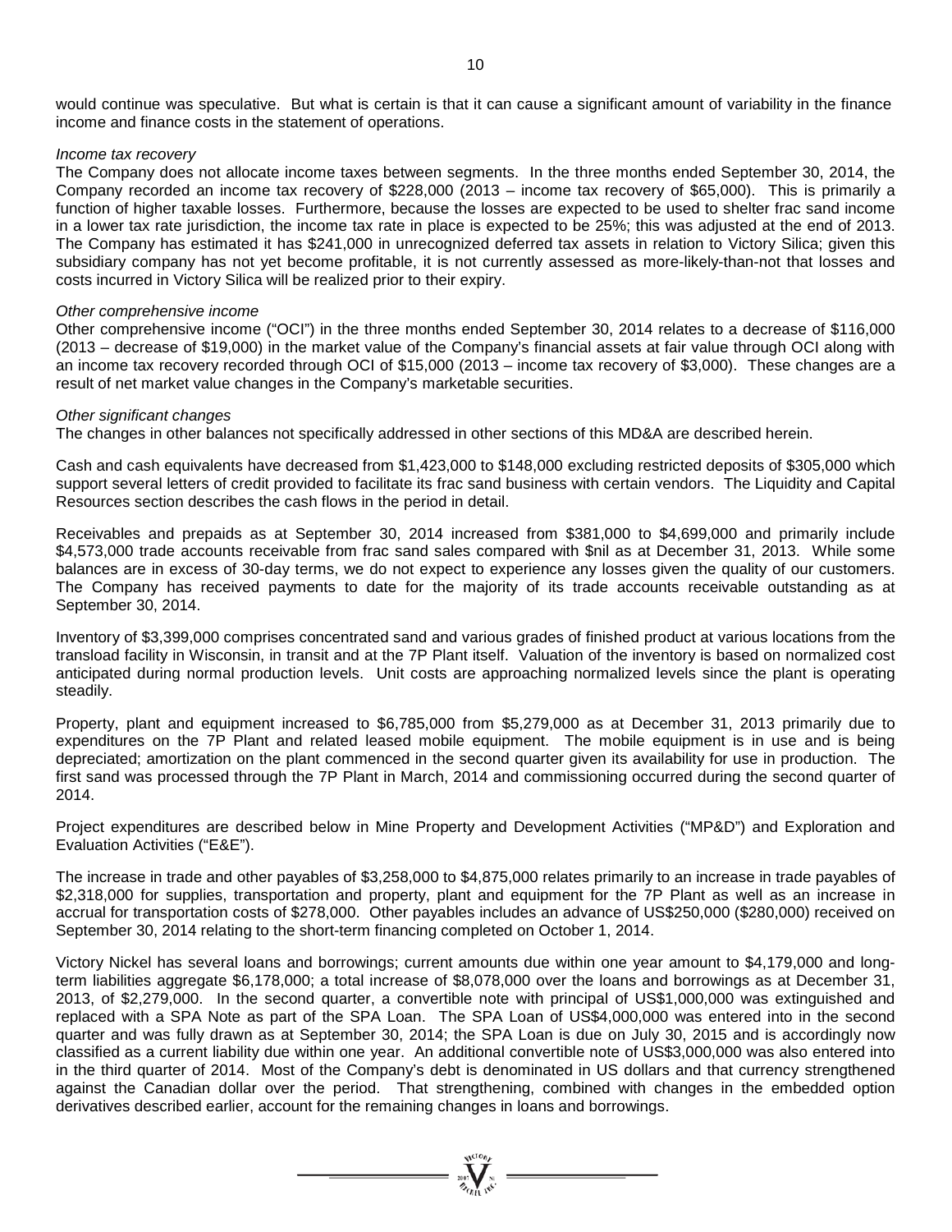would continue was speculative. But what is certain is that it can cause a significant amount of variability in the finance income and finance costs in the statement of operations.

*Income tax recovery*

The Company does not allocate income taxes between segments. In the three months ended September 30, 2014, the Company recorded an income tax recovery of $228,000 (2013 – income tax recovery of $65,000). This is primarily a function of higher taxable losses. Furthermore, because the losses are expected to be used to shelter frac sand income in a lower tax rate jurisdiction, the income tax rate in place is expected to be 25%; this was adjusted at the end of 2013. The Company has estimated it has $241,000 in unrecognized deferred tax assets in relation to Victory Silica; given this subsidiary company has not yet become profitable, it is not currently assessed as more-likely-than-not that losses and costs incurred in Victory Silica will be realized prior to their expiry.

*Other comprehensive income*

Other comprehensive income ("OCI") in the three months ended September 30, 2014 relates to a decrease of $116,000 (2013 – decrease of $19,000) in the market value of the Company's financial assets at fair value through OCI along with an income tax recovery recorded through OCI of $15,000 (2013 – income tax recovery of $3,000). These changes are a result of net market value changes in the Company's marketable securities.

*Other significant changes*

The changes in other balances not specifically addressed in other sections of this MD&A are described herein.

Cash and cash equivalents have decreased from $1,423,000 to $148,000 excluding restricted deposits of $305,000 which support several letters of credit provided to facilitate its frac sand business with certain vendors. The Liquidity and Capital Resources section describes the cash flows in the period in detail.

Receivables and prepaids as at September 30, 2014 increased from $381,000 to $4,699,000 and primarily include $4,573,000 trade accounts receivable from frac sand sales compared with $nil as at December 31, 2013. While some balances are in excess of 30-day terms, we do not expect to experience any losses given the quality of our customers. The Company has received payments to date for the majority of its trade accounts receivable outstanding as at September 30, 2014.

Inventory of $3,399,000 comprises concentrated sand and various grades of finished product at various locations from the transload facility in Wisconsin, in transit and at the 7P Plant itself. Valuation of the inventory is based on normalized cost anticipated during normal production levels. Unit costs are approaching normalized levels since the plant is operating steadily.

Property, plant and equipment increased to $6,785,000 from $5,279,000 as at December 31, 2013 primarily due to expenditures on the 7P Plant and related leased mobile equipment. The mobile equipment is in use and is being depreciated; amortization on the plant commenced in the second quarter given its availability for use in production. The first sand was processed through the 7P Plant in March, 2014 and commissioning occurred during the second quarter of 2014.

Project expenditures are described below in Mine Property and Development Activities ("MP&D") and Exploration and Evaluation Activities ("E&E").

The increase in trade and other payables of $3,258,000 to $4,875,000 relates primarily to an increase in trade payables of $2,318,000 for supplies, transportation and property, plant and equipment for the 7P Plant as well as an increase in accrual for transportation costs of $278,000. Other payables includes an advance of US$250,000 ($280,000) received on September 30, 2014 relating to the short-term financing completed on October 1, 2014.

Victory Nickel has several loans and borrowings; current amounts due within one year amount to $4,179,000 and long-term liabilities aggregate $6,178,000; a total increase of $8,078,000 over the loans and borrowings as at December 31, 2013, of $2,279,000. In the second quarter, a convertible note with principal of US$1,000,000 was extinguished and replaced with a SPA Note as part of the SPA Loan. The SPA Loan of US$4,000,000 was entered into in the second quarter and was fully drawn as at September 30, 2014; the SPA Loan is due on July 30, 2015 and is accordingly now classified as a current liability due within one year. An additional convertible note of US$3,000,000 was also entered into in the third quarter of 2014. Most of the Company's debt is denominated in US dollars and that currency strengthened against the Canadian dollar over the period. That strengthening, combined with changes in the embedded option derivatives described earlier, account for the remaining changes in loans and borrowings.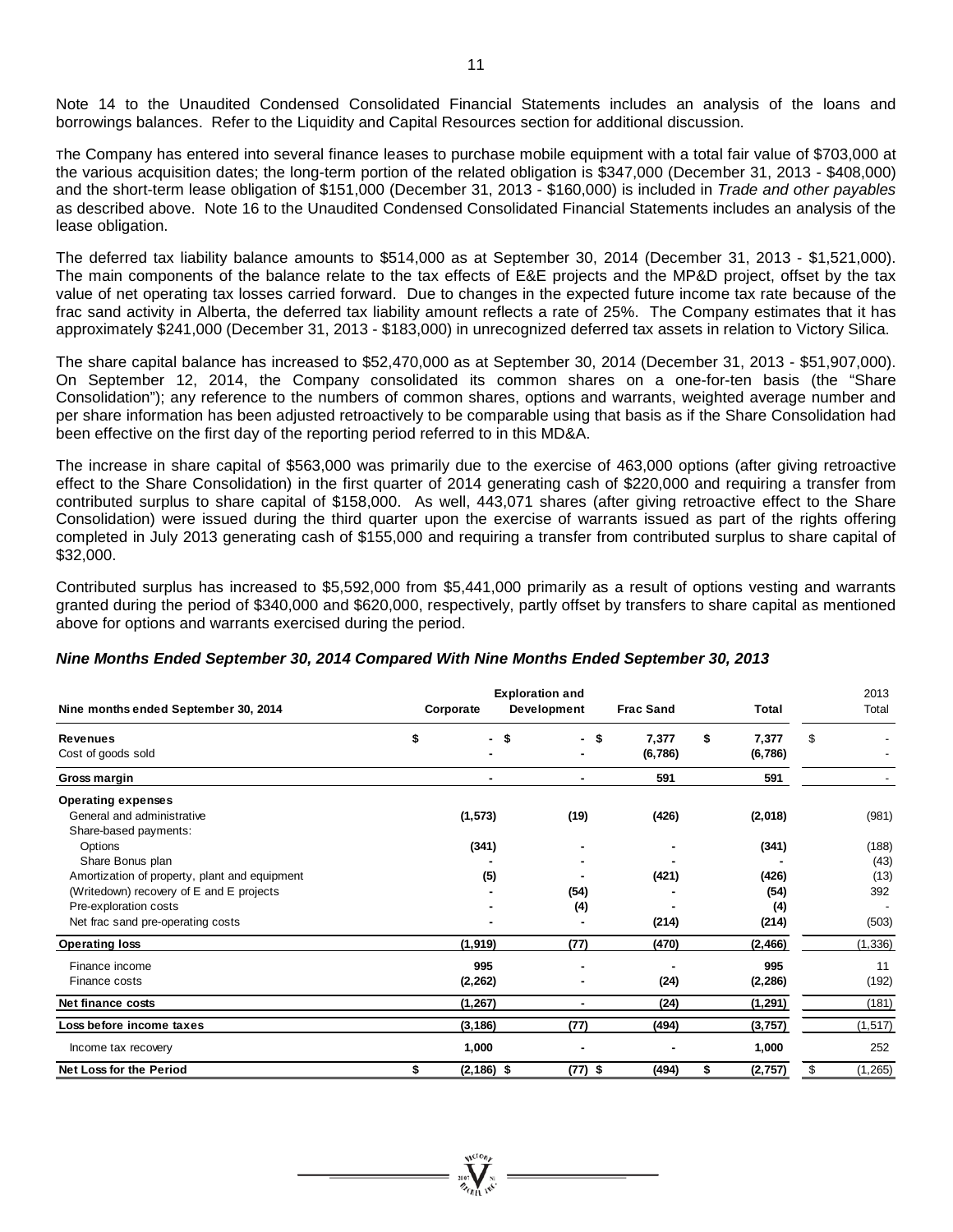Note 14 to the Unaudited Condensed Consolidated Financial Statements includes an analysis of the loans and borrowings balances. Refer to the Liquidity and Capital Resources section for additional discussion.

The Company has entered into several finance leases to purchase mobile equipment with a total fair value of $703,000 at the various acquisition dates; the long-term portion of the related obligation is $347,000 (December 31, 2013 - $408,000) and the short-term lease obligation of $151,000 (December 31, 2013 - $160,000) is included in *Trade and other payables* as described above. Note 16 to the Unaudited Condensed Consolidated Financial Statements includes an analysis of the lease obligation.

The deferred tax liability balance amounts to $514,000 as at September 30, 2014 (December 31, 2013 - $1,521,000). The main components of the balance relate to the tax effects of E&E projects and the MP&D project, offset by the tax value of net operating tax losses carried forward. Due to changes in the expected future income tax rate because of the frac sand activity in Alberta, the deferred tax liability amount reflects a rate of 25%. The Company estimates that it has approximately $241,000 (December 31, 2013 - $183,000) in unrecognized deferred tax assets in relation to Victory Silica.

The share capital balance has increased to $52,470,000 as at September 30, 2014 (December 31, 2013 - $51,907,000). On September 12, 2014, the Company consolidated its common shares on a one-for-ten basis (the "Share Consolidation"); any reference to the numbers of common shares, options and warrants, weighted average number and per share information has been adjusted retroactively to be comparable using that basis as if the Share Consolidation had been effective on the first day of the reporting period referred to in this MD&A.

The increase in share capital of $563,000 was primarily due to the exercise of 463,000 options (after giving retroactive effect to the Share Consolidation) in the first quarter of 2014 generating cash of $220,000 and requiring a transfer from contributed surplus to share capital of $158,000. As well, 443,071 shares (after giving retroactive effect to the Share Consolidation) were issued during the third quarter upon the exercise of warrants issued as part of the rights offering completed in July 2013 generating cash of $155,000 and requiring a transfer from contributed surplus to share capital of $32,000.

Contributed surplus has increased to $5,592,000 from $5,441,000 primarily as a result of options vesting and warrants granted during the period of $340,000 and $620,000, respectively, partly offset by transfers to share capital as mentioned above for options and warrants exercised during the period.

### *Nine Months Ended September 30, 2014 Compared With Nine Months Ended September 30, 2013*

| Nine months ended September 30, 2014 | Corporate | Exploration and Development | Frac Sand | Total | 2013 Total |
|---|---|---|---|---|---|
| **Revenues** | $ - | $ - | $ 7,377 | $ 7,377 | $ - |
| Cost of goods sold | - | - | (6,786) | (6,786) | - |
| **Gross margin** | - | - | 591 | 591 | - |
| **Operating expenses** | | | | | |
| General and administrative | (1,573) | (19) | (426) | (2,018) | (981) |
| Share-based payments: | | | | | |
| Options | (341) | - | - | (341) | (188) |
| Share Bonus plan | - | - | - | - | (43) |
| Amortization of property, plant and equipment | (5) | - | (421) | (426) | (13) |
| (Writedown) recovery of E and E projects | - | (54) | - | (54) | 392 |
| Pre-exploration costs | - | (4) | - | (4) | - |
| Net frac sand pre-operating costs | - | - | (214) | (214) | (503) |
| **Operating loss** | (1,919) | (77) | (470) | (2,466) | (1,336) |
| Finance income | 995 | - | - | 995 | 11 |
| Finance costs | (2,262) | - | (24) | (2,286) | (192) |
| **Net finance costs** | (1,267) | - | (24) | (1,291) | (181) |
| **Loss before income taxes** | (3,186) | (77) | (494) | (3,757) | (1,517) |
| Income tax recovery | 1,000 | - | - | 1,000 | 252 |
| **Net Loss for the Period** | $ (2,186) | $ (77) | $ (494) | $ (2,757) | $ (1,265) |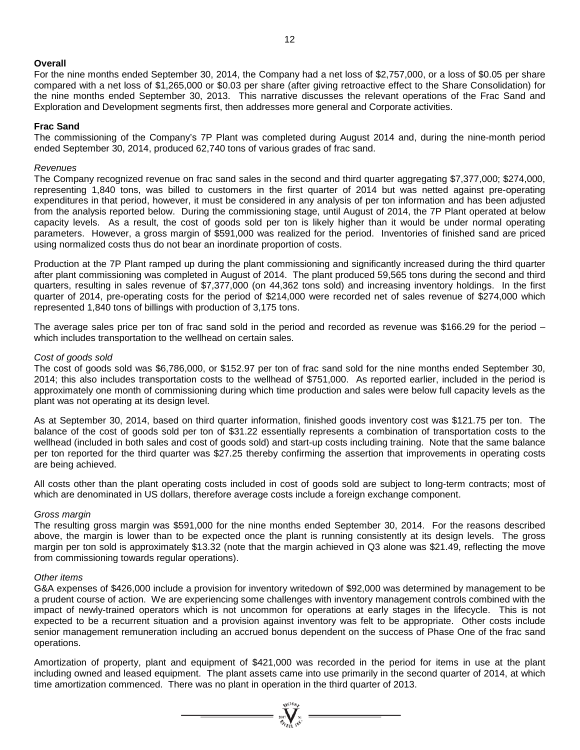**Overall**

For the nine months ended September 30, 2014, the Company had a net loss of $2,757,000, or a loss of $0.05 per share compared with a net loss of $1,265,000 or $0.03 per share (after giving retroactive effect to the Share Consolidation) for the nine months ended September 30, 2013. This narrative discusses the relevant operations of the Frac Sand and Exploration and Development segments first, then addresses more general and Corporate activities.

**Frac Sand**

The commissioning of the Company's 7P Plant was completed during August 2014 and, during the nine-month period ended September 30, 2014, produced 62,740 tons of various grades of frac sand.

*Revenues*

The Company recognized revenue on frac sand sales in the second and third quarter aggregating $7,377,000; $274,000, representing 1,840 tons, was billed to customers in the first quarter of 2014 but was netted against pre-operating expenditures in that period, however, it must be considered in any analysis of per ton information and has been adjusted from the analysis reported below. During the commissioning stage, until August of 2014, the 7P Plant operated at below capacity levels. As a result, the cost of goods sold per ton is likely higher than it would be under normal operating parameters. However, a gross margin of $591,000 was realized for the period. Inventories of finished sand are priced using normalized costs thus do not bear an inordinate proportion of costs.

Production at the 7P Plant ramped up during the plant commissioning and significantly increased during the third quarter after plant commissioning was completed in August of 2014. The plant produced 59,565 tons during the second and third quarters, resulting in sales revenue of $7,377,000 (on 44,362 tons sold) and increasing inventory holdings. In the first quarter of 2014, pre-operating costs for the period of $214,000 were recorded net of sales revenue of $274,000 which represented 1,840 tons of billings with production of 3,175 tons.

The average sales price per ton of frac sand sold in the period and recorded as revenue was $166.29 for the period – which includes transportation to the wellhead on certain sales.

*Cost of goods sold*

The cost of goods sold was $6,786,000, or $152.97 per ton of frac sand sold for the nine months ended September 30, 2014; this also includes transportation costs to the wellhead of $751,000. As reported earlier, included in the period is approximately one month of commissioning during which time production and sales were below full capacity levels as the plant was not operating at its design level.

As at September 30, 2014, based on third quarter information, finished goods inventory cost was $121.75 per ton. The balance of the cost of goods sold per ton of $31.22 essentially represents a combination of transportation costs to the wellhead (included in both sales and cost of goods sold) and start-up costs including training. Note that the same balance per ton reported for the third quarter was $27.25 thereby confirming the assertion that improvements in operating costs are being achieved.

All costs other than the plant operating costs included in cost of goods sold are subject to long-term contracts; most of which are denominated in US dollars, therefore average costs include a foreign exchange component.

*Gross margin*

The resulting gross margin was $591,000 for the nine months ended September 30, 2014. For the reasons described above, the margin is lower than to be expected once the plant is running consistently at its design levels. The gross margin per ton sold is approximately $13.32 (note that the margin achieved in Q3 alone was $21.49, reflecting the move from commissioning towards regular operations).

*Other items*

G&A expenses of $426,000 include a provision for inventory writedown of $92,000 was determined by management to be a prudent course of action. We are experiencing some challenges with inventory management controls combined with the impact of newly-trained operators which is not uncommon for operations at early stages in the lifecycle. This is not expected to be a recurrent situation and a provision against inventory was felt to be appropriate. Other costs include senior management remuneration including an accrued bonus dependent on the success of Phase One of the frac sand operations.

Amortization of property, plant and equipment of $421,000 was recorded in the period for items in use at the plant including owned and leased equipment. The plant assets came into use primarily in the second quarter of 2014, at which time amortization commenced. There was no plant in operation in the third quarter of 2013.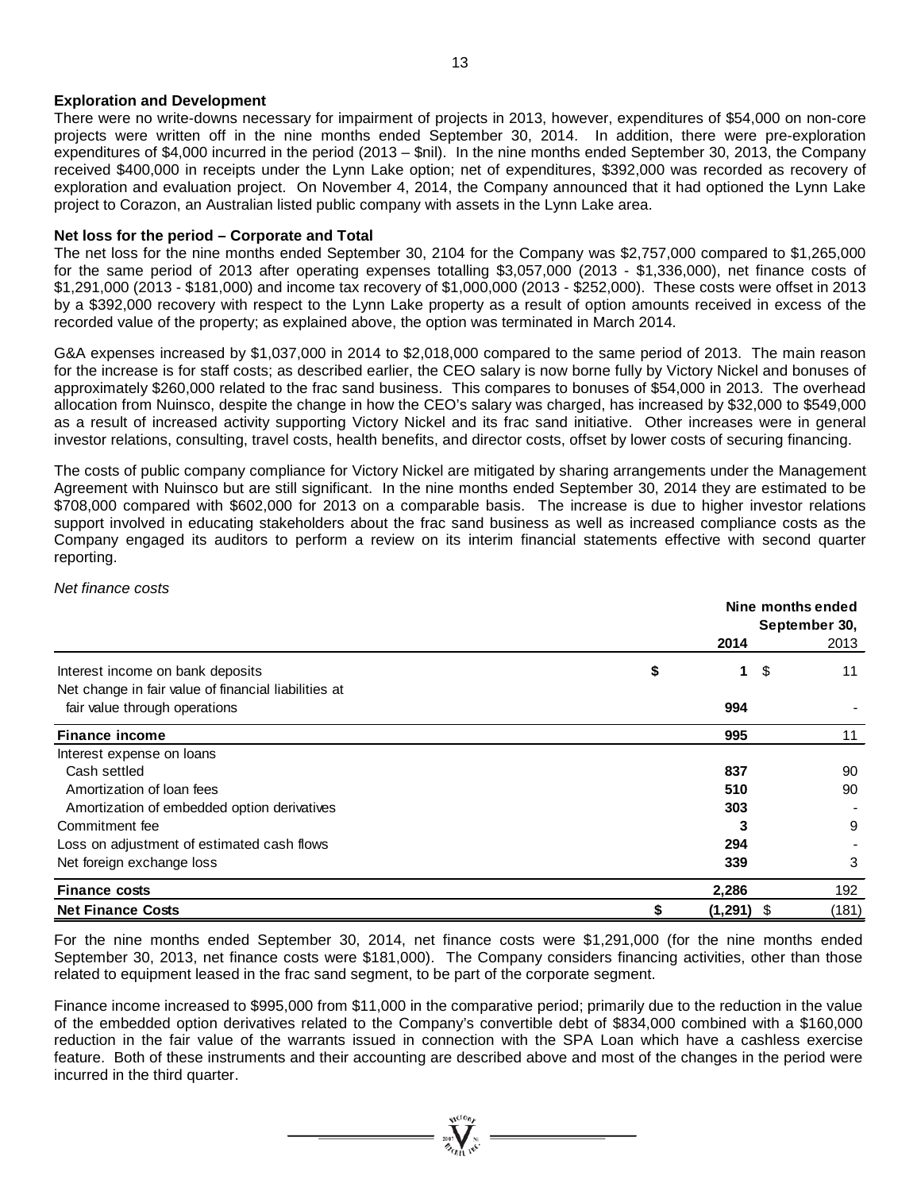**Exploration and Development**

There were no write-downs necessary for impairment of projects in 2013, however, expenditures of $54,000 on non-core projects were written off in the nine months ended September 30, 2014. In addition, there were pre-exploration expenditures of $4,000 incurred in the period (2013 – $nil). In the nine months ended September 30, 2013, the Company received $400,000 in receipts under the Lynn Lake option; net of expenditures, $392,000 was recorded as recovery of exploration and evaluation project. On November 4, 2014, the Company announced that it had optioned the Lynn Lake project to Corazon, an Australian listed public company with assets in the Lynn Lake area.

**Net loss for the period – Corporate and Total**

The net loss for the nine months ended September 30, 2104 for the Company was $2,757,000 compared to $1,265,000 for the same period of 2013 after operating expenses totalling $3,057,000 (2013 - $1,336,000), net finance costs of $1,291,000 (2013 - $181,000) and income tax recovery of $1,000,000 (2013 - $252,000). These costs were offset in 2013 by a $392,000 recovery with respect to the Lynn Lake property as a result of option amounts received in excess of the recorded value of the property; as explained above, the option was terminated in March 2014.

G&A expenses increased by $1,037,000 in 2014 to $2,018,000 compared to the same period of 2013. The main reason for the increase is for staff costs; as described earlier, the CEO salary is now borne fully by Victory Nickel and bonuses of approximately $260,000 related to the frac sand business. This compares to bonuses of $54,000 in 2013. The overhead allocation from Nuinsco, despite the change in how the CEO's salary was charged, has increased by $32,000 to $549,000 as a result of increased activity supporting Victory Nickel and its frac sand initiative. Other increases were in general investor relations, consulting, travel costs, health benefits, and director costs, offset by lower costs of securing financing.

The costs of public company compliance for Victory Nickel are mitigated by sharing arrangements under the Management Agreement with Nuinsco but are still significant. In the nine months ended September 30, 2014 they are estimated to be $708,000 compared with $602,000 for 2013 on a comparable basis. The increase is due to higher investor relations support involved in educating stakeholders about the frac sand business as well as increased compliance costs as the Company engaged its auditors to perform a review on its interim financial statements effective with second quarter reporting.

*Net finance costs*

| | Nine months ended September 30, | |
|---|---|---|
| | **2014** | 2013 |
| Interest income on bank deposits | $ **1** | $ 11 |
| Net change in fair value of financial liabilities at fair value through operations | **994** | - |
| **Finance income** | **995** | 11 |
| Interest expense on loans | | |
| Cash settled | **837** | 90 |
| Amortization of loan fees | **510** | 90 |
| Amortization of embedded option derivatives | **303** | - |
| Commitment fee | **3** | 9 |
| Loss on adjustment of estimated cash flows | **294** | - |
| Net foreign exchange loss | **339** | 3 |
| **Finance costs** | **2,286** | 192 |
| **Net Finance Costs** | $ **(1,291)** | $ (181) |

For the nine months ended September 30, 2014, net finance costs were $1,291,000 (for the nine months ended September 30, 2013, net finance costs were $181,000). The Company considers financing activities, other than those related to equipment leased in the frac sand segment, to be part of the corporate segment.

Finance income increased to $995,000 from $11,000 in the comparative period; primarily due to the reduction in the value of the embedded option derivatives related to the Company's convertible debt of $834,000 combined with a $160,000 reduction in the fair value of the warrants issued in connection with the SPA Loan which have a cashless exercise feature. Both of these instruments and their accounting are described above and most of the changes in the period were incurred in the third quarter.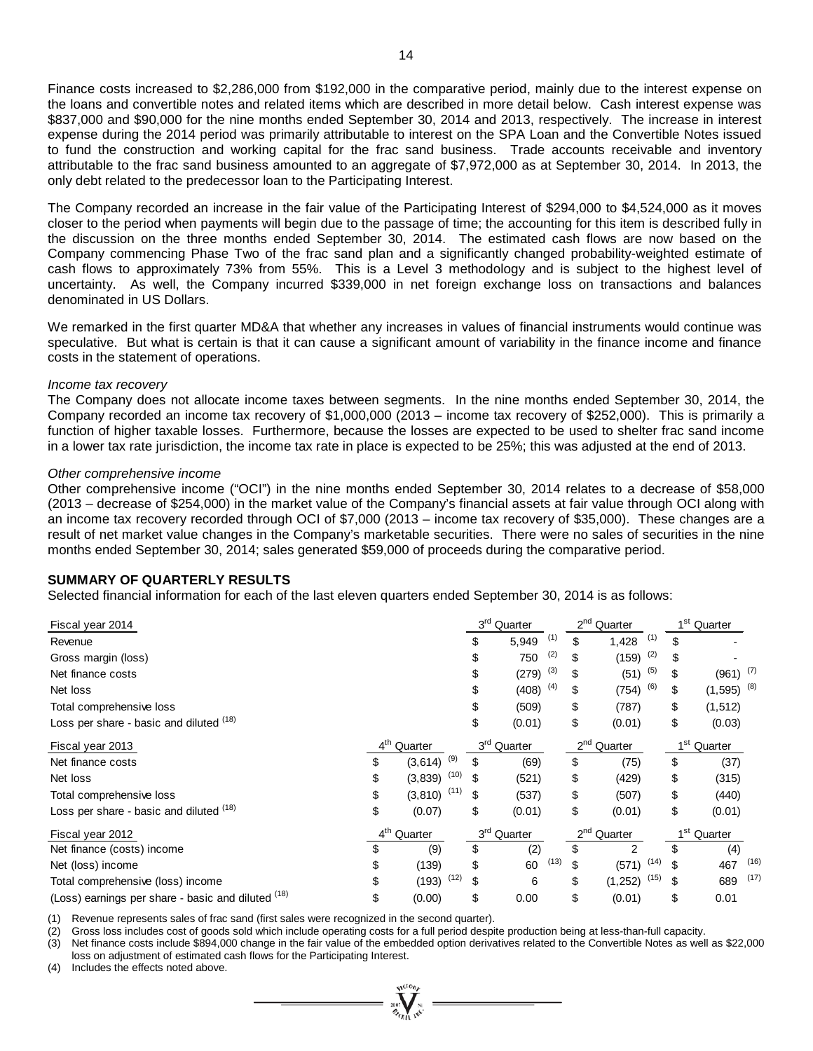Finance costs increased to $2,286,000 from $192,000 in the comparative period, mainly due to the interest expense on the loans and convertible notes and related items which are described in more detail below. Cash interest expense was $837,000 and $90,000 for the nine months ended September 30, 2014 and 2013, respectively. The increase in interest expense during the 2014 period was primarily attributable to interest on the SPA Loan and the Convertible Notes issued to fund the construction and working capital for the frac sand business. Trade accounts receivable and inventory attributable to the frac sand business amounted to an aggregate of $7,972,000 as at September 30, 2014. In 2013, the only debt related to the predecessor loan to the Participating Interest.

The Company recorded an increase in the fair value of the Participating Interest of $294,000 to $4,524,000 as it moves closer to the period when payments will begin due to the passage of time; the accounting for this item is described fully in the discussion on the three months ended September 30, 2014. The estimated cash flows are now based on the Company commencing Phase Two of the frac sand plan and a significantly changed probability-weighted estimate of cash flows to approximately 73% from 55%. This is a Level 3 methodology and is subject to the highest level of uncertainty. As well, the Company incurred $339,000 in net foreign exchange loss on transactions and balances denominated in US Dollars.

We remarked in the first quarter MD&A that whether any increases in values of financial instruments would continue was speculative. But what is certain is that it can cause a significant amount of variability in the finance income and finance costs in the statement of operations.

*Income tax recovery*

The Company does not allocate income taxes between segments. In the nine months ended September 30, 2014, the Company recorded an income tax recovery of $1,000,000 (2013 – income tax recovery of $252,000). This is primarily a function of higher taxable losses. Furthermore, because the losses are expected to be used to shelter frac sand income in a lower tax rate jurisdiction, the income tax rate in place is expected to be 25%; this was adjusted at the end of 2013.

*Other comprehensive income*

Other comprehensive income ("OCI") in the nine months ended September 30, 2014 relates to a decrease of $58,000 (2013 – decrease of $254,000) in the market value of the Company's financial assets at fair value through OCI along with an income tax recovery recorded through OCI of $7,000 (2013 – income tax recovery of $35,000). These changes are a result of net market value changes in the Company's marketable securities. There were no sales of securities in the nine months ended September 30, 2014; sales generated $59,000 of proceeds during the comparative period.

**SUMMARY OF QUARTERLY RESULTS**

Selected financial information for each of the last eleven quarters ended September 30, 2014 is as follows:

| Fiscal year 2014 | | 3rd Quarter | 2nd Quarter | 1st Quarter |
|---|---|---|---|---|
| Revenue | | $ 5,949 (1) | $ 1,428 (1) | $ - |
| Gross margin (loss) | | $ 750 (2) | $ (159) (2) | $ - |
| Net finance costs | | $ (279) (3) | $ (51) (5) | $ (961) (7) |
| Net loss | | $ (408) (4) | $ (754) (6) | $ (1,595) (8) |
| Total comprehensive loss | | $ (509) | $ (787) | $ (1,512) |
| Loss per share - basic and diluted (18) | | $ (0.01) | $ (0.01) | $ (0.03) |
| **Fiscal year 2013** | **4th Quarter** | **3rd Quarter** | **2nd Quarter** | **1st Quarter** |
| Net finance costs | $ (3,614) (9) | $ (69) | $ (75) | $ (37) |
| Net loss | $ (3,839) (10) | $ (521) | $ (429) | $ (315) |
| Total comprehensive loss | $ (3,810) (11) | $ (537) | $ (507) | $ (440) |
| Loss per share - basic and diluted (18) | $ (0.07) | $ (0.01) | $ (0.01) | $ (0.01) |
| **Fiscal year 2012** | **4th Quarter** | **3rd Quarter** | **2nd Quarter** | **1st Quarter** |
| Net finance (costs) income | $ (9) | $ (2) | $ 2 | $ (4) |
| Net (loss) income | $ (139) | $ 60 (13) | $ (571) (14) | $ 467 (16) |
| Total comprehensive (loss) income | $ (193) (12) | $ 6 | $ (1,252) (15) | $ 689 (17) |
| (Loss) earnings per share - basic and diluted (18) | $ (0.00) | $ 0.00 | $ (0.01) | $ 0.01 |

(1) Revenue represents sales of frac sand (first sales were recognized in the second quarter).
(2) Gross loss includes cost of goods sold which include operating costs for a full period despite production being at less-than-full capacity.
(3) Net finance costs include $894,000 change in the fair value of the embedded option derivatives related to the Convertible Notes as well as $22,000 loss on adjustment of estimated cash flows for the Participating Interest.
(4) Includes the effects noted above.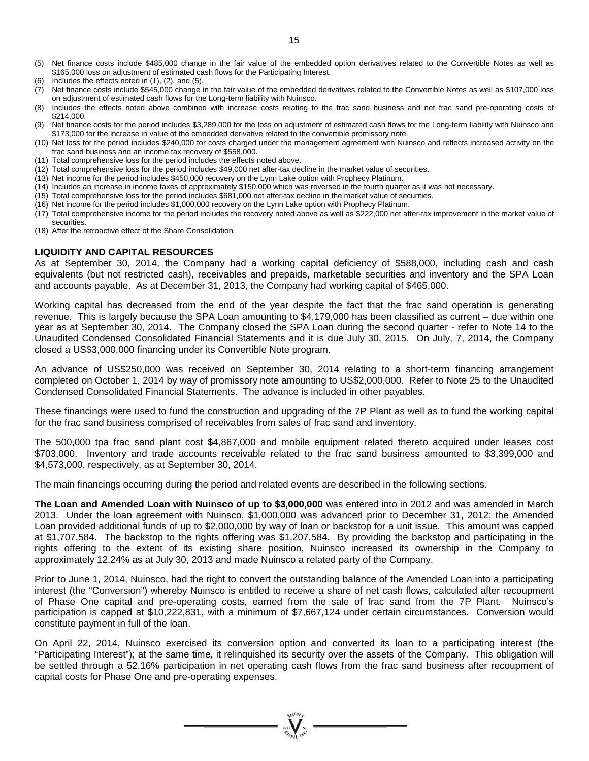(5) Net finance costs include $485,000 change in the fair value of the embedded option derivatives related to the Convertible Notes as well as $165,000 loss on adjustment of estimated cash flows for the Participating Interest.
(6) Includes the effects noted in (1), (2), and (5).
(7) Net finance costs include $545,000 change in the fair value of the embedded derivatives related to the Convertible Notes as well as $107,000 loss on adjustment of estimated cash flows for the Long-term liability with Nuinsco.
(8) Includes the effects noted above combined with increase costs relating to the frac sand business and net frac sand pre-operating costs of $214,000.
(9) Net finance costs for the period includes $3,289,000 for the loss on adjustment of estimated cash flows for the Long-term liability with Nuinsco and $173,000 for the increase in value of the embedded derivative related to the convertible promissory note.
(10) Net loss for the period includes $240,000 for costs charged under the management agreement with Nuinsco and reflects increased activity on the frac sand business and an income tax recovery of $558,000.
(11) Total comprehensive loss for the period includes the effects noted above.
(12) Total comprehensive loss for the period includes $49,000 net after-tax decline in the market value of securities.
(13) Net income for the period includes $450,000 recovery on the Lynn Lake option with Prophecy Platinum.
(14) Includes an increase in income taxes of approximately $150,000 which was reversed in the fourth quarter as it was not necessary.
(15) Total comprehensive loss for the period includes $681,000 net after-tax decline in the market value of securities.
(16) Net income for the period includes $1,000,000 recovery on the Lynn Lake option with Prophecy Platinum.
(17) Total comprehensive income for the period includes the recovery noted above as well as $222,000 net after-tax improvement in the market value of securities.
(18) After the retroactive effect of the Share Consolidation.

## LIQUIDITY AND CAPITAL RESOURCES

As at September 30, 2014, the Company had a working capital deficiency of $588,000, including cash and cash equivalents (but not restricted cash), receivables and prepaids, marketable securities and inventory and the SPA Loan and accounts payable. As at December 31, 2013, the Company had working capital of $465,000.

Working capital has decreased from the end of the year despite the fact that the frac sand operation is generating revenue. This is largely because the SPA Loan amounting to $4,179,000 has been classified as current – due within one year as at September 30, 2014. The Company closed the SPA Loan during the second quarter - refer to Note 14 to the Unaudited Condensed Consolidated Financial Statements and it is due July 30, 2015. On July, 7, 2014, the Company closed a US$3,000,000 financing under its Convertible Note program.

An advance of US$250,000 was received on September 30, 2014 relating to a short-term financing arrangement completed on October 1, 2014 by way of promissory note amounting to US$2,000,000. Refer to Note 25 to the Unaudited Condensed Consolidated Financial Statements. The advance is included in other payables.

These financings were used to fund the construction and upgrading of the 7P Plant as well as to fund the working capital for the frac sand business comprised of receivables from sales of frac sand and inventory.

The 500,000 tpa frac sand plant cost $4,867,000 and mobile equipment related thereto acquired under leases cost $703,000. Inventory and trade accounts receivable related to the frac sand business amounted to $3,399,000 and $4,573,000, respectively, as at September 30, 2014.

The main financings occurring during the period and related events are described in the following sections.

**The Loan and Amended Loan with Nuinsco of up to $3,000,000** was entered into in 2012 and was amended in March 2013. Under the loan agreement with Nuinsco, $1,000,000 was advanced prior to December 31, 2012; the Amended Loan provided additional funds of up to $2,000,000 by way of loan or backstop for a unit issue. This amount was capped at $1,707,584. The backstop to the rights offering was $1,207,584. By providing the backstop and participating in the rights offering to the extent of its existing share position, Nuinsco increased its ownership in the Company to approximately 12.24% as at July 30, 2013 and made Nuinsco a related party of the Company.

Prior to June 1, 2014, Nuinsco, had the right to convert the outstanding balance of the Amended Loan into a participating interest (the "Conversion") whereby Nuinsco is entitled to receive a share of net cash flows, calculated after recoupment of Phase One capital and pre-operating costs, earned from the sale of frac sand from the 7P Plant. Nuinsco's participation is capped at $10,222,831, with a minimum of $7,667,124 under certain circumstances. Conversion would constitute payment in full of the loan.

On April 22, 2014, Nuinsco exercised its conversion option and converted its loan to a participating interest (the "Participating Interest"); at the same time, it relinquished its security over the assets of the Company. This obligation will be settled through a 52.16% participation in net operating cash flows from the frac sand business after recoupment of capital costs for Phase One and pre-operating expenses.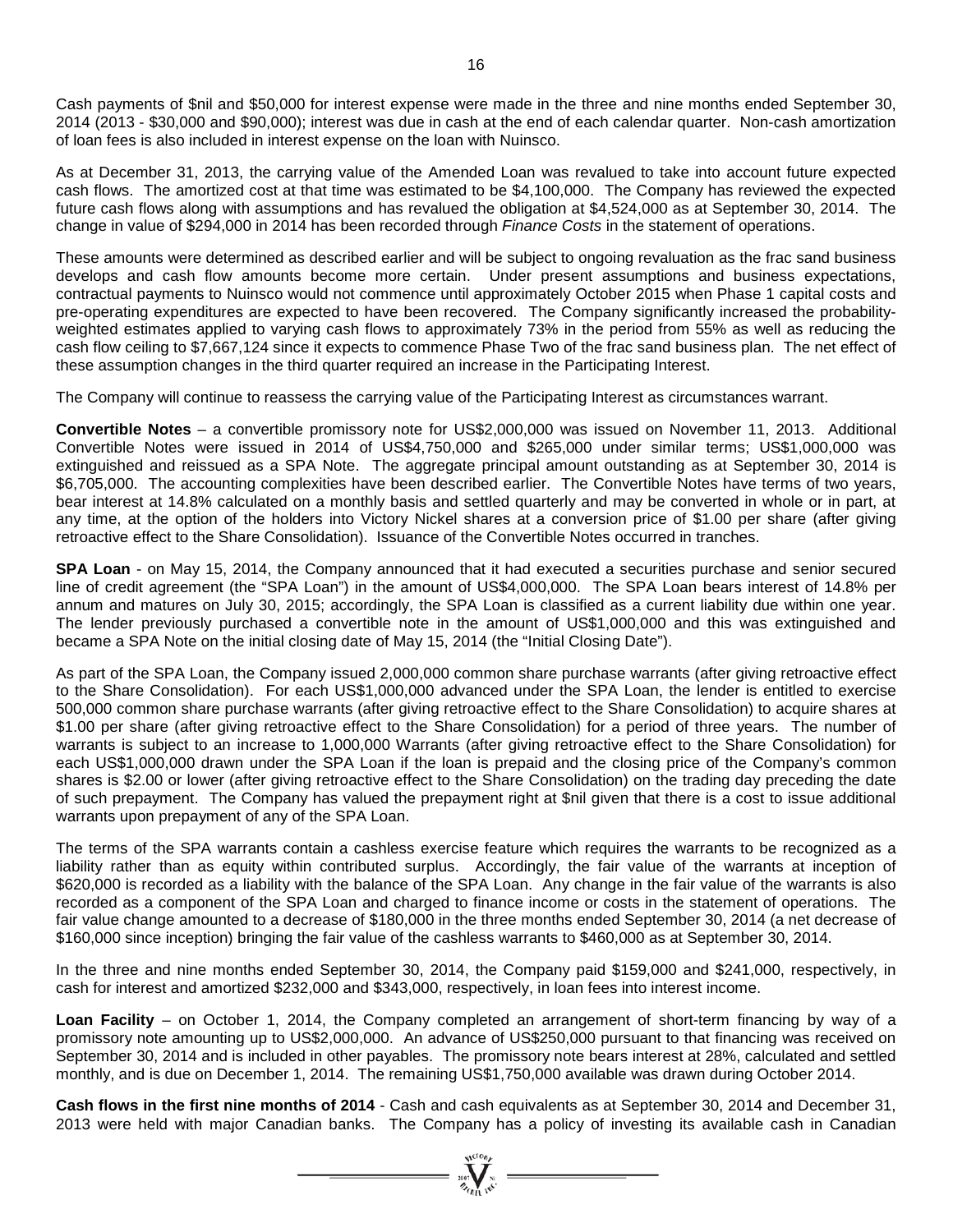Cash payments of $nil and $50,000 for interest expense were made in the three and nine months ended September 30, 2014 (2013 - $30,000 and $90,000); interest was due in cash at the end of each calendar quarter. Non-cash amortization of loan fees is also included in interest expense on the loan with Nuinsco.

As at December 31, 2013, the carrying value of the Amended Loan was revalued to take into account future expected cash flows. The amortized cost at that time was estimated to be $4,100,000. The Company has reviewed the expected future cash flows along with assumptions and has revalued the obligation at $4,524,000 as at September 30, 2014. The change in value of $294,000 in 2014 has been recorded through *Finance Costs* in the statement of operations.

These amounts were determined as described earlier and will be subject to ongoing revaluation as the frac sand business develops and cash flow amounts become more certain. Under present assumptions and business expectations, contractual payments to Nuinsco would not commence until approximately October 2015 when Phase 1 capital costs and pre-operating expenditures are expected to have been recovered. The Company significantly increased the probability-weighted estimates applied to varying cash flows to approximately 73% in the period from 55% as well as reducing the cash flow ceiling to $7,667,124 since it expects to commence Phase Two of the frac sand business plan. The net effect of these assumption changes in the third quarter required an increase in the Participating Interest.

The Company will continue to reassess the carrying value of the Participating Interest as circumstances warrant.

**Convertible Notes** – a convertible promissory note for US$2,000,000 was issued on November 11, 2013. Additional Convertible Notes were issued in 2014 of US$4,750,000 and $265,000 under similar terms; US$1,000,000 was extinguished and reissued as a SPA Note. The aggregate principal amount outstanding as at September 30, 2014 is $6,705,000. The accounting complexities have been described earlier. The Convertible Notes have terms of two years, bear interest at 14.8% calculated on a monthly basis and settled quarterly and may be converted in whole or in part, at any time, at the option of the holders into Victory Nickel shares at a conversion price of $1.00 per share (after giving retroactive effect to the Share Consolidation). Issuance of the Convertible Notes occurred in tranches.

**SPA Loan** - on May 15, 2014, the Company announced that it had executed a securities purchase and senior secured line of credit agreement (the "SPA Loan") in the amount of US$4,000,000. The SPA Loan bears interest of 14.8% per annum and matures on July 30, 2015; accordingly, the SPA Loan is classified as a current liability due within one year. The lender previously purchased a convertible note in the amount of US$1,000,000 and this was extinguished and became a SPA Note on the initial closing date of May 15, 2014 (the "Initial Closing Date").

As part of the SPA Loan, the Company issued 2,000,000 common share purchase warrants (after giving retroactive effect to the Share Consolidation). For each US$1,000,000 advanced under the SPA Loan, the lender is entitled to exercise 500,000 common share purchase warrants (after giving retroactive effect to the Share Consolidation) to acquire shares at $1.00 per share (after giving retroactive effect to the Share Consolidation) for a period of three years. The number of warrants is subject to an increase to 1,000,000 Warrants (after giving retroactive effect to the Share Consolidation) for each US$1,000,000 drawn under the SPA Loan if the loan is prepaid and the closing price of the Company's common shares is $2.00 or lower (after giving retroactive effect to the Share Consolidation) on the trading day preceding the date of such prepayment. The Company has valued the prepayment right at $nil given that there is a cost to issue additional warrants upon prepayment of any of the SPA Loan.

The terms of the SPA warrants contain a cashless exercise feature which requires the warrants to be recognized as a liability rather than as equity within contributed surplus. Accordingly, the fair value of the warrants at inception of $620,000 is recorded as a liability with the balance of the SPA Loan. Any change in the fair value of the warrants is also recorded as a component of the SPA Loan and charged to finance income or costs in the statement of operations. The fair value change amounted to a decrease of $180,000 in the three months ended September 30, 2014 (a net decrease of $160,000 since inception) bringing the fair value of the cashless warrants to $460,000 as at September 30, 2014.

In the three and nine months ended September 30, 2014, the Company paid $159,000 and $241,000, respectively, in cash for interest and amortized $232,000 and $343,000, respectively, in loan fees into interest income.

**Loan Facility** – on October 1, 2014, the Company completed an arrangement of short-term financing by way of a promissory note amounting up to US$2,000,000. An advance of US$250,000 pursuant to that financing was received on September 30, 2014 and is included in other payables. The promissory note bears interest at 28%, calculated and settled monthly, and is due on December 1, 2014. The remaining US$1,750,000 available was drawn during October 2014.

**Cash flows in the first nine months of 2014** - Cash and cash equivalents as at September 30, 2014 and December 31, 2013 were held with major Canadian banks. The Company has a policy of investing its available cash in Canadian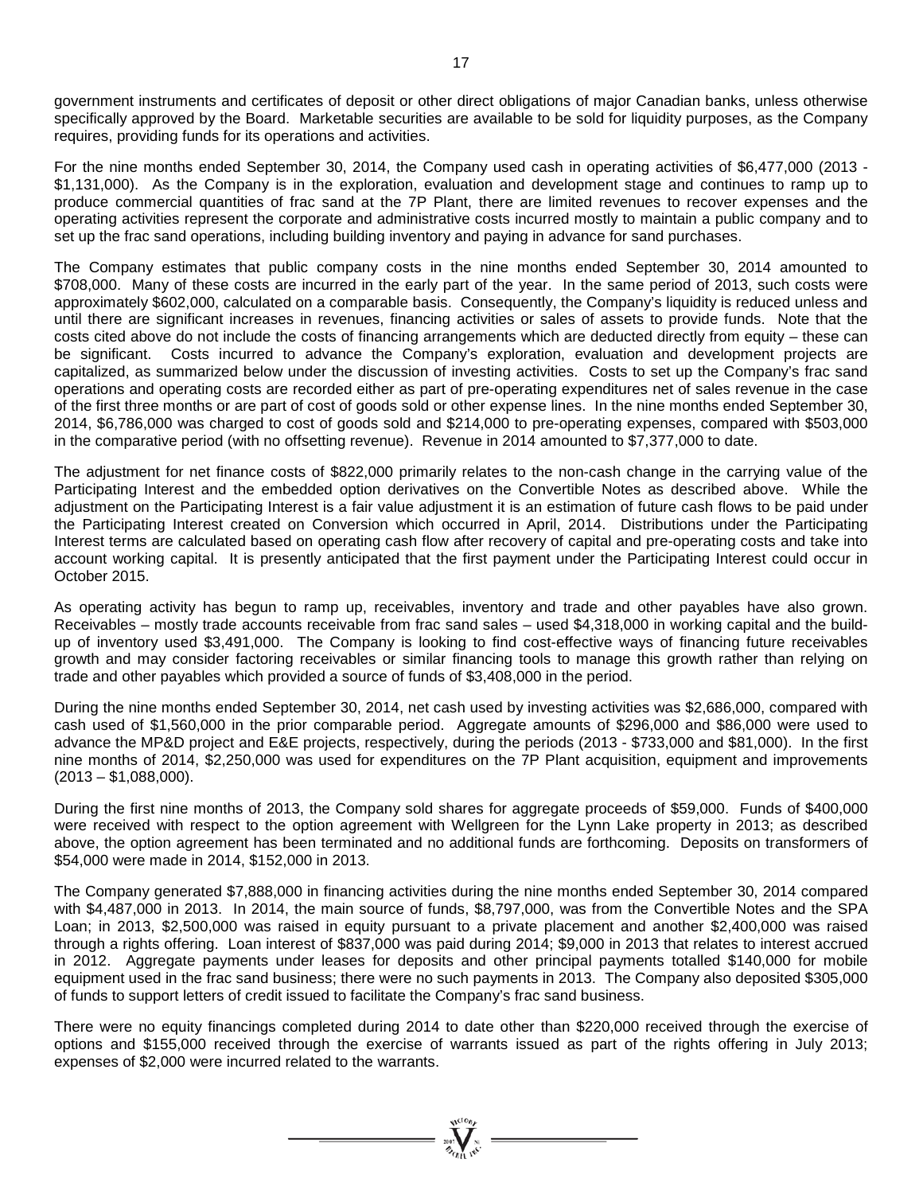government instruments and certificates of deposit or other direct obligations of major Canadian banks, unless otherwise specifically approved by the Board. Marketable securities are available to be sold for liquidity purposes, as the Company requires, providing funds for its operations and activities.

For the nine months ended September 30, 2014, the Company used cash in operating activities of $6,477,000 (2013 - $1,131,000). As the Company is in the exploration, evaluation and development stage and continues to ramp up to produce commercial quantities of frac sand at the 7P Plant, there are limited revenues to recover expenses and the operating activities represent the corporate and administrative costs incurred mostly to maintain a public company and to set up the frac sand operations, including building inventory and paying in advance for sand purchases.

The Company estimates that public company costs in the nine months ended September 30, 2014 amounted to $708,000. Many of these costs are incurred in the early part of the year. In the same period of 2013, such costs were approximately $602,000, calculated on a comparable basis. Consequently, the Company's liquidity is reduced unless and until there are significant increases in revenues, financing activities or sales of assets to provide funds. Note that the costs cited above do not include the costs of financing arrangements which are deducted directly from equity – these can be significant. Costs incurred to advance the Company's exploration, evaluation and development projects are capitalized, as summarized below under the discussion of investing activities. Costs to set up the Company's frac sand operations and operating costs are recorded either as part of pre-operating expenditures net of sales revenue in the case of the first three months or are part of cost of goods sold or other expense lines. In the nine months ended September 30, 2014, $6,786,000 was charged to cost of goods sold and $214,000 to pre-operating expenses, compared with $503,000 in the comparative period (with no offsetting revenue). Revenue in 2014 amounted to $7,377,000 to date.

The adjustment for net finance costs of $822,000 primarily relates to the non-cash change in the carrying value of the Participating Interest and the embedded option derivatives on the Convertible Notes as described above. While the adjustment on the Participating Interest is a fair value adjustment it is an estimation of future cash flows to be paid under the Participating Interest created on Conversion which occurred in April, 2014. Distributions under the Participating Interest terms are calculated based on operating cash flow after recovery of capital and pre-operating costs and take into account working capital. It is presently anticipated that the first payment under the Participating Interest could occur in October 2015.

As operating activity has begun to ramp up, receivables, inventory and trade and other payables have also grown. Receivables – mostly trade accounts receivable from frac sand sales – used $4,318,000 in working capital and the build-up of inventory used $3,491,000. The Company is looking to find cost-effective ways of financing future receivables growth and may consider factoring receivables or similar financing tools to manage this growth rather than relying on trade and other payables which provided a source of funds of $3,408,000 in the period.

During the nine months ended September 30, 2014, net cash used by investing activities was $2,686,000, compared with cash used of $1,560,000 in the prior comparable period. Aggregate amounts of $296,000 and $86,000 were used to advance the MP&D project and E&E projects, respectively, during the periods (2013 - $733,000 and $81,000). In the first nine months of 2014, $2,250,000 was used for expenditures on the 7P Plant acquisition, equipment and improvements (2013 – $1,088,000).

During the first nine months of 2013, the Company sold shares for aggregate proceeds of $59,000. Funds of $400,000 were received with respect to the option agreement with Wellgreen for the Lynn Lake property in 2013; as described above, the option agreement has been terminated and no additional funds are forthcoming. Deposits on transformers of $54,000 were made in 2014, $152,000 in 2013.

The Company generated $7,888,000 in financing activities during the nine months ended September 30, 2014 compared with $4,487,000 in 2013. In 2014, the main source of funds, $8,797,000, was from the Convertible Notes and the SPA Loan; in 2013, $2,500,000 was raised in equity pursuant to a private placement and another $2,400,000 was raised through a rights offering. Loan interest of $837,000 was paid during 2014; $9,000 in 2013 that relates to interest accrued in 2012. Aggregate payments under leases for deposits and other principal payments totalled $140,000 for mobile equipment used in the frac sand business; there were no such payments in 2013. The Company also deposited $305,000 of funds to support letters of credit issued to facilitate the Company's frac sand business.

There were no equity financings completed during 2014 to date other than $220,000 received through the exercise of options and $155,000 received through the exercise of warrants issued as part of the rights offering in July 2013; expenses of $2,000 were incurred related to the warrants.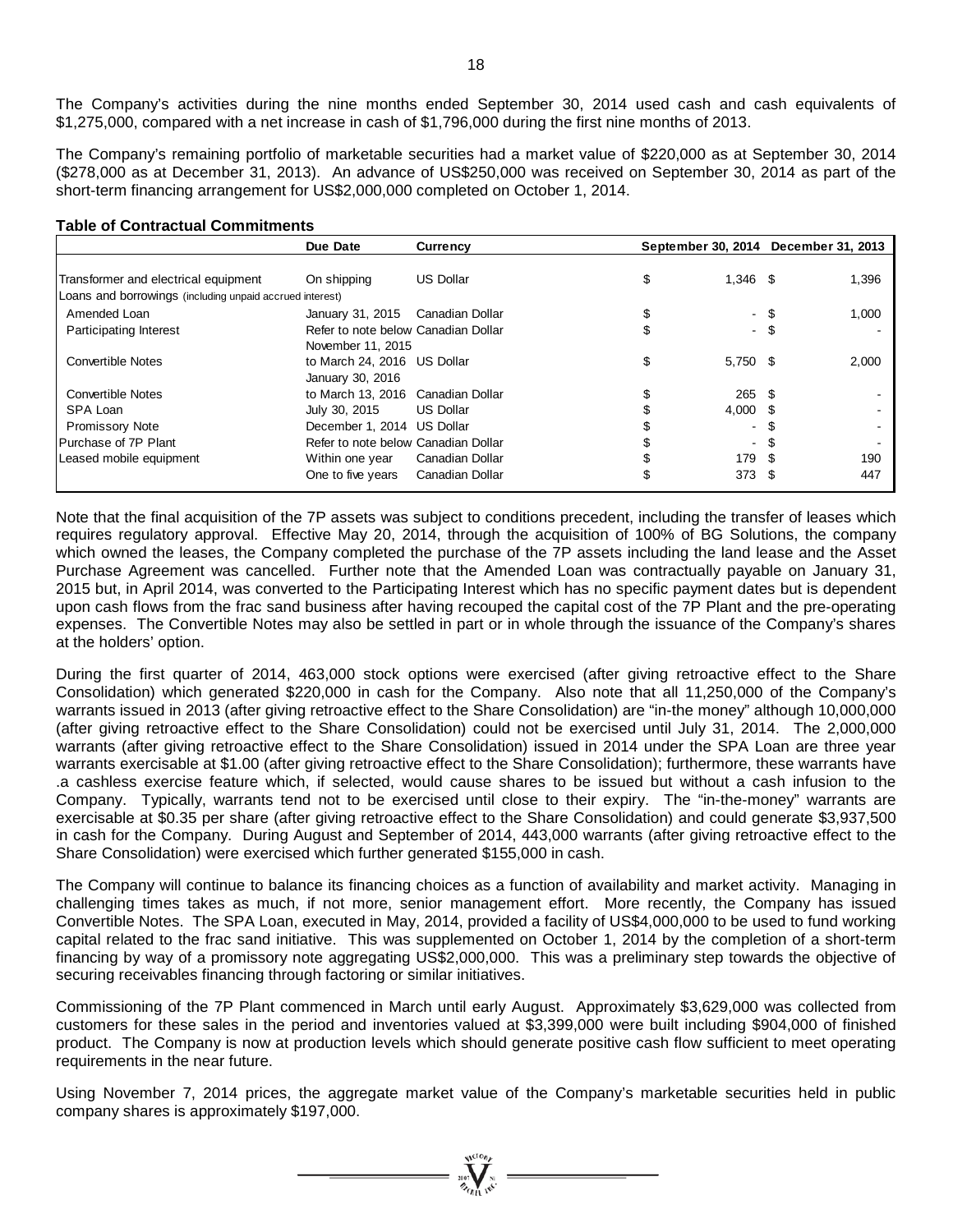The Company's activities during the nine months ended September 30, 2014 used cash and cash equivalents of $1,275,000, compared with a net increase in cash of $1,796,000 during the first nine months of 2013.

The Company's remaining portfolio of marketable securities had a market value of $220,000 as at September 30, 2014 ($278,000 as at December 31, 2013). An advance of US$250,000 was received on September 30, 2014 as part of the short-term financing arrangement for US$2,000,000 completed on October 1, 2014.

**Table of Contractual Commitments**

| | Due Date | Currency | September 30, 2014 | December 31, 2013 |
|---|---|---|---|---|
| Transformer and electrical equipment | On shipping | US Dollar | $ 1,346 | $ 1,396 |
| Loans and borrowings (including unpaid accrued interest) | | | | |
| Amended Loan | January 31, 2015 | Canadian Dollar | $ - | $ 1,000 |
| Participating Interest | Refer to note below | Canadian Dollar | $ - | $ - |
| Convertible Notes | November 11, 2015 to March 24, 2016 | US Dollar | $ 5,750 | $ 2,000 |
| Convertible Notes | January 30, 2016 to March 13, 2016 | Canadian Dollar | $ 265 | $ - |
| SPA Loan | July 30, 2015 | US Dollar | $ 4,000 | $ - |
| Promissory Note | December 1, 2014 | US Dollar | $ - | $ - |
| Purchase of 7P Plant | Refer to note below | Canadian Dollar | $ - | $ - |
| Leased mobile equipment | Within one year | Canadian Dollar | $ 179 | $ 190 |
| | One to five years | Canadian Dollar | $ 373 | $ 447 |

Note that the final acquisition of the 7P assets was subject to conditions precedent, including the transfer of leases which requires regulatory approval. Effective May 20, 2014, through the acquisition of 100% of BG Solutions, the company which owned the leases, the Company completed the purchase of the 7P assets including the land lease and the Asset Purchase Agreement was cancelled. Further note that the Amended Loan was contractually payable on January 31, 2015 but, in April 2014, was converted to the Participating Interest which has no specific payment dates but is dependent upon cash flows from the frac sand business after having recouped the capital cost of the 7P Plant and the pre-operating expenses. The Convertible Notes may also be settled in part or in whole through the issuance of the Company's shares at the holders' option.

During the first quarter of 2014, 463,000 stock options were exercised (after giving retroactive effect to the Share Consolidation) which generated $220,000 in cash for the Company. Also note that all 11,250,000 of the Company's warrants issued in 2013 (after giving retroactive effect to the Share Consolidation) are "in-the money" although 10,000,000 (after giving retroactive effect to the Share Consolidation) could not be exercised until July 31, 2014. The 2,000,000 warrants (after giving retroactive effect to the Share Consolidation) issued in 2014 under the SPA Loan are three year warrants exercisable at $1.00 (after giving retroactive effect to the Share Consolidation); furthermore, these warrants have .a cashless exercise feature which, if selected, would cause shares to be issued but without a cash infusion to the Company. Typically, warrants tend not to be exercised until close to their expiry. The "in-the-money" warrants are exercisable at $0.35 per share (after giving retroactive effect to the Share Consolidation) and could generate $3,937,500 in cash for the Company. During August and September of 2014, 443,000 warrants (after giving retroactive effect to the Share Consolidation) were exercised which further generated $155,000 in cash.

The Company will continue to balance its financing choices as a function of availability and market activity. Managing in challenging times takes as much, if not more, senior management effort. More recently, the Company has issued Convertible Notes. The SPA Loan, executed in May, 2014, provided a facility of US$4,000,000 to be used to fund working capital related to the frac sand initiative. This was supplemented on October 1, 2014 by the completion of a short-term financing by way of a promissory note aggregating US$2,000,000. This was a preliminary step towards the objective of securing receivables financing through factoring or similar initiatives.

Commissioning of the 7P Plant commenced in March until early August. Approximately $3,629,000 was collected from customers for these sales in the period and inventories valued at $3,399,000 were built including $904,000 of finished product. The Company is now at production levels which should generate positive cash flow sufficient to meet operating requirements in the near future.

Using November 7, 2014 prices, the aggregate market value of the Company's marketable securities held in public company shares is approximately $197,000.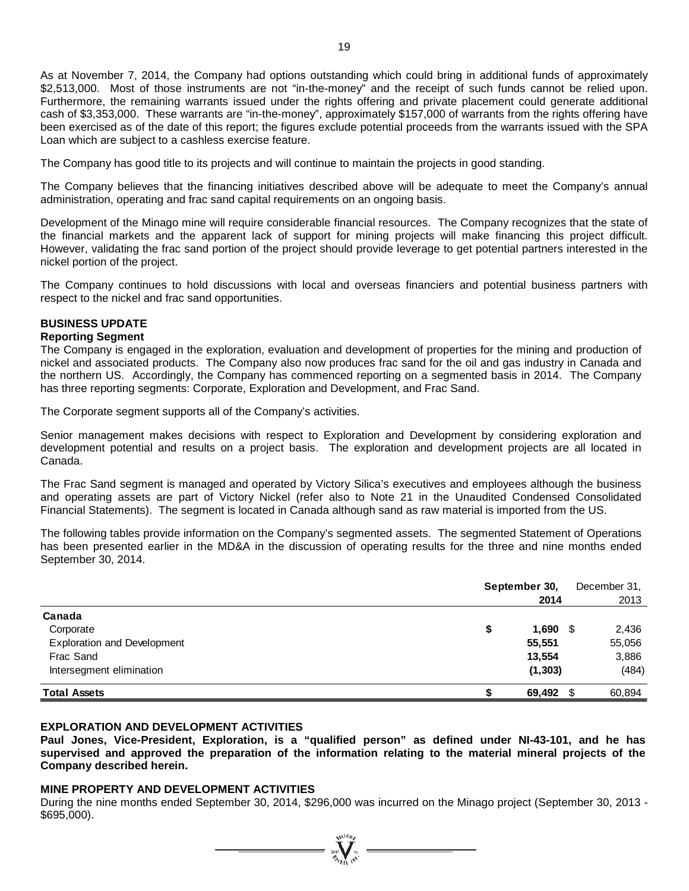As at November 7, 2014, the Company had options outstanding which could bring in additional funds of approximately $2,513,000. Most of those instruments are not "in-the-money" and the receipt of such funds cannot be relied upon. Furthermore, the remaining warrants issued under the rights offering and private placement could generate additional cash of $3,353,000. These warrants are "in-the-money", approximately $157,000 of warrants from the rights offering have been exercised as of the date of this report; the figures exclude potential proceeds from the warrants issued with the SPA Loan which are subject to a cashless exercise feature.

The Company has good title to its projects and will continue to maintain the projects in good standing.

The Company believes that the financing initiatives described above will be adequate to meet the Company's annual administration, operating and frac sand capital requirements on an ongoing basis.

Development of the Minago mine will require considerable financial resources. The Company recognizes that the state of the financial markets and the apparent lack of support for mining projects will make financing this project difficult. However, validating the frac sand portion of the project should provide leverage to get potential partners interested in the nickel portion of the project.

The Company continues to hold discussions with local and overseas financiers and potential business partners with respect to the nickel and frac sand opportunities.

## BUSINESS UPDATE

### Reporting Segment

The Company is engaged in the exploration, evaluation and development of properties for the mining and production of nickel and associated products. The Company also now produces frac sand for the oil and gas industry in Canada and the northern US. Accordingly, the Company has commenced reporting on a segmented basis in 2014. The Company has three reporting segments: Corporate, Exploration and Development, and Frac Sand.

The Corporate segment supports all of the Company's activities.

Senior management makes decisions with respect to Exploration and Development by considering exploration and development potential and results on a project basis. The exploration and development projects are all located in Canada.

The Frac Sand segment is managed and operated by Victory Silica's executives and employees although the business and operating assets are part of Victory Nickel (refer also to Note 21 in the Unaudited Condensed Consolidated Financial Statements). The segment is located in Canada although sand as raw material is imported from the US.

The following tables provide information on the Company's segmented assets. The segmented Statement of Operations has been presented earlier in the MD&A in the discussion of operating results for the three and nine months ended September 30, 2014.

| | **September 30, 2014** | December 31, 2013 |
|---|---|---|
| **Canada** | | |
| Corporate | **$ 1,690** | $ 2,436 |
| Exploration and Development | **55,551** | 55,056 |
| Frac Sand | **13,554** | 3,886 |
| Intersegment elimination | **(1,303)** | (484) |
| **Total Assets** | **$ 69,492** | $ 60,894 |

## EXPLORATION AND DEVELOPMENT ACTIVITIES

**Paul Jones, Vice-President, Exploration, is a "qualified person" as defined under NI-43-101, and he has supervised and approved the preparation of the information relating to the material mineral projects of the Company described herein.**

## MINE PROPERTY AND DEVELOPMENT ACTIVITIES

During the nine months ended September 30, 2014, $296,000 was incurred on the Minago project (September 30, 2013 - $695,000).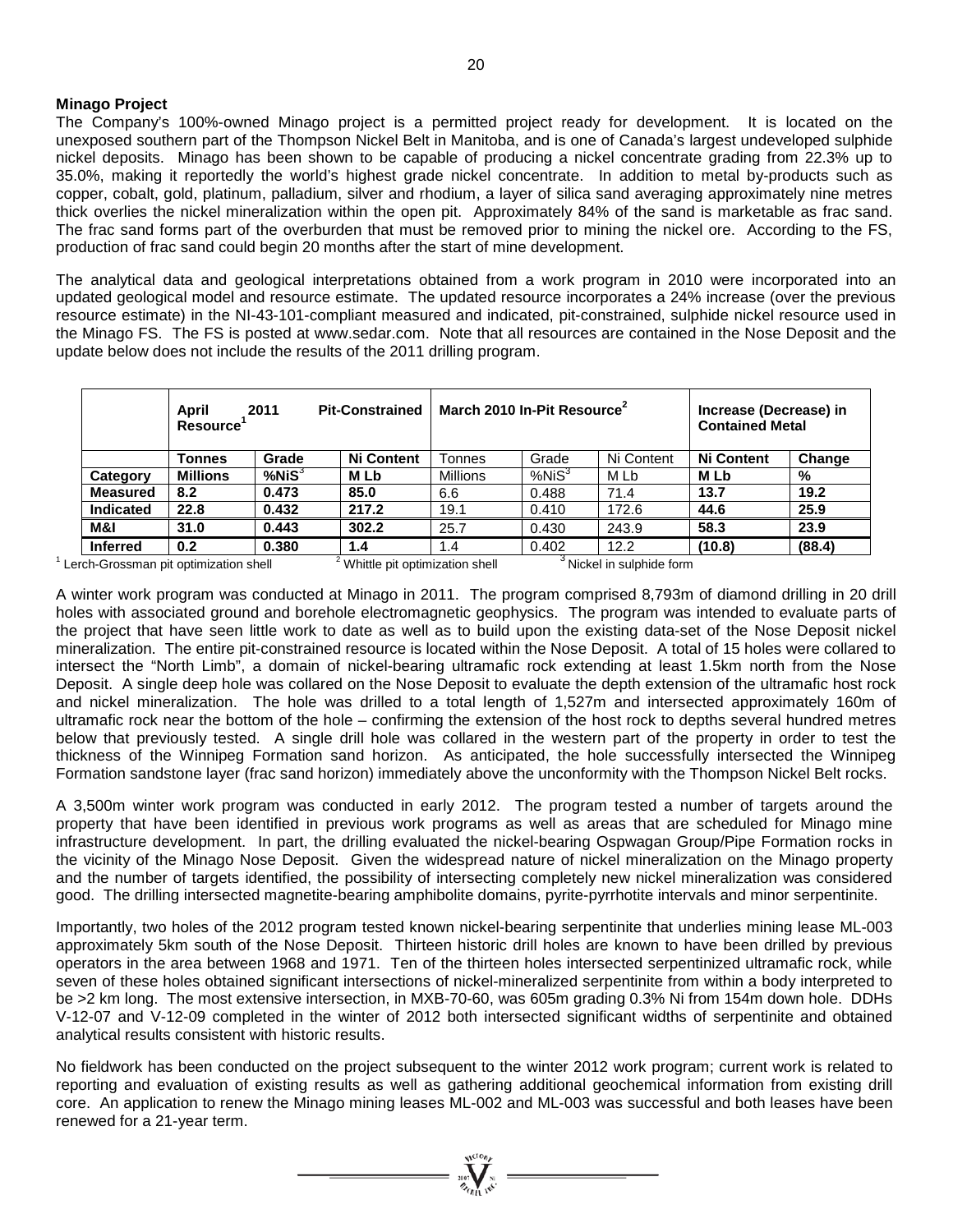### Minago Project

The Company's 100%-owned Minago project is a permitted project ready for development. It is located on the unexposed southern part of the Thompson Nickel Belt in Manitoba, and is one of Canada's largest undeveloped sulphide nickel deposits. Minago has been shown to be capable of producing a nickel concentrate grading from 22.3% up to 35.0%, making it reportedly the world's highest grade nickel concentrate. In addition to metal by-products such as copper, cobalt, gold, platinum, palladium, silver and rhodium, a layer of silica sand averaging approximately nine metres thick overlies the nickel mineralization within the open pit. Approximately 84% of the sand is marketable as frac sand. The frac sand forms part of the overburden that must be removed prior to mining the nickel ore. According to the FS, production of frac sand could begin 20 months after the start of mine development.

The analytical data and geological interpretations obtained from a work program in 2010 were incorporated into an updated geological model and resource estimate. The updated resource incorporates a 24% increase (over the previous resource estimate) in the NI-43-101-compliant measured and indicated, pit-constrained, sulphide nickel resource used in the Minago FS. The FS is posted at www.sedar.com. Note that all resources are contained in the Nose Deposit and the update below does not include the results of the 2011 drilling program.

| | **April 2011 Pit-Constrained Resource[1]** | | | **March 2010 In-Pit Resource[2]** | | | **Increase (Decrease) in Contained Metal** | |
|---|---|---|---|---|---|---|---|---|
| | **Tonnes** | **Grade** | **Ni Content** | Tonnes | Grade | Ni Content | **Ni Content** | **Change** |
| **Category** | **Millions** | **%NiS[3]** | **M Lb** | Millions | %NiS[3] | M Lb | **M Lb** | **%** |
| **Measured** | **8.2** | **0.473** | **85.0** | 6.6 | 0.488 | 71.4 | **13.7** | **19.2** |
| **Indicated** | **22.8** | **0.432** | **217.2** | 19.1 | 0.410 | 172.6 | **44.6** | **25.9** |
| **M&I** | **31.0** | **0.443** | **302.2** | 25.7 | 0.430 | 243.9 | **58.3** | **23.9** |
| **Inferred** | **0.2** | **0.380** | **1.4** | 1.4 | 0.402 | 12.2 | **(10.8)** | **(88.4)** |

[1] Lerch-Grossman pit optimization shell [2] Whittle pit optimization shell [3] Nickel in sulphide form

A winter work program was conducted at Minago in 2011. The program comprised 8,793m of diamond drilling in 20 drill holes with associated ground and borehole electromagnetic geophysics. The program was intended to evaluate parts of the project that have seen little work to date as well as to build upon the existing data-set of the Nose Deposit nickel mineralization. The entire pit-constrained resource is located within the Nose Deposit. A total of 15 holes were collared to intersect the "North Limb", a domain of nickel-bearing ultramafic rock extending at least 1.5km north from the Nose Deposit. A single deep hole was collared on the Nose Deposit to evaluate the depth extension of the ultramafic host rock and nickel mineralization. The hole was drilled to a total length of 1,527m and intersected approximately 160m of ultramafic rock near the bottom of the hole – confirming the extension of the host rock to depths several hundred metres below that previously tested. A single drill hole was collared in the western part of the property in order to test the thickness of the Winnipeg Formation sand horizon. As anticipated, the hole successfully intersected the Winnipeg Formation sandstone layer (frac sand horizon) immediately above the unconformity with the Thompson Nickel Belt rocks.

A 3,500m winter work program was conducted in early 2012. The program tested a number of targets around the property that have been identified in previous work programs as well as areas that are scheduled for Minago mine infrastructure development. In part, the drilling evaluated the nickel-bearing Ospwagan Group/Pipe Formation rocks in the vicinity of the Minago Nose Deposit. Given the widespread nature of nickel mineralization on the Minago property and the number of targets identified, the possibility of intersecting completely new nickel mineralization was considered good. The drilling intersected magnetite-bearing amphibolite domains, pyrite-pyrrhotite intervals and minor serpentinite.

Importantly, two holes of the 2012 program tested known nickel-bearing serpentinite that underlies mining lease ML-003 approximately 5km south of the Nose Deposit. Thirteen historic drill holes are known to have been drilled by previous operators in the area between 1968 and 1971. Ten of the thirteen holes intersected serpentinized ultramafic rock, while seven of these holes obtained significant intersections of nickel-mineralized serpentinite from within a body interpreted to be >2 km long. The most extensive intersection, in MXB-70-60, was 605m grading 0.3% Ni from 154m down hole. DDHs V-12-07 and V-12-09 completed in the winter of 2012 both intersected significant widths of serpentinite and obtained analytical results consistent with historic results.

No fieldwork has been conducted on the project subsequent to the winter 2012 work program; current work is related to reporting and evaluation of existing results as well as gathering additional geochemical information from existing drill core. An application to renew the Minago mining leases ML-002 and ML-003 was successful and both leases have been renewed for a 21-year term.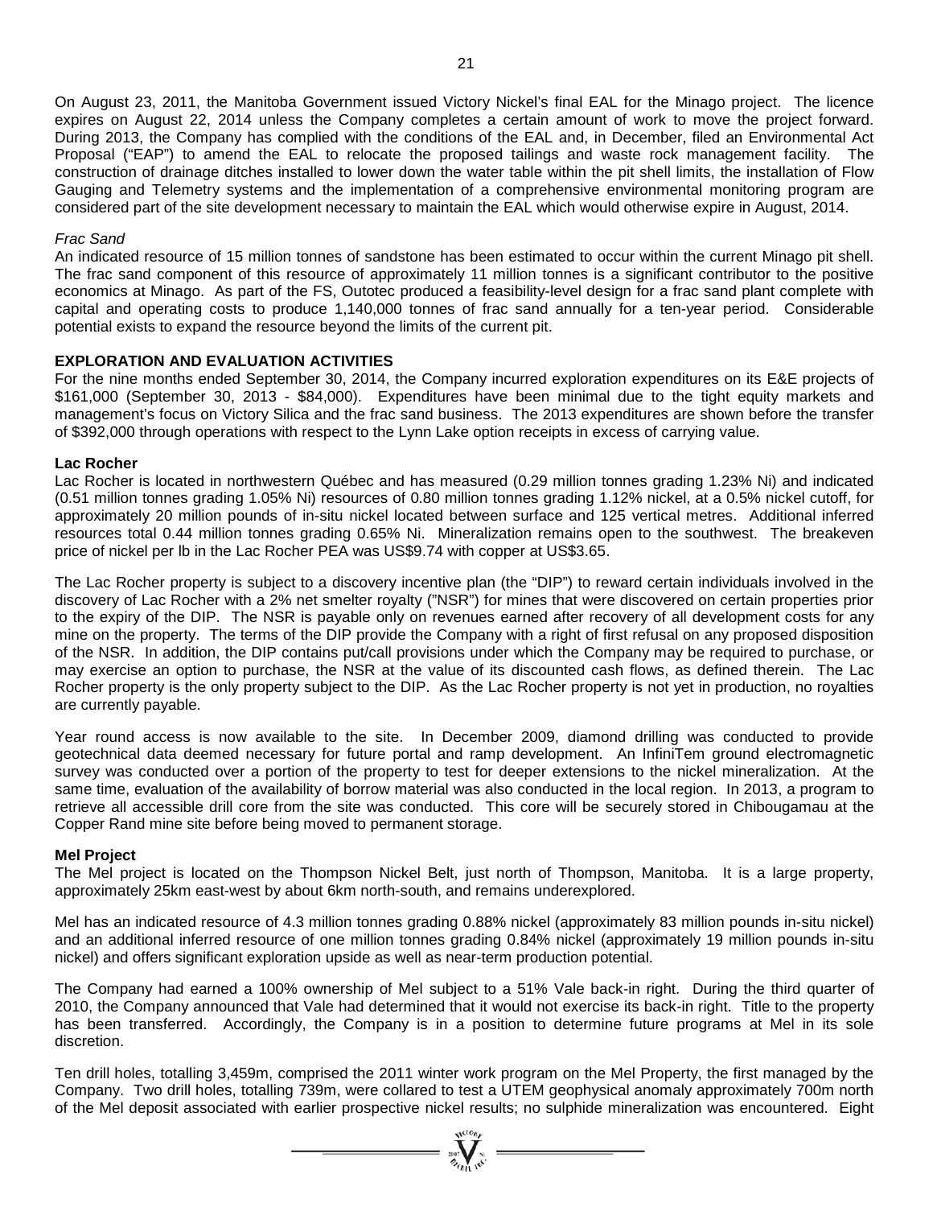On August 23, 2011, the Manitoba Government issued Victory Nickel's final EAL for the Minago project. The licence expires on August 22, 2014 unless the Company completes a certain amount of work to move the project forward. During 2013, the Company has complied with the conditions of the EAL and, in December, filed an Environmental Act Proposal ("EAP") to amend the EAL to relocate the proposed tailings and waste rock management facility. The construction of drainage ditches installed to lower down the water table within the pit shell limits, the installation of Flow Gauging and Telemetry systems and the implementation of a comprehensive environmental monitoring program are considered part of the site development necessary to maintain the EAL which would otherwise expire in August, 2014.

*Frac Sand*

An indicated resource of 15 million tonnes of sandstone has been estimated to occur within the current Minago pit shell. The frac sand component of this resource of approximately 11 million tonnes is a significant contributor to the positive economics at Minago. As part of the FS, Outotec produced a feasibility-level design for a frac sand plant complete with capital and operating costs to produce 1,140,000 tonnes of frac sand annually for a ten-year period. Considerable potential exists to expand the resource beyond the limits of the current pit.

## EXPLORATION AND EVALUATION ACTIVITIES

For the nine months ended September 30, 2014, the Company incurred exploration expenditures on its E&E projects of \$161,000 (September 30, 2013 - \$84,000). Expenditures have been minimal due to the tight equity markets and management's focus on Victory Silica and the frac sand business. The 2013 expenditures are shown before the transfer of \$392,000 through operations with respect to the Lynn Lake option receipts in excess of carrying value.

### Lac Rocher

Lac Rocher is located in northwestern Québec and has measured (0.29 million tonnes grading 1.23% Ni) and indicated (0.51 million tonnes grading 1.05% Ni) resources of 0.80 million tonnes grading 1.12% nickel, at a 0.5% nickel cutoff, for approximately 20 million pounds of in-situ nickel located between surface and 125 vertical metres. Additional inferred resources total 0.44 million tonnes grading 0.65% Ni. Mineralization remains open to the southwest. The breakeven price of nickel per lb in the Lac Rocher PEA was US\$9.74 with copper at US\$3.65.

The Lac Rocher property is subject to a discovery incentive plan (the "DIP") to reward certain individuals involved in the discovery of Lac Rocher with a 2% net smelter royalty ("NSR") for mines that were discovered on certain properties prior to the expiry of the DIP. The NSR is payable only on revenues earned after recovery of all development costs for any mine on the property. The terms of the DIP provide the Company with a right of first refusal on any proposed disposition of the NSR. In addition, the DIP contains put/call provisions under which the Company may be required to purchase, or may exercise an option to purchase, the NSR at the value of its discounted cash flows, as defined therein. The Lac Rocher property is the only property subject to the DIP. As the Lac Rocher property is not yet in production, no royalties are currently payable.

Year round access is now available to the site. In December 2009, diamond drilling was conducted to provide geotechnical data deemed necessary for future portal and ramp development. An InfiniTem ground electromagnetic survey was conducted over a portion of the property to test for deeper extensions to the nickel mineralization. At the same time, evaluation of the availability of borrow material was also conducted in the local region. In 2013, a program to retrieve all accessible drill core from the site was conducted. This core will be securely stored in Chibougamau at the Copper Rand mine site before being moved to permanent storage.

### Mel Project

The Mel project is located on the Thompson Nickel Belt, just north of Thompson, Manitoba. It is a large property, approximately 25km east-west by about 6km north-south, and remains underexplored.

Mel has an indicated resource of 4.3 million tonnes grading 0.88% nickel (approximately 83 million pounds in-situ nickel) and an additional inferred resource of one million tonnes grading 0.84% nickel (approximately 19 million pounds in-situ nickel) and offers significant exploration upside as well as near-term production potential.

The Company had earned a 100% ownership of Mel subject to a 51% Vale back-in right. During the third quarter of 2010, the Company announced that Vale had determined that it would not exercise its back-in right. Title to the property has been transferred. Accordingly, the Company is in a position to determine future programs at Mel in its sole discretion.

Ten drill holes, totalling 3,459m, comprised the 2011 winter work program on the Mel Property, the first managed by the Company. Two drill holes, totalling 739m, were collared to test a UTEM geophysical anomaly approximately 700m north of the Mel deposit associated with earlier prospective nickel results; no sulphide mineralization was encountered. Eight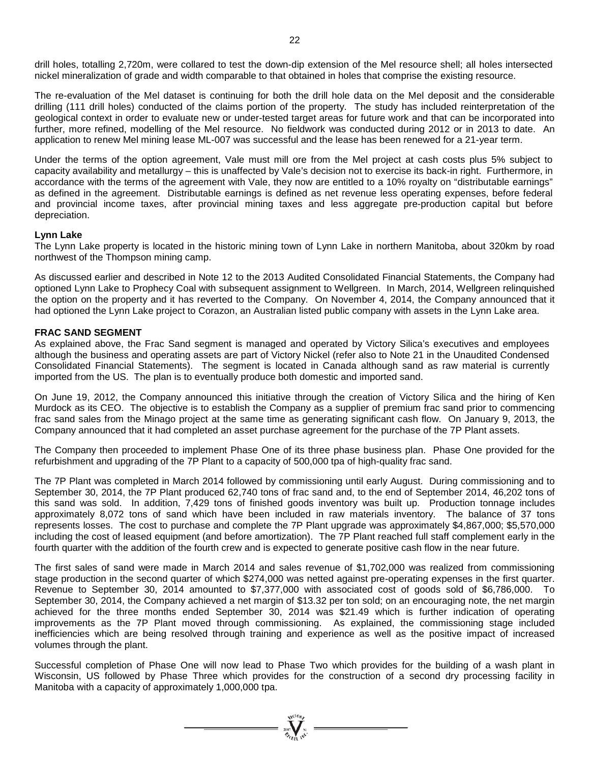drill holes, totalling 2,720m, were collared to test the down-dip extension of the Mel resource shell; all holes intersected nickel mineralization of grade and width comparable to that obtained in holes that comprise the existing resource.

The re-evaluation of the Mel dataset is continuing for both the drill hole data on the Mel deposit and the considerable drilling (111 drill holes) conducted of the claims portion of the property. The study has included reinterpretation of the geological context in order to evaluate new or under-tested target areas for future work and that can be incorporated into further, more refined, modelling of the Mel resource. No fieldwork was conducted during 2012 or in 2013 to date. An application to renew Mel mining lease ML-007 was successful and the lease has been renewed for a 21-year term.

Under the terms of the option agreement, Vale must mill ore from the Mel project at cash costs plus 5% subject to capacity availability and metallurgy – this is unaffected by Vale's decision not to exercise its back-in right. Furthermore, in accordance with the terms of the agreement with Vale, they now are entitled to a 10% royalty on "distributable earnings" as defined in the agreement. Distributable earnings is defined as net revenue less operating expenses, before federal and provincial income taxes, after provincial mining taxes and less aggregate pre-production capital but before depreciation.

**Lynn Lake**

The Lynn Lake property is located in the historic mining town of Lynn Lake in northern Manitoba, about 320km by road northwest of the Thompson mining camp.

As discussed earlier and described in Note 12 to the 2013 Audited Consolidated Financial Statements, the Company had optioned Lynn Lake to Prophecy Coal with subsequent assignment to Wellgreen. In March, 2014, Wellgreen relinquished the option on the property and it has reverted to the Company. On November 4, 2014, the Company announced that it had optioned the Lynn Lake project to Corazon, an Australian listed public company with assets in the Lynn Lake area.

**FRAC SAND SEGMENT**

As explained above, the Frac Sand segment is managed and operated by Victory Silica's executives and employees although the business and operating assets are part of Victory Nickel (refer also to Note 21 in the Unaudited Condensed Consolidated Financial Statements). The segment is located in Canada although sand as raw material is currently imported from the US. The plan is to eventually produce both domestic and imported sand.

On June 19, 2012, the Company announced this initiative through the creation of Victory Silica and the hiring of Ken Murdock as its CEO. The objective is to establish the Company as a supplier of premium frac sand prior to commencing frac sand sales from the Minago project at the same time as generating significant cash flow. On January 9, 2013, the Company announced that it had completed an asset purchase agreement for the purchase of the 7P Plant assets.

The Company then proceeded to implement Phase One of its three phase business plan. Phase One provided for the refurbishment and upgrading of the 7P Plant to a capacity of 500,000 tpa of high-quality frac sand.

The 7P Plant was completed in March 2014 followed by commissioning until early August. During commissioning and to September 30, 2014, the 7P Plant produced 62,740 tons of frac sand and, to the end of September 2014, 46,202 tons of this sand was sold. In addition, 7,429 tons of finished goods inventory was built up. Production tonnage includes approximately 8,072 tons of sand which have been included in raw materials inventory. The balance of 37 tons represents losses. The cost to purchase and complete the 7P Plant upgrade was approximately $4,867,000; $5,570,000 including the cost of leased equipment (and before amortization). The 7P Plant reached full staff complement early in the fourth quarter with the addition of the fourth crew and is expected to generate positive cash flow in the near future.

The first sales of sand were made in March 2014 and sales revenue of $1,702,000 was realized from commissioning stage production in the second quarter of which $274,000 was netted against pre-operating expenses in the first quarter. Revenue to September 30, 2014 amounted to $7,377,000 with associated cost of goods sold of $6,786,000. To September 30, 2014, the Company achieved a net margin of $13.32 per ton sold; on an encouraging note, the net margin achieved for the three months ended September 30, 2014 was $21.49 which is further indication of operating improvements as the 7P Plant moved through commissioning. As explained, the commissioning stage included inefficiencies which are being resolved through training and experience as well as the positive impact of increased volumes through the plant.

Successful completion of Phase One will now lead to Phase Two which provides for the building of a wash plant in Wisconsin, US followed by Phase Three which provides for the construction of a second dry processing facility in Manitoba with a capacity of approximately 1,000,000 tpa.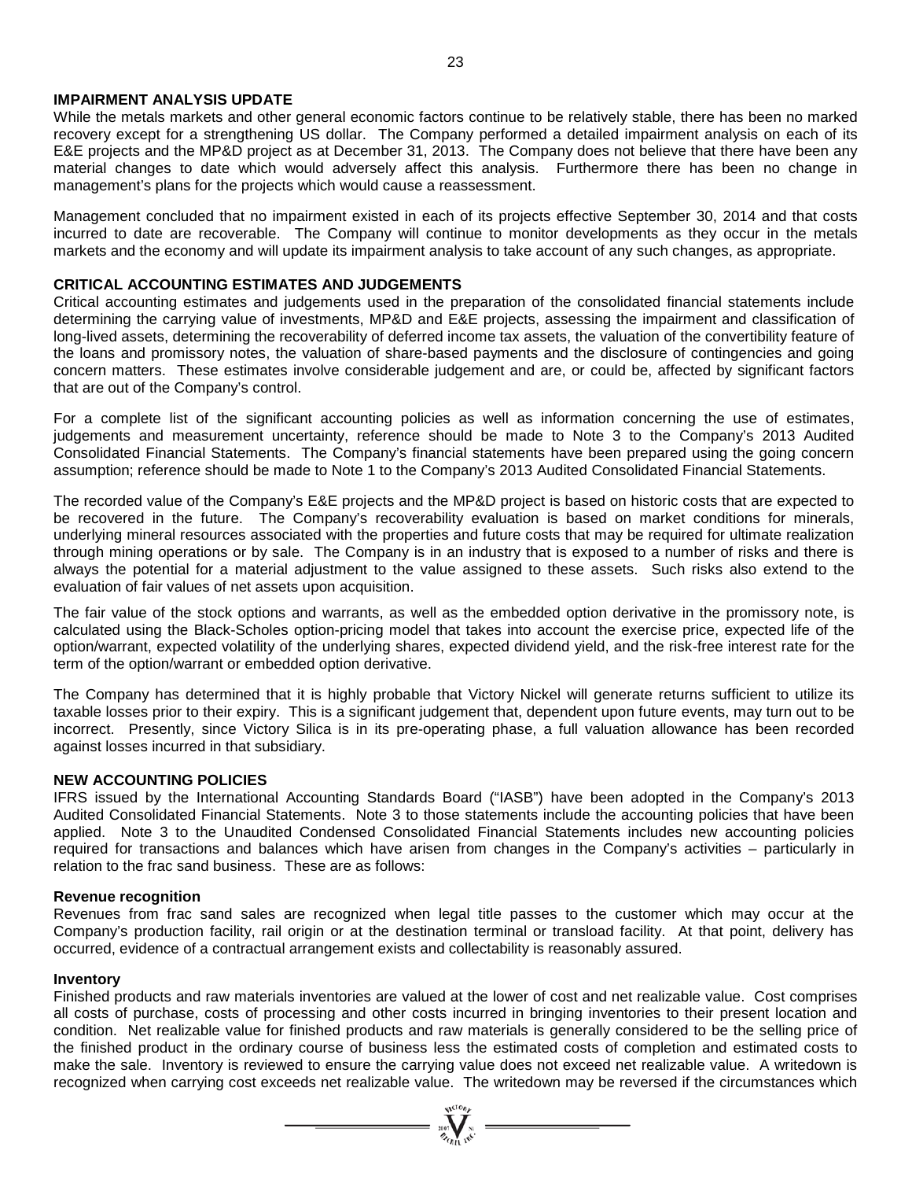**IMPAIRMENT ANALYSIS UPDATE**

While the metals markets and other general economic factors continue to be relatively stable, there has been no marked recovery except for a strengthening US dollar. The Company performed a detailed impairment analysis on each of its E&E projects and the MP&D project as at December 31, 2013. The Company does not believe that there have been any material changes to date which would adversely affect this analysis. Furthermore there has been no change in management's plans for the projects which would cause a reassessment.

Management concluded that no impairment existed in each of its projects effective September 30, 2014 and that costs incurred to date are recoverable. The Company will continue to monitor developments as they occur in the metals markets and the economy and will update its impairment analysis to take account of any such changes, as appropriate.

**CRITICAL ACCOUNTING ESTIMATES AND JUDGEMENTS**

Critical accounting estimates and judgements used in the preparation of the consolidated financial statements include determining the carrying value of investments, MP&D and E&E projects, assessing the impairment and classification of long-lived assets, determining the recoverability of deferred income tax assets, the valuation of the convertibility feature of the loans and promissory notes, the valuation of share-based payments and the disclosure of contingencies and going concern matters. These estimates involve considerable judgement and are, or could be, affected by significant factors that are out of the Company's control.

For a complete list of the significant accounting policies as well as information concerning the use of estimates, judgements and measurement uncertainty, reference should be made to Note 3 to the Company's 2013 Audited Consolidated Financial Statements. The Company's financial statements have been prepared using the going concern assumption; reference should be made to Note 1 to the Company's 2013 Audited Consolidated Financial Statements.

The recorded value of the Company's E&E projects and the MP&D project is based on historic costs that are expected to be recovered in the future. The Company's recoverability evaluation is based on market conditions for minerals, underlying mineral resources associated with the properties and future costs that may be required for ultimate realization through mining operations or by sale. The Company is in an industry that is exposed to a number of risks and there is always the potential for a material adjustment to the value assigned to these assets. Such risks also extend to the evaluation of fair values of net assets upon acquisition.

The fair value of the stock options and warrants, as well as the embedded option derivative in the promissory note, is calculated using the Black-Scholes option-pricing model that takes into account the exercise price, expected life of the option/warrant, expected volatility of the underlying shares, expected dividend yield, and the risk-free interest rate for the term of the option/warrant or embedded option derivative.

The Company has determined that it is highly probable that Victory Nickel will generate returns sufficient to utilize its taxable losses prior to their expiry. This is a significant judgement that, dependent upon future events, may turn out to be incorrect. Presently, since Victory Silica is in its pre-operating phase, a full valuation allowance has been recorded against losses incurred in that subsidiary.

**NEW ACCOUNTING POLICIES**

IFRS issued by the International Accounting Standards Board ("IASB") have been adopted in the Company's 2013 Audited Consolidated Financial Statements. Note 3 to those statements include the accounting policies that have been applied. Note 3 to the Unaudited Condensed Consolidated Financial Statements includes new accounting policies required for transactions and balances which have arisen from changes in the Company's activities – particularly in relation to the frac sand business. These are as follows:

**Revenue recognition**

Revenues from frac sand sales are recognized when legal title passes to the customer which may occur at the Company's production facility, rail origin or at the destination terminal or transload facility. At that point, delivery has occurred, evidence of a contractual arrangement exists and collectability is reasonably assured.

**Inventory**

Finished products and raw materials inventories are valued at the lower of cost and net realizable value. Cost comprises all costs of purchase, costs of processing and other costs incurred in bringing inventories to their present location and condition. Net realizable value for finished products and raw materials is generally considered to be the selling price of the finished product in the ordinary course of business less the estimated costs of completion and estimated costs to make the sale. Inventory is reviewed to ensure the carrying value does not exceed net realizable value. A writedown is recognized when carrying cost exceeds net realizable value. The writedown may be reversed if the circumstances which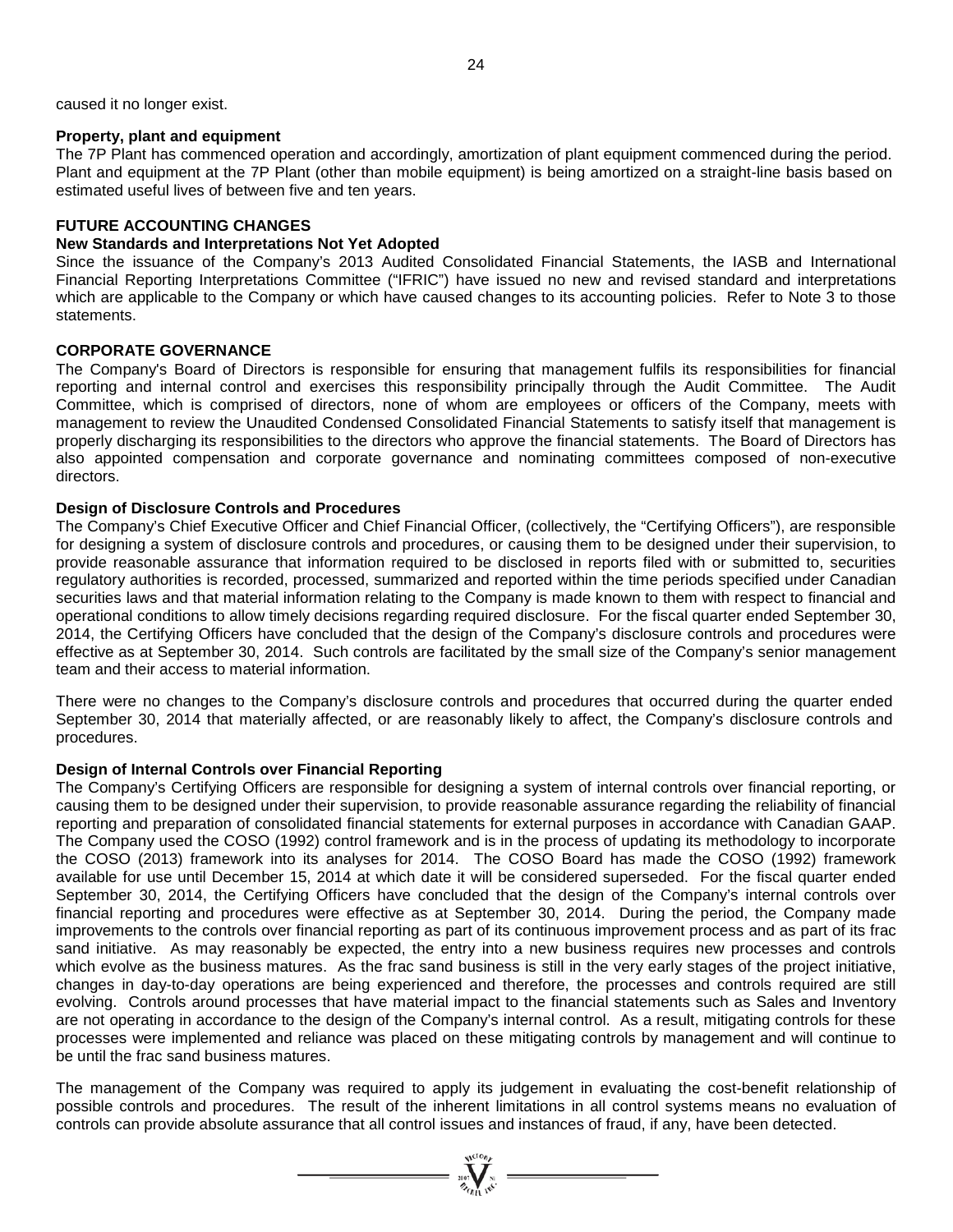caused it no longer exist.

**Property, plant and equipment**

The 7P Plant has commenced operation and accordingly, amortization of plant equipment commenced during the period. Plant and equipment at the 7P Plant (other than mobile equipment) is being amortized on a straight-line basis based on estimated useful lives of between five and ten years.

## FUTURE ACCOUNTING CHANGES

**New Standards and Interpretations Not Yet Adopted**

Since the issuance of the Company's 2013 Audited Consolidated Financial Statements, the IASB and International Financial Reporting Interpretations Committee ("IFRIC") have issued no new and revised standard and interpretations which are applicable to the Company or which have caused changes to its accounting policies. Refer to Note 3 to those statements.

## CORPORATE GOVERNANCE

The Company's Board of Directors is responsible for ensuring that management fulfils its responsibilities for financial reporting and internal control and exercises this responsibility principally through the Audit Committee. The Audit Committee, which is comprised of directors, none of whom are employees or officers of the Company, meets with management to review the Unaudited Condensed Consolidated Financial Statements to satisfy itself that management is properly discharging its responsibilities to the directors who approve the financial statements. The Board of Directors has also appointed compensation and corporate governance and nominating committees composed of non-executive directors.

**Design of Disclosure Controls and Procedures**

The Company's Chief Executive Officer and Chief Financial Officer, (collectively, the "Certifying Officers"), are responsible for designing a system of disclosure controls and procedures, or causing them to be designed under their supervision, to provide reasonable assurance that information required to be disclosed in reports filed with or submitted to, securities regulatory authorities is recorded, processed, summarized and reported within the time periods specified under Canadian securities laws and that material information relating to the Company is made known to them with respect to financial and operational conditions to allow timely decisions regarding required disclosure. For the fiscal quarter ended September 30, 2014, the Certifying Officers have concluded that the design of the Company's disclosure controls and procedures were effective as at September 30, 2014. Such controls are facilitated by the small size of the Company's senior management team and their access to material information.

There were no changes to the Company's disclosure controls and procedures that occurred during the quarter ended September 30, 2014 that materially affected, or are reasonably likely to affect, the Company's disclosure controls and procedures.

**Design of Internal Controls over Financial Reporting**

The Company's Certifying Officers are responsible for designing a system of internal controls over financial reporting, or causing them to be designed under their supervision, to provide reasonable assurance regarding the reliability of financial reporting and preparation of consolidated financial statements for external purposes in accordance with Canadian GAAP. The Company used the COSO (1992) control framework and is in the process of updating its methodology to incorporate the COSO (2013) framework into its analyses for 2014. The COSO Board has made the COSO (1992) framework available for use until December 15, 2014 at which date it will be considered superseded. For the fiscal quarter ended September 30, 2014, the Certifying Officers have concluded that the design of the Company's internal controls over financial reporting and procedures were effective as at September 30, 2014. During the period, the Company made improvements to the controls over financial reporting as part of its continuous improvement process and as part of its frac sand initiative. As may reasonably be expected, the entry into a new business requires new processes and controls which evolve as the business matures. As the frac sand business is still in the very early stages of the project initiative, changes in day-to-day operations are being experienced and therefore, the processes and controls required are still evolving. Controls around processes that have material impact to the financial statements such as Sales and Inventory are not operating in accordance to the design of the Company's internal control. As a result, mitigating controls for these processes were implemented and reliance was placed on these mitigating controls by management and will continue to be until the frac sand business matures.

The management of the Company was required to apply its judgement in evaluating the cost-benefit relationship of possible controls and procedures. The result of the inherent limitations in all control systems means no evaluation of controls can provide absolute assurance that all control issues and instances of fraud, if any, have been detected.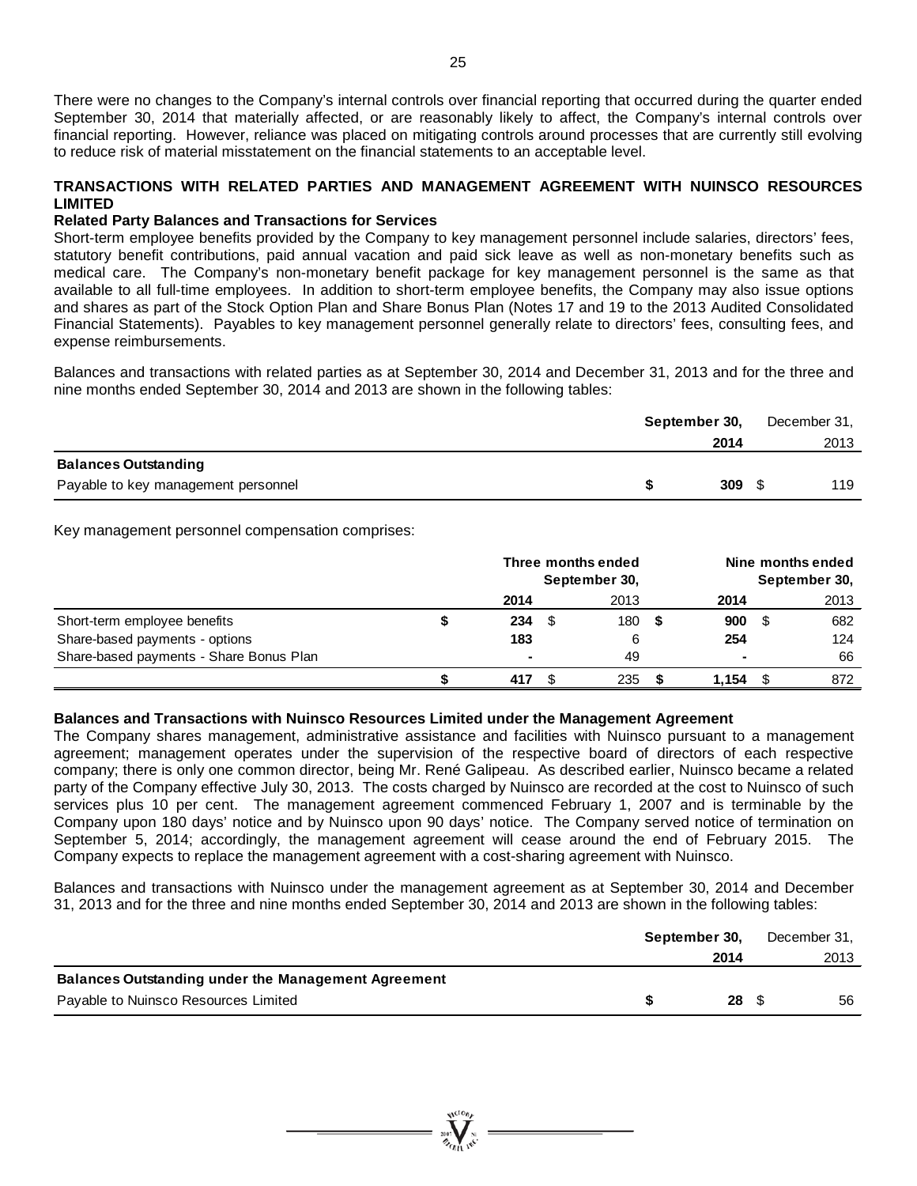There were no changes to the Company's internal controls over financial reporting that occurred during the quarter ended September 30, 2014 that materially affected, or are reasonably likely to affect, the Company's internal controls over financial reporting. However, reliance was placed on mitigating controls around processes that are currently still evolving to reduce risk of material misstatement on the financial statements to an acceptable level.

## TRANSACTIONS WITH RELATED PARTIES AND MANAGEMENT AGREEMENT WITH NUINSCO RESOURCES LIMITED

### Related Party Balances and Transactions for Services

Short-term employee benefits provided by the Company to key management personnel include salaries, directors' fees, statutory benefit contributions, paid annual vacation and paid sick leave as well as non-monetary benefits such as medical care. The Company's non-monetary benefit package for key management personnel is the same as that available to all full-time employees. In addition to short-term employee benefits, the Company may also issue options and shares as part of the Stock Option Plan and Share Bonus Plan (Notes 17 and 19 to the 2013 Audited Consolidated Financial Statements). Payables to key management personnel generally relate to directors' fees, consulting fees, and expense reimbursements.

Balances and transactions with related parties as at September 30, 2014 and December 31, 2013 and for the three and nine months ended September 30, 2014 and 2013 are shown in the following tables:

| | **September 30, 2014** | December 31, 2013 |
|---|---|---|
| **Balances Outstanding** | | |
| Payable to key management personnel | **$ 309** | $ 119 |

Key management personnel compensation comprises:

| | **Three months ended September 30,** | | **Nine months ended September 30,** | |
|---|---|---|---|---|
| | **2014** | 2013 | **2014** | 2013 |
| Short-term employee benefits | **$ 234** | $ 180 | **$ 900** | $ 682 |
| Share-based payments - options | **183** | 6 | **254** | 124 |
| Share-based payments - Share Bonus Plan | **-** | 49 | **-** | 66 |
| | **$ 417** | $ 235 | **$ 1,154** | $ 872 |

### Balances and Transactions with Nuinsco Resources Limited under the Management Agreement

The Company shares management, administrative assistance and facilities with Nuinsco pursuant to a management agreement; management operates under the supervision of the respective board of directors of each respective company; there is only one common director, being Mr. René Galipeau. As described earlier, Nuinsco became a related party of the Company effective July 30, 2013. The costs charged by Nuinsco are recorded at the cost to Nuinsco of such services plus 10 per cent. The management agreement commenced February 1, 2007 and is terminable by the Company upon 180 days' notice and by Nuinsco upon 90 days' notice. The Company served notice of termination on September 5, 2014; accordingly, the management agreement will cease around the end of February 2015. The Company expects to replace the management agreement with a cost-sharing agreement with Nuinsco.

Balances and transactions with Nuinsco under the management agreement as at September 30, 2014 and December 31, 2013 and for the three and nine months ended September 30, 2014 and 2013 are shown in the following tables:

| | **September 30, 2014** | December 31, 2013 |
|---|---|---|
| **Balances Outstanding under the Management Agreement** | | |
| Payable to Nuinsco Resources Limited | **$ 28** | $ 56 |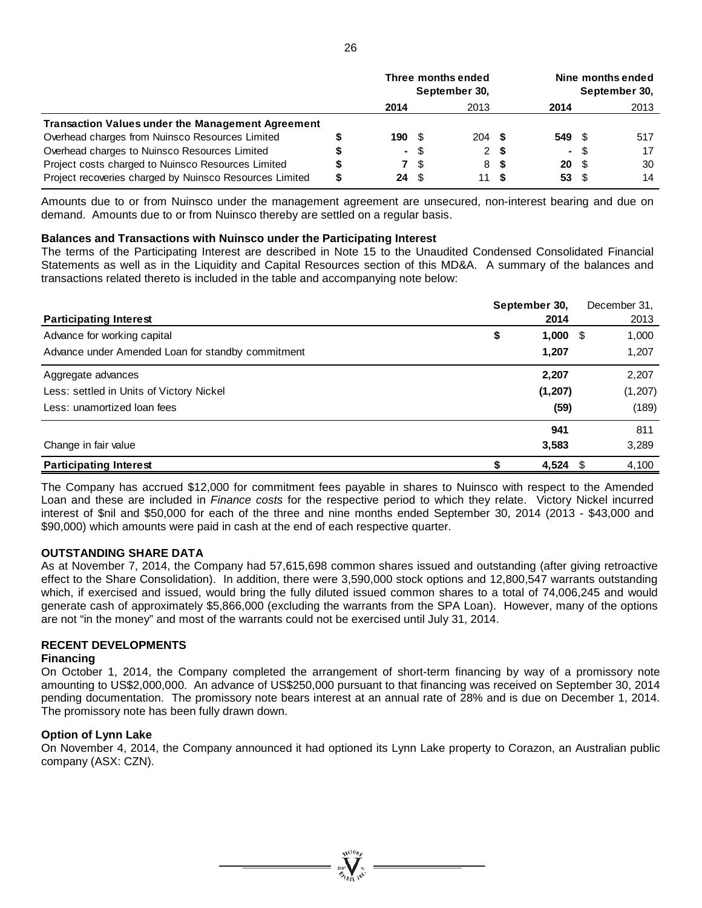| | Three months ended September 30, | | Nine months ended September 30, | |
|---|---|---|---|---|
| | **2014** | 2013 | **2014** | 2013 |
| **Transaction Values under the Management Agreement** | | | | |
| Overhead charges from Nuinsco Resources Limited | **$ 190** | $ 204 | **$ 549** | $ 517 |
| Overhead charges to Nuinsco Resources Limited | **$ -** | $ 2 | **$ -** | $ 17 |
| Project costs charged to Nuinsco Resources Limited | **$ 7** | $ 8 | **$ 20** | $ 30 |
| Project recoveries charged by Nuinsco Resources Limited | **$ 24** | $ 11 | **$ 53** | $ 14 |

Amounts due to or from Nuinsco under the management agreement are unsecured, non-interest bearing and due on demand. Amounts due to or from Nuinsco thereby are settled on a regular basis.

**Balances and Transactions with Nuinsco under the Participating Interest**
The terms of the Participating Interest are described in Note 15 to the Unaudited Condensed Consolidated Financial Statements as well as in the Liquidity and Capital Resources section of this MD&A. A summary of the balances and transactions related thereto is included in the table and accompanying note below:

| **Participating Interest** | **September 30, 2014** | December 31, 2013 |
|---|---|---|
| Advance for working capital | **$ 1,000** | $ 1,000 |
| Advance under Amended Loan for standby commitment | **1,207** | 1,207 |
| Aggregate advances | **2,207** | 2,207 |
| Less: settled in Units of Victory Nickel | **(1,207)** | (1,207) |
| Less: unamortized loan fees | **(59)** | (189) |
| | **941** | 811 |
| Change in fair value | **3,583** | 3,289 |
| **Participating Interest** | **$ 4,524** | $ 4,100 |

The Company has accrued $12,000 for commitment fees payable in shares to Nuinsco with respect to the Amended Loan and these are included in *Finance costs* for the respective period to which they relate. Victory Nickel incurred interest of $nil and $50,000 for each of the three and nine months ended September 30, 2014 (2013 - $43,000 and $90,000) which amounts were paid in cash at the end of each respective quarter.

**OUTSTANDING SHARE DATA**
As at November 7, 2014, the Company had 57,615,698 common shares issued and outstanding (after giving retroactive effect to the Share Consolidation). In addition, there were 3,590,000 stock options and 12,800,547 warrants outstanding which, if exercised and issued, would bring the fully diluted issued common shares to a total of 74,006,245 and would generate cash of approximately $5,866,000 (excluding the warrants from the SPA Loan). However, many of the options are not "in the money" and most of the warrants could not be exercised until July 31, 2014.

**RECENT DEVELOPMENTS**

**Financing**
On October 1, 2014, the Company completed the arrangement of short-term financing by way of a promissory note amounting to US$2,000,000. An advance of US$250,000 pursuant to that financing was received on September 30, 2014 pending documentation. The promissory note bears interest at an annual rate of 28% and is due on December 1, 2014. The promissory note has been fully drawn down.

**Option of Lynn Lake**
On November 4, 2014, the Company announced it had optioned its Lynn Lake property to Corazon, an Australian public company (ASX: CZN).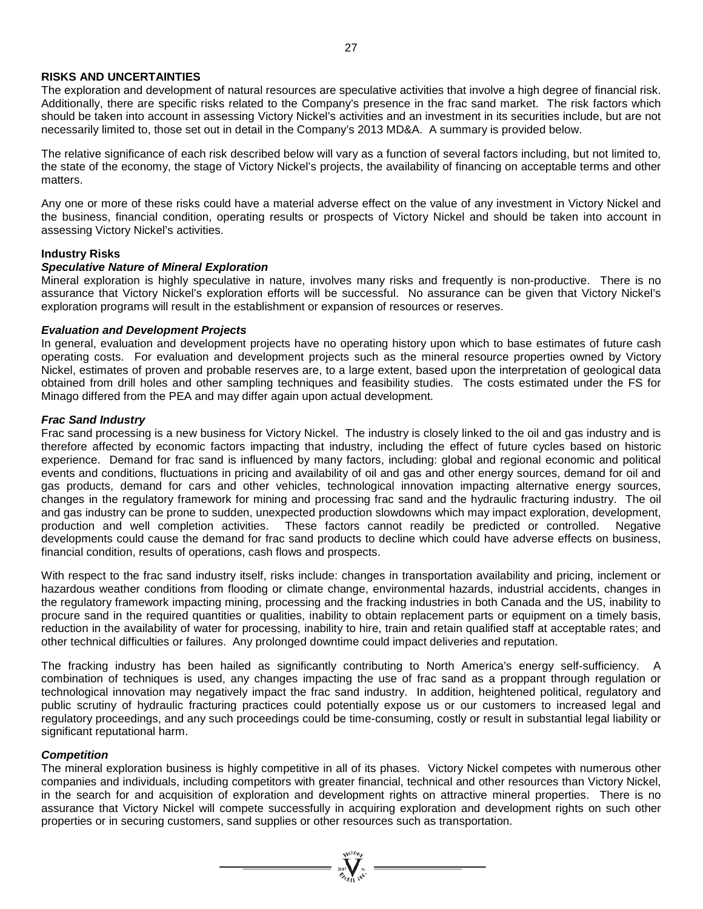## RISKS AND UNCERTAINTIES

The exploration and development of natural resources are speculative activities that involve a high degree of financial risk. Additionally, there are specific risks related to the Company's presence in the frac sand market. The risk factors which should be taken into account in assessing Victory Nickel's activities and an investment in its securities include, but are not necessarily limited to, those set out in detail in the Company's 2013 MD&A. A summary is provided below.

The relative significance of each risk described below will vary as a function of several factors including, but not limited to, the state of the economy, the stage of Victory Nickel's projects, the availability of financing on acceptable terms and other matters.

Any one or more of these risks could have a material adverse effect on the value of any investment in Victory Nickel and the business, financial condition, operating results or prospects of Victory Nickel and should be taken into account in assessing Victory Nickel's activities.

### Industry Risks

#### *Speculative Nature of Mineral Exploration*

Mineral exploration is highly speculative in nature, involves many risks and frequently is non-productive. There is no assurance that Victory Nickel's exploration efforts will be successful. No assurance can be given that Victory Nickel's exploration programs will result in the establishment or expansion of resources or reserves.

#### *Evaluation and Development Projects*

In general, evaluation and development projects have no operating history upon which to base estimates of future cash operating costs. For evaluation and development projects such as the mineral resource properties owned by Victory Nickel, estimates of proven and probable reserves are, to a large extent, based upon the interpretation of geological data obtained from drill holes and other sampling techniques and feasibility studies. The costs estimated under the FS for Minago differed from the PEA and may differ again upon actual development.

#### *Frac Sand Industry*

Frac sand processing is a new business for Victory Nickel. The industry is closely linked to the oil and gas industry and is therefore affected by economic factors impacting that industry, including the effect of future cycles based on historic experience. Demand for frac sand is influenced by many factors, including: global and regional economic and political events and conditions, fluctuations in pricing and availability of oil and gas and other energy sources, demand for oil and gas products, demand for cars and other vehicles, technological innovation impacting alternative energy sources, changes in the regulatory framework for mining and processing frac sand and the hydraulic fracturing industry. The oil and gas industry can be prone to sudden, unexpected production slowdowns which may impact exploration, development, production and well completion activities. These factors cannot readily be predicted or controlled. Negative developments could cause the demand for frac sand products to decline which could have adverse effects on business, financial condition, results of operations, cash flows and prospects.

With respect to the frac sand industry itself, risks include: changes in transportation availability and pricing, inclement or hazardous weather conditions from flooding or climate change, environmental hazards, industrial accidents, changes in the regulatory framework impacting mining, processing and the fracking industries in both Canada and the US, inability to procure sand in the required quantities or qualities, inability to obtain replacement parts or equipment on a timely basis, reduction in the availability of water for processing, inability to hire, train and retain qualified staff at acceptable rates; and other technical difficulties or failures. Any prolonged downtime could impact deliveries and reputation.

The fracking industry has been hailed as significantly contributing to North America's energy self-sufficiency. A combination of techniques is used, any changes impacting the use of frac sand as a proppant through regulation or technological innovation may negatively impact the frac sand industry. In addition, heightened political, regulatory and public scrutiny of hydraulic fracturing practices could potentially expose us or our customers to increased legal and regulatory proceedings, and any such proceedings could be time-consuming, costly or result in substantial legal liability or significant reputational harm.

#### *Competition*

The mineral exploration business is highly competitive in all of its phases. Victory Nickel competes with numerous other companies and individuals, including competitors with greater financial, technical and other resources than Victory Nickel, in the search for and acquisition of exploration and development rights on attractive mineral properties. There is no assurance that Victory Nickel will compete successfully in acquiring exploration and development rights on such other properties or in securing customers, sand supplies or other resources such as transportation.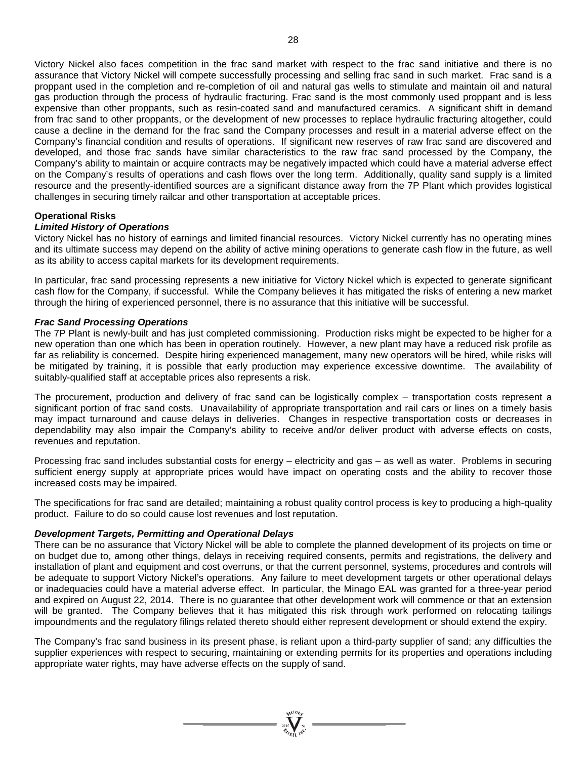Victory Nickel also faces competition in the frac sand market with respect to the frac sand initiative and there is no assurance that Victory Nickel will compete successfully processing and selling frac sand in such market. Frac sand is a proppant used in the completion and re-completion of oil and natural gas wells to stimulate and maintain oil and natural gas production through the process of hydraulic fracturing. Frac sand is the most commonly used proppant and is less expensive than other proppants, such as resin-coated sand and manufactured ceramics. A significant shift in demand from frac sand to other proppants, or the development of new processes to replace hydraulic fracturing altogether, could cause a decline in the demand for the frac sand the Company processes and result in a material adverse effect on the Company's financial condition and results of operations. If significant new reserves of raw frac sand are discovered and developed, and those frac sands have similar characteristics to the raw frac sand processed by the Company, the Company's ability to maintain or acquire contracts may be negatively impacted which could have a material adverse effect on the Company's results of operations and cash flows over the long term. Additionally, quality sand supply is a limited resource and the presently-identified sources are a significant distance away from the 7P Plant which provides logistical challenges in securing timely railcar and other transportation at acceptable prices.

**Operational Risks**

***Limited History of Operations***

Victory Nickel has no history of earnings and limited financial resources. Victory Nickel currently has no operating mines and its ultimate success may depend on the ability of active mining operations to generate cash flow in the future, as well as its ability to access capital markets for its development requirements.

In particular, frac sand processing represents a new initiative for Victory Nickel which is expected to generate significant cash flow for the Company, if successful. While the Company believes it has mitigated the risks of entering a new market through the hiring of experienced personnel, there is no assurance that this initiative will be successful.

***Frac Sand Processing Operations***

The 7P Plant is newly-built and has just completed commissioning. Production risks might be expected to be higher for a new operation than one which has been in operation routinely. However, a new plant may have a reduced risk profile as far as reliability is concerned. Despite hiring experienced management, many new operators will be hired, while risks will be mitigated by training, it is possible that early production may experience excessive downtime. The availability of suitably-qualified staff at acceptable prices also represents a risk.

The procurement, production and delivery of frac sand can be logistically complex – transportation costs represent a significant portion of frac sand costs. Unavailability of appropriate transportation and rail cars or lines on a timely basis may impact turnaround and cause delays in deliveries. Changes in respective transportation costs or decreases in dependability may also impair the Company's ability to receive and/or deliver product with adverse effects on costs, revenues and reputation.

Processing frac sand includes substantial costs for energy – electricity and gas – as well as water. Problems in securing sufficient energy supply at appropriate prices would have impact on operating costs and the ability to recover those increased costs may be impaired.

The specifications for frac sand are detailed; maintaining a robust quality control process is key to producing a high-quality product. Failure to do so could cause lost revenues and lost reputation.

***Development Targets, Permitting and Operational Delays***

There can be no assurance that Victory Nickel will be able to complete the planned development of its projects on time or on budget due to, among other things, delays in receiving required consents, permits and registrations, the delivery and installation of plant and equipment and cost overruns, or that the current personnel, systems, procedures and controls will be adequate to support Victory Nickel's operations. Any failure to meet development targets or other operational delays or inadequacies could have a material adverse effect. In particular, the Minago EAL was granted for a three-year period and expired on August 22, 2014. There is no guarantee that other development work will commence or that an extension will be granted. The Company believes that it has mitigated this risk through work performed on relocating tailings impoundments and the regulatory filings related thereto should either represent development or should extend the expiry.

The Company's frac sand business in its present phase, is reliant upon a third-party supplier of sand; any difficulties the supplier experiences with respect to securing, maintaining or extending permits for its properties and operations including appropriate water rights, may have adverse effects on the supply of sand.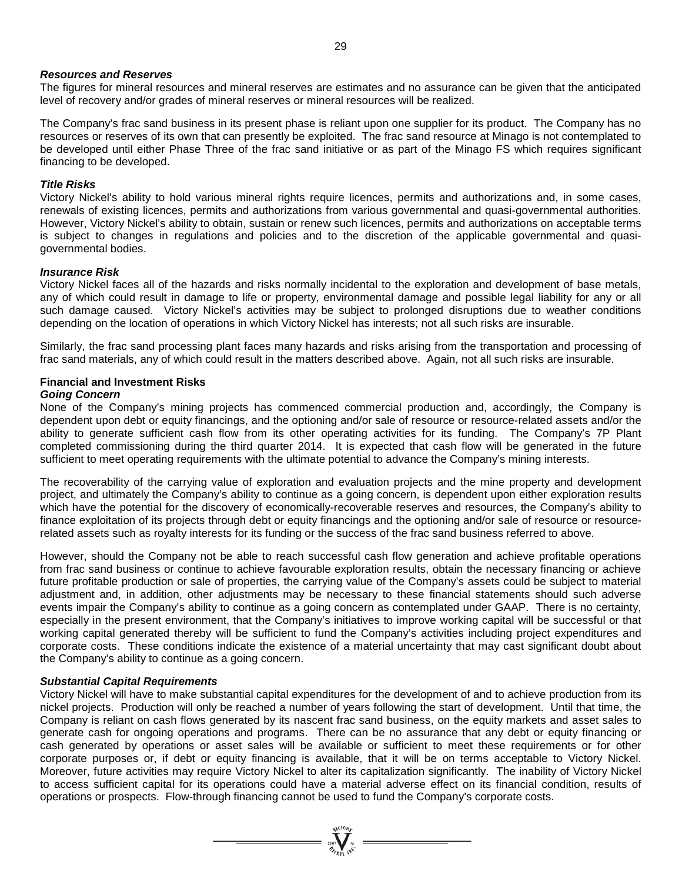### *Resources and Reserves*

The figures for mineral resources and mineral reserves are estimates and no assurance can be given that the anticipated level of recovery and/or grades of mineral reserves or mineral resources will be realized.

The Company's frac sand business in its present phase is reliant upon one supplier for its product. The Company has no resources or reserves of its own that can presently be exploited. The frac sand resource at Minago is not contemplated to be developed until either Phase Three of the frac sand initiative or as part of the Minago FS which requires significant financing to be developed.

### *Title Risks*

Victory Nickel's ability to hold various mineral rights require licences, permits and authorizations and, in some cases, renewals of existing licences, permits and authorizations from various governmental and quasi-governmental authorities. However, Victory Nickel's ability to obtain, sustain or renew such licences, permits and authorizations on acceptable terms is subject to changes in regulations and policies and to the discretion of the applicable governmental and quasi-governmental bodies.

### *Insurance Risk*

Victory Nickel faces all of the hazards and risks normally incidental to the exploration and development of base metals, any of which could result in damage to life or property, environmental damage and possible legal liability for any or all such damage caused. Victory Nickel's activities may be subject to prolonged disruptions due to weather conditions depending on the location of operations in which Victory Nickel has interests; not all such risks are insurable.

Similarly, the frac sand processing plant faces many hazards and risks arising from the transportation and processing of frac sand materials, any of which could result in the matters described above. Again, not all such risks are insurable.

## **Financial and Investment Risks**

### *Going Concern*

None of the Company's mining projects has commenced commercial production and, accordingly, the Company is dependent upon debt or equity financings, and the optioning and/or sale of resource or resource-related assets and/or the ability to generate sufficient cash flow from its other operating activities for its funding. The Company's 7P Plant completed commissioning during the third quarter 2014. It is expected that cash flow will be generated in the future sufficient to meet operating requirements with the ultimate potential to advance the Company's mining interests.

The recoverability of the carrying value of exploration and evaluation projects and the mine property and development project, and ultimately the Company's ability to continue as a going concern, is dependent upon either exploration results which have the potential for the discovery of economically-recoverable reserves and resources, the Company's ability to finance exploitation of its projects through debt or equity financings and the optioning and/or sale of resource or resource-related assets such as royalty interests for its funding or the success of the frac sand business referred to above.

However, should the Company not be able to reach successful cash flow generation and achieve profitable operations from frac sand business or continue to achieve favourable exploration results, obtain the necessary financing or achieve future profitable production or sale of properties, the carrying value of the Company's assets could be subject to material adjustment and, in addition, other adjustments may be necessary to these financial statements should such adverse events impair the Company's ability to continue as a going concern as contemplated under GAAP. There is no certainty, especially in the present environment, that the Company's initiatives to improve working capital will be successful or that working capital generated thereby will be sufficient to fund the Company's activities including project expenditures and corporate costs. These conditions indicate the existence of a material uncertainty that may cast significant doubt about the Company's ability to continue as a going concern.

### *Substantial Capital Requirements*

Victory Nickel will have to make substantial capital expenditures for the development of and to achieve production from its nickel projects. Production will only be reached a number of years following the start of development. Until that time, the Company is reliant on cash flows generated by its nascent frac sand business, on the equity markets and asset sales to generate cash for ongoing operations and programs. There can be no assurance that any debt or equity financing or cash generated by operations or asset sales will be available or sufficient to meet these requirements or for other corporate purposes or, if debt or equity financing is available, that it will be on terms acceptable to Victory Nickel. Moreover, future activities may require Victory Nickel to alter its capitalization significantly. The inability of Victory Nickel to access sufficient capital for its operations could have a material adverse effect on its financial condition, results of operations or prospects. Flow-through financing cannot be used to fund the Company's corporate costs.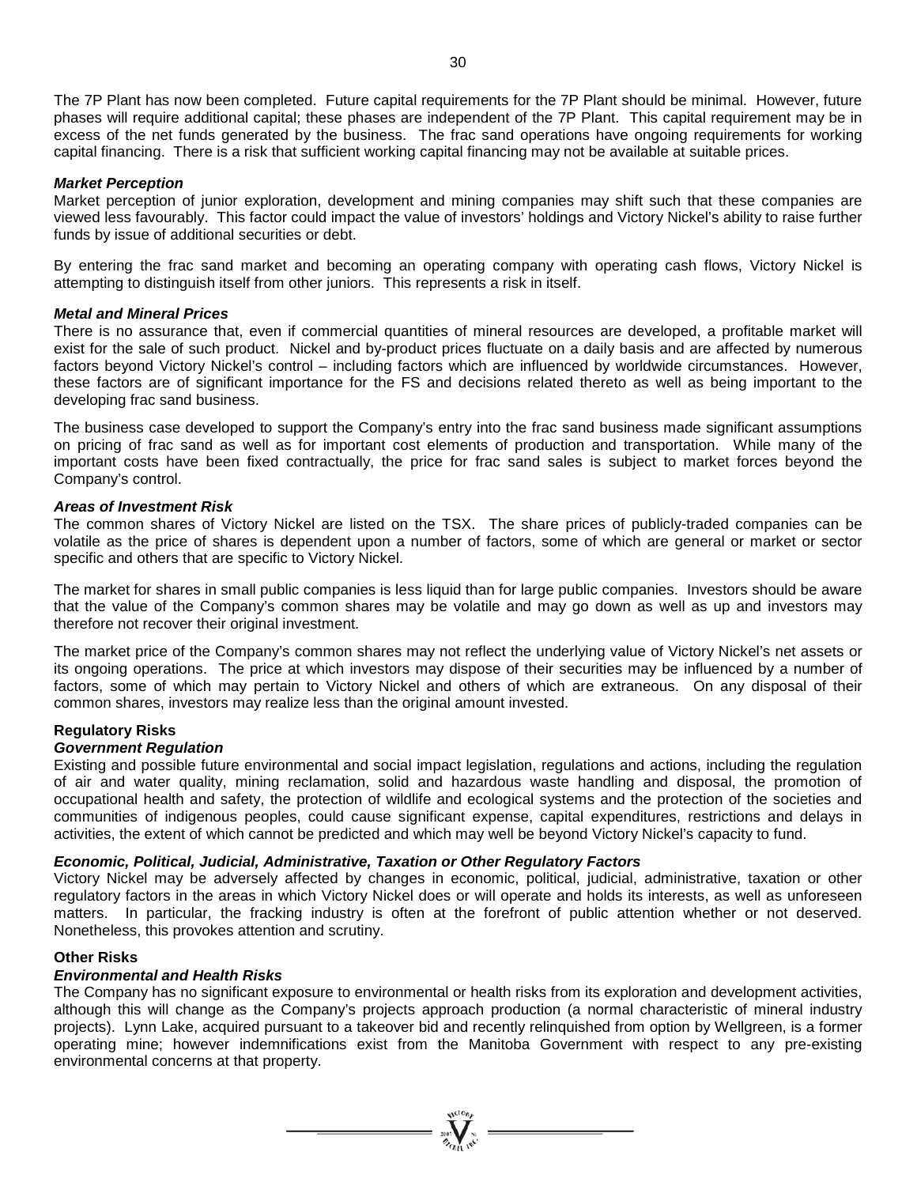The 7P Plant has now been completed. Future capital requirements for the 7P Plant should be minimal. However, future phases will require additional capital; these phases are independent of the 7P Plant. This capital requirement may be in excess of the net funds generated by the business. The frac sand operations have ongoing requirements for working capital financing. There is a risk that sufficient working capital financing may not be available at suitable prices.

***Market Perception***

Market perception of junior exploration, development and mining companies may shift such that these companies are viewed less favourably. This factor could impact the value of investors' holdings and Victory Nickel's ability to raise further funds by issue of additional securities or debt.

By entering the frac sand market and becoming an operating company with operating cash flows, Victory Nickel is attempting to distinguish itself from other juniors. This represents a risk in itself.

***Metal and Mineral Prices***

There is no assurance that, even if commercial quantities of mineral resources are developed, a profitable market will exist for the sale of such product. Nickel and by-product prices fluctuate on a daily basis and are affected by numerous factors beyond Victory Nickel's control – including factors which are influenced by worldwide circumstances. However, these factors are of significant importance for the FS and decisions related thereto as well as being important to the developing frac sand business.

The business case developed to support the Company's entry into the frac sand business made significant assumptions on pricing of frac sand as well as for important cost elements of production and transportation. While many of the important costs have been fixed contractually, the price for frac sand sales is subject to market forces beyond the Company's control.

***Areas of Investment Risk***

The common shares of Victory Nickel are listed on the TSX. The share prices of publicly-traded companies can be volatile as the price of shares is dependent upon a number of factors, some of which are general or market or sector specific and others that are specific to Victory Nickel.

The market for shares in small public companies is less liquid than for large public companies. Investors should be aware that the value of the Company's common shares may be volatile and may go down as well as up and investors may therefore not recover their original investment.

The market price of the Company's common shares may not reflect the underlying value of Victory Nickel's net assets or its ongoing operations. The price at which investors may dispose of their securities may be influenced by a number of factors, some of which may pertain to Victory Nickel and others of which are extraneous. On any disposal of their common shares, investors may realize less than the original amount invested.

**Regulatory Risks**

***Government Regulation***

Existing and possible future environmental and social impact legislation, regulations and actions, including the regulation of air and water quality, mining reclamation, solid and hazardous waste handling and disposal, the promotion of occupational health and safety, the protection of wildlife and ecological systems and the protection of the societies and communities of indigenous peoples, could cause significant expense, capital expenditures, restrictions and delays in activities, the extent of which cannot be predicted and which may well be beyond Victory Nickel's capacity to fund.

***Economic, Political, Judicial, Administrative, Taxation or Other Regulatory Factors***

Victory Nickel may be adversely affected by changes in economic, political, judicial, administrative, taxation or other regulatory factors in the areas in which Victory Nickel does or will operate and holds its interests, as well as unforeseen matters. In particular, the fracking industry is often at the forefront of public attention whether or not deserved. Nonetheless, this provokes attention and scrutiny.

**Other Risks**

***Environmental and Health Risks***

The Company has no significant exposure to environmental or health risks from its exploration and development activities, although this will change as the Company's projects approach production (a normal characteristic of mineral industry projects). Lynn Lake, acquired pursuant to a takeover bid and recently relinquished from option by Wellgreen, is a former operating mine; however indemnifications exist from the Manitoba Government with respect to any pre-existing environmental concerns at that property.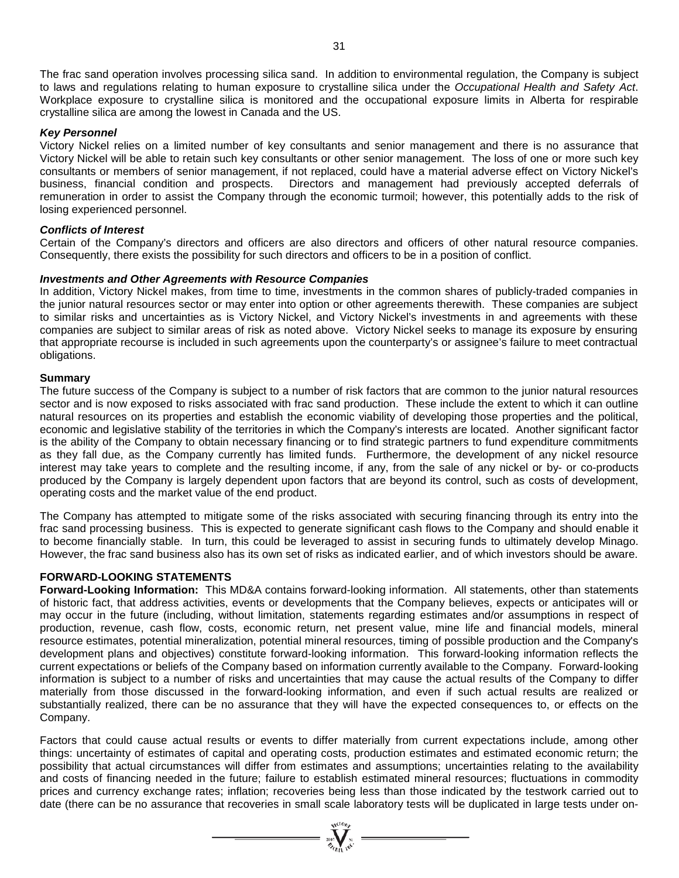The frac sand operation involves processing silica sand. In addition to environmental regulation, the Company is subject to laws and regulations relating to human exposure to crystalline silica under the *Occupational Health and Safety Act*. Workplace exposure to crystalline silica is monitored and the occupational exposure limits in Alberta for respirable crystalline silica are among the lowest in Canada and the US.

***Key Personnel***

Victory Nickel relies on a limited number of key consultants and senior management and there is no assurance that Victory Nickel will be able to retain such key consultants or other senior management. The loss of one or more such key consultants or members of senior management, if not replaced, could have a material adverse effect on Victory Nickel's business, financial condition and prospects. Directors and management had previously accepted deferrals of remuneration in order to assist the Company through the economic turmoil; however, this potentially adds to the risk of losing experienced personnel.

***Conflicts of Interest***

Certain of the Company's directors and officers are also directors and officers of other natural resource companies. Consequently, there exists the possibility for such directors and officers to be in a position of conflict.

***Investments and Other Agreements with Resource Companies***

In addition, Victory Nickel makes, from time to time, investments in the common shares of publicly-traded companies in the junior natural resources sector or may enter into option or other agreements therewith. These companies are subject to similar risks and uncertainties as is Victory Nickel, and Victory Nickel's investments in and agreements with these companies are subject to similar areas of risk as noted above. Victory Nickel seeks to manage its exposure by ensuring that appropriate recourse is included in such agreements upon the counterparty's or assignee's failure to meet contractual obligations.

**Summary**

The future success of the Company is subject to a number of risk factors that are common to the junior natural resources sector and is now exposed to risks associated with frac sand production. These include the extent to which it can outline natural resources on its properties and establish the economic viability of developing those properties and the political, economic and legislative stability of the territories in which the Company's interests are located. Another significant factor is the ability of the Company to obtain necessary financing or to find strategic partners to fund expenditure commitments as they fall due, as the Company currently has limited funds. Furthermore, the development of any nickel resource interest may take years to complete and the resulting income, if any, from the sale of any nickel or by- or co-products produced by the Company is largely dependent upon factors that are beyond its control, such as costs of development, operating costs and the market value of the end product.

The Company has attempted to mitigate some of the risks associated with securing financing through its entry into the frac sand processing business. This is expected to generate significant cash flows to the Company and should enable it to become financially stable. In turn, this could be leveraged to assist in securing funds to ultimately develop Minago. However, the frac sand business also has its own set of risks as indicated earlier, and of which investors should be aware.

## FORWARD-LOOKING STATEMENTS

**Forward-Looking Information:** This MD&A contains forward-looking information. All statements, other than statements of historic fact, that address activities, events or developments that the Company believes, expects or anticipates will or may occur in the future (including, without limitation, statements regarding estimates and/or assumptions in respect of production, revenue, cash flow, costs, economic return, net present value, mine life and financial models, mineral resource estimates, potential mineralization, potential mineral resources, timing of possible production and the Company's development plans and objectives) constitute forward-looking information. This forward-looking information reflects the current expectations or beliefs of the Company based on information currently available to the Company. Forward-looking information is subject to a number of risks and uncertainties that may cause the actual results of the Company to differ materially from those discussed in the forward-looking information, and even if such actual results are realized or substantially realized, there can be no assurance that they will have the expected consequences to, or effects on the Company.

Factors that could cause actual results or events to differ materially from current expectations include, among other things: uncertainty of estimates of capital and operating costs, production estimates and estimated economic return; the possibility that actual circumstances will differ from estimates and assumptions; uncertainties relating to the availability and costs of financing needed in the future; failure to establish estimated mineral resources; fluctuations in commodity prices and currency exchange rates; inflation; recoveries being less than those indicated by the testwork carried out to date (there can be no assurance that recoveries in small scale laboratory tests will be duplicated in large tests under on-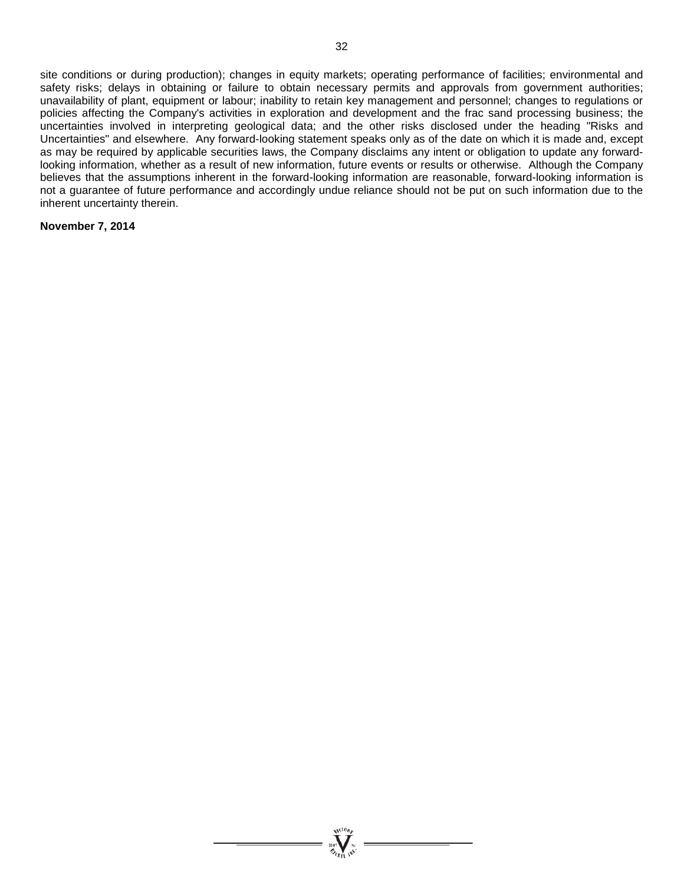site conditions or during production); changes in equity markets; operating performance of facilities; environmental and safety risks; delays in obtaining or failure to obtain necessary permits and approvals from government authorities; unavailability of plant, equipment or labour; inability to retain key management and personnel; changes to regulations or policies affecting the Company's activities in exploration and development and the frac sand processing business; the uncertainties involved in interpreting geological data; and the other risks disclosed under the heading "Risks and Uncertainties" and elsewhere. Any forward-looking statement speaks only as of the date on which it is made and, except as may be required by applicable securities laws, the Company disclaims any intent or obligation to update any forward-looking information, whether as a result of new information, future events or results or otherwise. Although the Company believes that the assumptions inherent in the forward-looking information are reasonable, forward-looking information is not a guarantee of future performance and accordingly undue reliance should not be put on such information due to the inherent uncertainty therein.

**November 7, 2014**